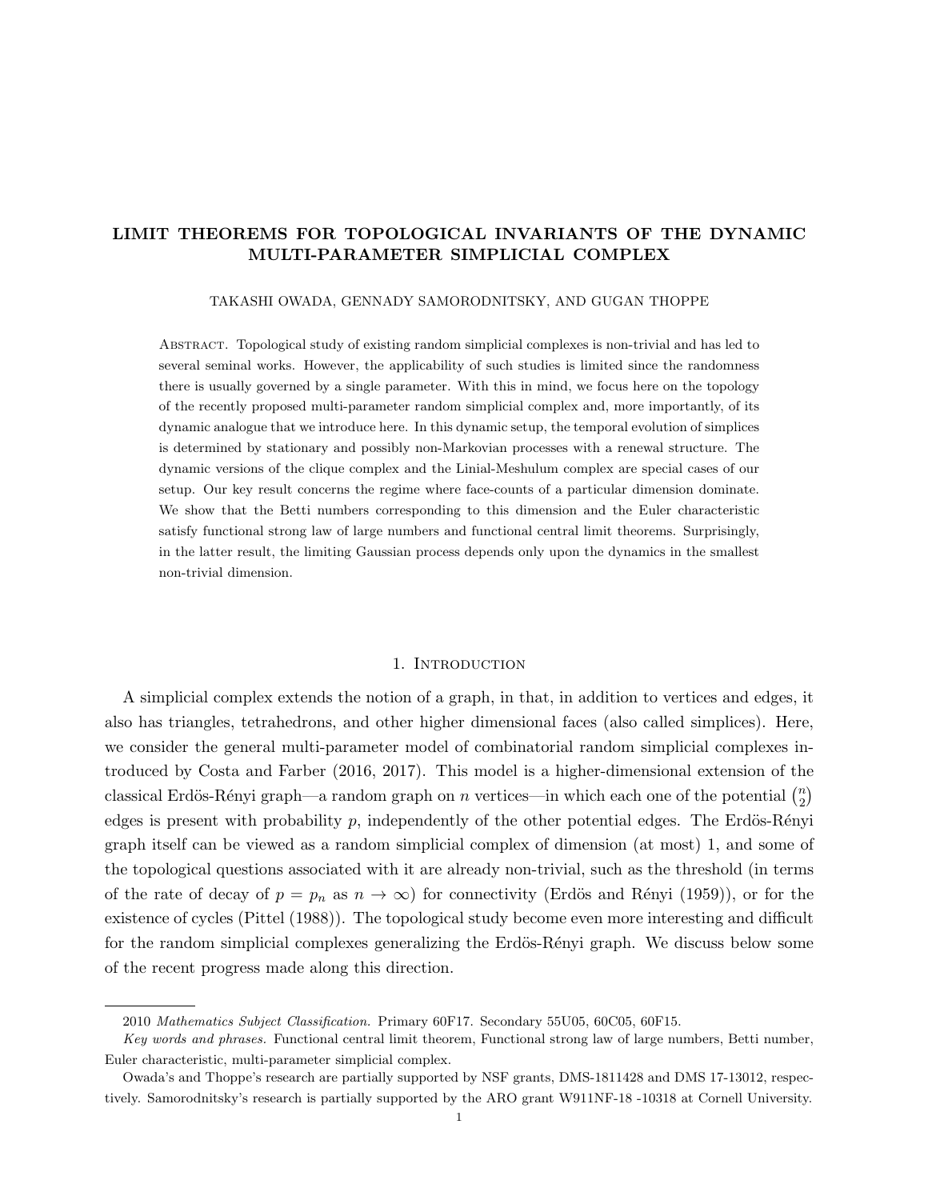# LIMIT THEOREMS FOR TOPOLOGICAL INVARIANTS OF THE DYNAMIC MULTI-PARAMETER SIMPLICIAL COMPLEX

TAKASHI OWADA, GENNADY SAMORODNITSKY, AND GUGAN THOPPE

Abstract. Topological study of existing random simplicial complexes is non-trivial and has led to several seminal works. However, the applicability of such studies is limited since the randomness there is usually governed by a single parameter. With this in mind, we focus here on the topology of the recently proposed multi-parameter random simplicial complex and, more importantly, of its dynamic analogue that we introduce here. In this dynamic setup, the temporal evolution of simplices is determined by stationary and possibly non-Markovian processes with a renewal structure. The dynamic versions of the clique complex and the Linial-Meshulum complex are special cases of our setup. Our key result concerns the regime where face-counts of a particular dimension dominate. We show that the Betti numbers corresponding to this dimension and the Euler characteristic satisfy functional strong law of large numbers and functional central limit theorems. Surprisingly, in the latter result, the limiting Gaussian process depends only upon the dynamics in the smallest non-trivial dimension.

## 1. Introduction

A simplicial complex extends the notion of a graph, in that, in addition to vertices and edges, it also has triangles, tetrahedrons, and other higher dimensional faces (also called simplices). Here, we consider the general multi-parameter model of combinatorial random simplicial complexes introduced by Costa and Farber (2016, 2017). This model is a higher-dimensional extension of the classical Erdös-Rényi graph—a random graph on $n$ vertices—in which each one of the potential $\binom{n}{2}$ edges is present with probability $p$, independently of the other potential edges. The Erdös-Rényi graph itself can be viewed as a random simplicial complex of dimension (at most) 1, and some of the topological questions associated with it are already non-trivial, such as the threshold (in terms of the rate of decay of $p = p_n$ as $n \to \infty$) for connectivity (Erdös and Rényi (1959)), or for the existence of cycles (Pittel (1988)). The topological study become even more interesting and difficult for the random simplicial complexes generalizing the Erdös-Rényi graph. We discuss below some of the recent progress made along this direction.

---

2010 *Mathematics Subject Classification.* Primary 60F17. Secondary 55U05, 60C05, 60F15.

*Key words and phrases.* Functional central limit theorem, Functional strong law of large numbers, Betti number, Euler characteristic, multi-parameter simplicial complex.

Owada's and Thoppe's research are partially supported by NSF grants, DMS-1811428 and DMS 17-13012, respectively. Samorodnitsky's research is partially supported by the ARO grant W911NF-18 -10318 at Cornell University.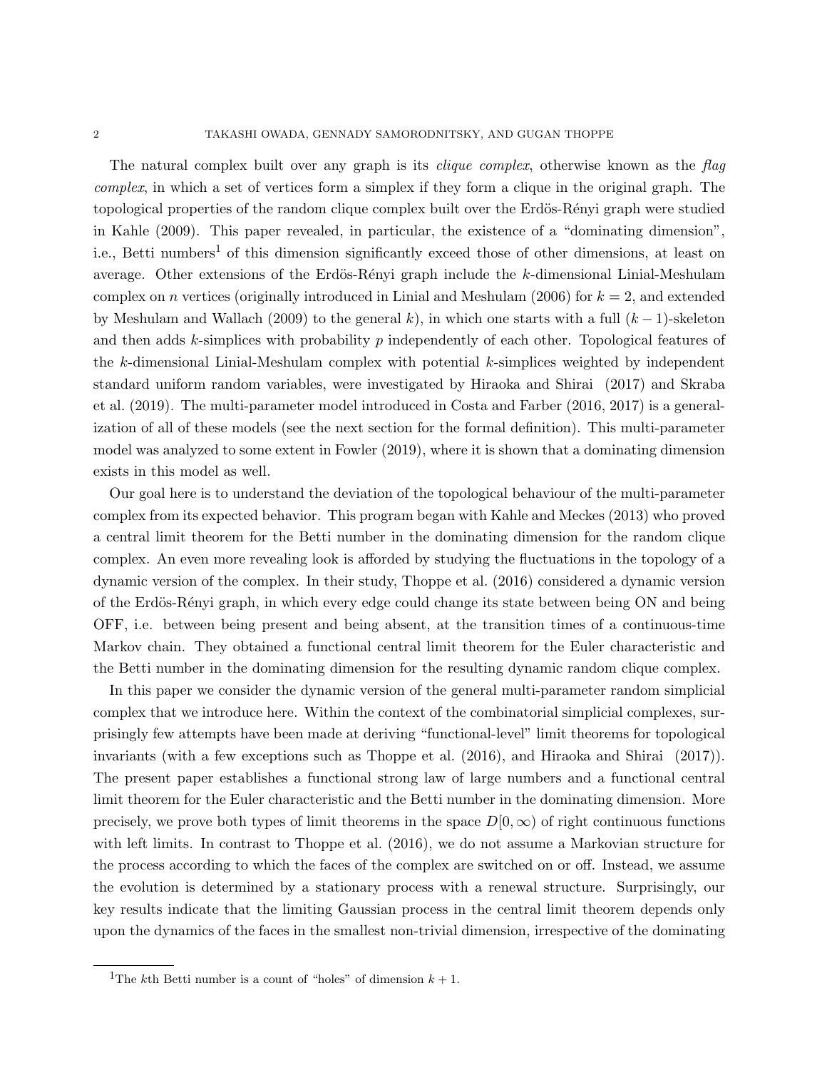The natural complex built over any graph is its *clique complex*, otherwise known as the *flag complex*, in which a set of vertices form a simplex if they form a clique in the original graph. The topological properties of the random clique complex built over the Erdös-Rényi graph were studied in Kahle (2009). This paper revealed, in particular, the existence of a "dominating dimension", i.e., Betti numbers[1] of this dimension significantly exceed those of other dimensions, at least on average. Other extensions of the Erdös-Rényi graph include the $k$-dimensional Linial-Meshulam complex on $n$ vertices (originally introduced in Linial and Meshulam (2006) for $k = 2$, and extended by Meshulam and Wallach (2009) to the general $k$), in which one starts with a full $(k-1)$-skeleton and then adds $k$-simplices with probability $p$ independently of each other. Topological features of the $k$-dimensional Linial-Meshulam complex with potential $k$-simplices weighted by independent standard uniform random variables, were investigated by Hiraoka and Shirai (2017) and Skraba et al. (2019). The multi-parameter model introduced in Costa and Farber (2016, 2017) is a generalization of all of these models (see the next section for the formal definition). This multi-parameter model was analyzed to some extent in Fowler (2019), where it is shown that a dominating dimension exists in this model as well.

Our goal here is to understand the deviation of the topological behaviour of the multi-parameter complex from its expected behavior. This program began with Kahle and Meckes (2013) who proved a central limit theorem for the Betti number in the dominating dimension for the random clique complex. An even more revealing look is afforded by studying the fluctuations in the topology of a dynamic version of the complex. In their study, Thoppe et al. (2016) considered a dynamic version of the Erdös-Rényi graph, in which every edge could change its state between being ON and being OFF, i.e. between being present and being absent, at the transition times of a continuous-time Markov chain. They obtained a functional central limit theorem for the Euler characteristic and the Betti number in the dominating dimension for the resulting dynamic random clique complex.

In this paper we consider the dynamic version of the general multi-parameter random simplicial complex that we introduce here. Within the context of the combinatorial simplicial complexes, surprisingly few attempts have been made at deriving "functional-level" limit theorems for topological invariants (with a few exceptions such as Thoppe et al. (2016), and Hiraoka and Shirai (2017)). The present paper establishes a functional strong law of large numbers and a functional central limit theorem for the Euler characteristic and the Betti number in the dominating dimension. More precisely, we prove both types of limit theorems in the space $D[0, \infty)$ of right continuous functions with left limits. In contrast to Thoppe et al. (2016), we do not assume a Markovian structure for the process according to which the faces of the complex are switched on or off. Instead, we assume the evolution is determined by a stationary process with a renewal structure. Surprisingly, our key results indicate that the limiting Gaussian process in the central limit theorem depends only upon the dynamics of the faces in the smallest non-trivial dimension, irrespective of the dominating

[1] The $k$th Betti number is a count of "holes" of dimension $k + 1$.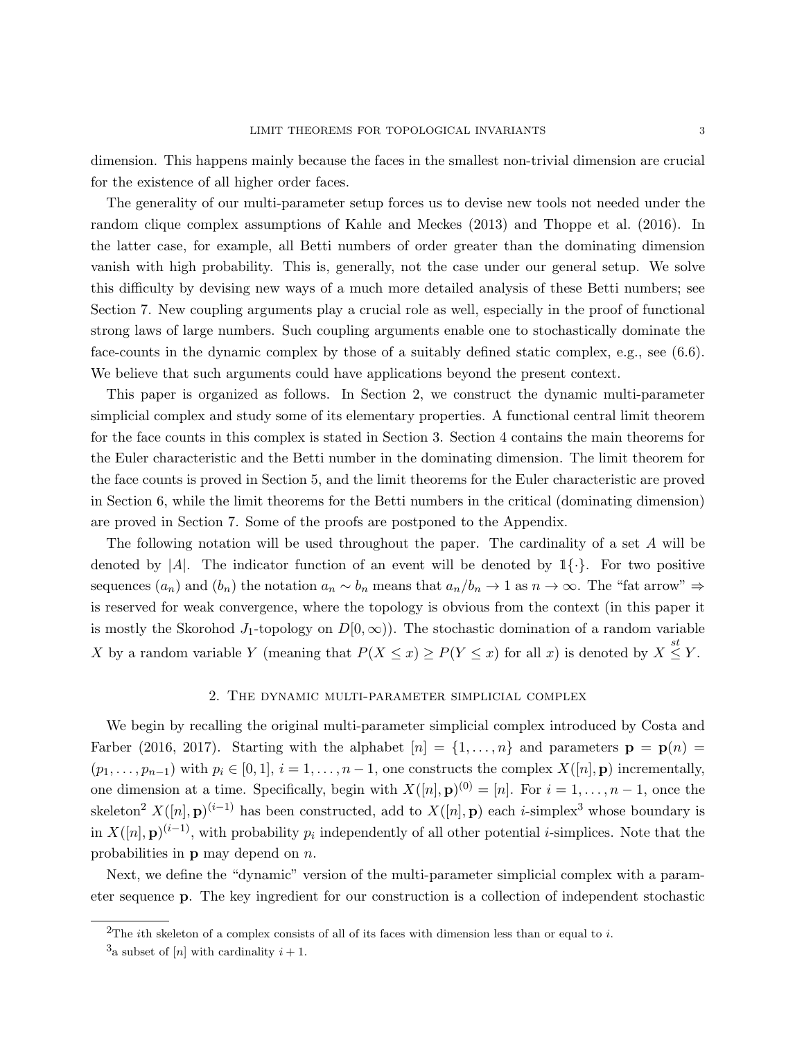dimension. This happens mainly because the faces in the smallest non-trivial dimension are crucial for the existence of all higher order faces.

The generality of our multi-parameter setup forces us to devise new tools not needed under the random clique complex assumptions of Kahle and Meckes (2013) and Thoppe et al. (2016). In the latter case, for example, all Betti numbers of order greater than the dominating dimension vanish with high probability. This is, generally, not the case under our general setup. We solve this difficulty by devising new ways of a much more detailed analysis of these Betti numbers; see Section 7. New coupling arguments play a crucial role as well, especially in the proof of functional strong laws of large numbers. Such coupling arguments enable one to stochastically dominate the face-counts in the dynamic complex by those of a suitably defined static complex, e.g., see (6.6). We believe that such arguments could have applications beyond the present context.

This paper is organized as follows. In Section 2, we construct the dynamic multi-parameter simplicial complex and study some of its elementary properties. A functional central limit theorem for the face counts in this complex is stated in Section 3. Section 4 contains the main theorems for the Euler characteristic and the Betti number in the dominating dimension. The limit theorem for the face counts is proved in Section 5, and the limit theorems for the Euler characteristic are proved in Section 6, while the limit theorems for the Betti numbers in the critical (dominating dimension) are proved in Section 7. Some of the proofs are postponed to the Appendix.

The following notation will be used throughout the paper. The cardinality of a set $A$ will be denoted by $|A|$. The indicator function of an event will be denoted by $\mathbb{1}\{\cdot\}$. For two positive sequences $(a_n)$ and $(b_n)$ the notation $a_n \sim b_n$ means that $a_n/b_n \to 1$ as $n \to \infty$. The "fat arrow" $\Rightarrow$ is reserved for weak convergence, where the topology is obvious from the context (in this paper it is mostly the Skorohod $J_1$-topology on $D[0,\infty)$). The stochastic domination of a random variable $X$ by a random variable $Y$ (meaning that $P(X \le x) \ge P(Y \le x)$ for all $x$) is denoted by $X \overset{st}{\le} Y$.

## 2. The dynamic multi-parameter simplicial complex

We begin by recalling the original multi-parameter simplicial complex introduced by Costa and Farber (2016, 2017). Starting with the alphabet $[n] = \{1, \dots, n\}$ and parameters $\mathbf{p} = \mathbf{p}(n) = (p_1, \dots, p_{n-1})$ with $p_i \in [0,1]$, $i = 1, \dots, n-1$, one constructs the complex $X([n], \mathbf{p})$ incrementally, one dimension at a time. Specifically, begin with $X([n], \mathbf{p})^{(0)} = [n]$. For $i = 1, \dots, n-1$, once the skeleton[2] $X([n], \mathbf{p})^{(i-1)}$ has been constructed, add to $X([n], \mathbf{p})$ each $i$-simplex[3] whose boundary is in $X([n], \mathbf{p})^{(i-1)}$, with probability $p_i$ independently of all other potential $i$-simplices. Note that the probabilities in $\mathbf{p}$ may depend on $n$.

Next, we define the "dynamic" version of the multi-parameter simplicial complex with a parameter sequence $\mathbf{p}$. The key ingredient for our construction is a collection of independent stochastic

---

[2]The $i$th skeleton of a complex consists of all of its faces with dimension less than or equal to $i$.

[3]a subset of $[n]$ with cardinality $i + 1$.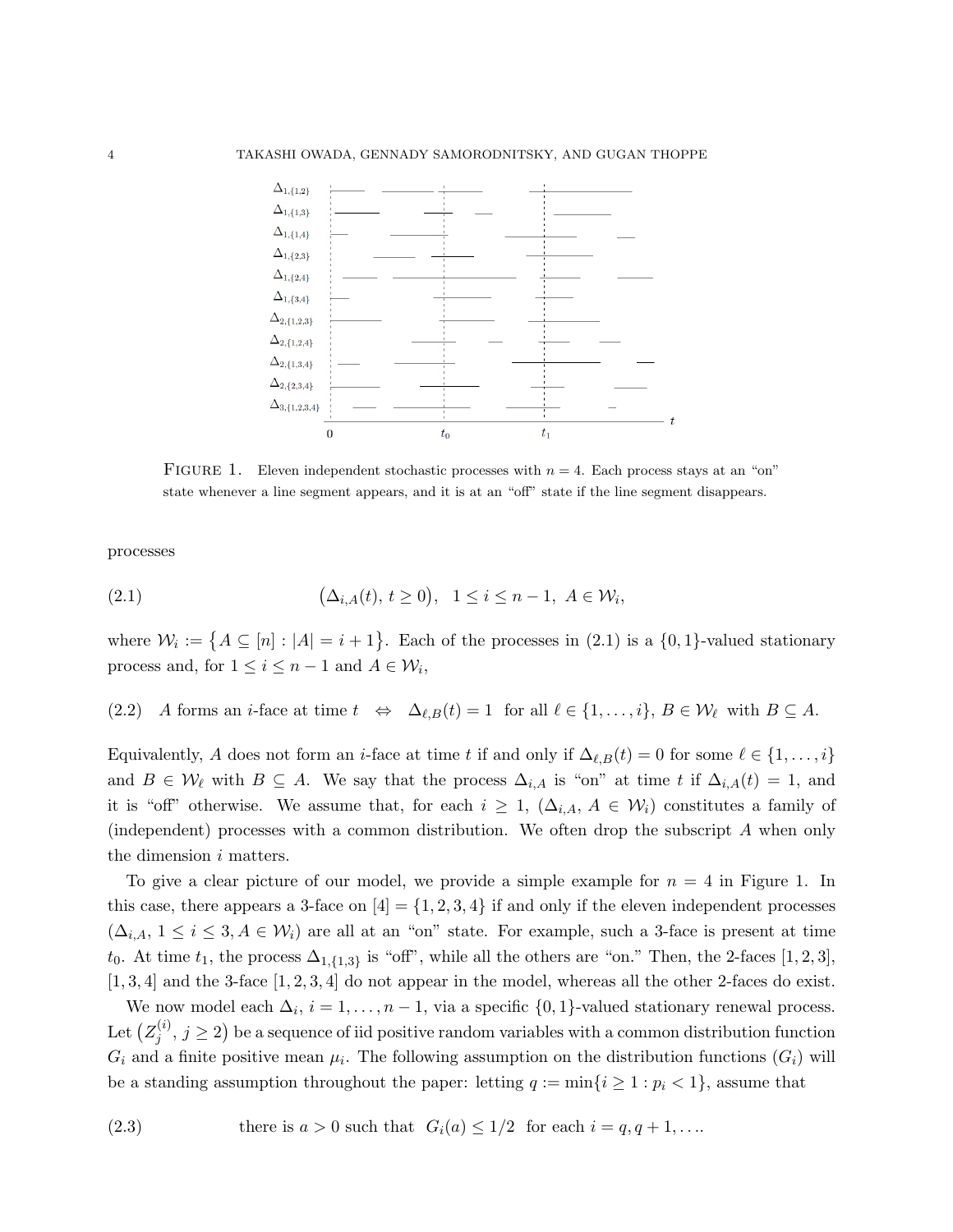FIGURE 1. Eleven independent stochastic processes with $n = 4$. Each process stays at an "on" state whenever a line segment appears, and it is at an "off" state if the line segment disappears.

processes

$$
(\Delta_{i,A}(t),\, t \ge 0), \quad 1 \le i \le n-1, \ A \in \mathcal{W}_i, \tag{2.1}
$$

where $\mathcal{W}_i := \{A \subseteq [n] : |A| = i+1\}$. Each of the processes in (2.1) is a $\{0,1\}$-valued stationary process and, for $1 \le i \le n-1$ and $A \in \mathcal{W}_i$,

$$
A \text{ forms an } i\text{-face at time } t \quad \Leftrightarrow \quad \Delta_{\ell,B}(t) = 1 \ \text{ for all } \ell \in \{1,\dots,i\},\ B \in \mathcal{W}_\ell \text{ with } B \subseteq A. \tag{2.2}
$$

Equivalently, $A$ does not form an $i$-face at time $t$ if and only if $\Delta_{\ell,B}(t) = 0$ for some $\ell \in \{1,\dots,i\}$ and $B \in \mathcal{W}_\ell$ with $B \subseteq A$. We say that the process $\Delta_{i,A}$ is "on" at time $t$ if $\Delta_{i,A}(t) = 1$, and it is "off" otherwise. We assume that, for each $i \ge 1$, $(\Delta_{i,A},\, A \in \mathcal{W}_i)$ constitutes a family of (independent) processes with a common distribution. We often drop the subscript $A$ when only the dimension $i$ matters.

To give a clear picture of our model, we provide a simple example for $n = 4$ in Figure 1. In this case, there appears a 3-face on $[4] = \{1,2,3,4\}$ if and only if the eleven independent processes $(\Delta_{i,A},\, 1 \le i \le 3, A \in \mathcal{W}_i)$ are all at an "on" state. For example, such a 3-face is present at time $t_0$. At time $t_1$, the process $\Delta_{1,\{1,3\}}$ is "off", while all the others are "on." Then, the 2-faces $[1,2,3]$, $[1,3,4]$ and the 3-face $[1,2,3,4]$ do not appear in the model, whereas all the other 2-faces do exist.

We now model each $\Delta_i$, $i = 1,\dots,n-1$, via a specific $\{0,1\}$-valued stationary renewal process. Let $(Z_j^{(i)},\, j \ge 2)$ be a sequence of iid positive random variables with a common distribution function $G_i$ and a finite positive mean $\mu_i$. The following assumption on the distribution functions $(G_i)$ will be a standing assumption throughout the paper: letting $q := \min\{i \ge 1 : p_i < 1\}$, assume that

$$
\text{there is } a > 0 \text{ such that } \ G_i(a) \le 1/2 \ \text{ for each } i = q, q+1, \dots. \tag{2.3}
$$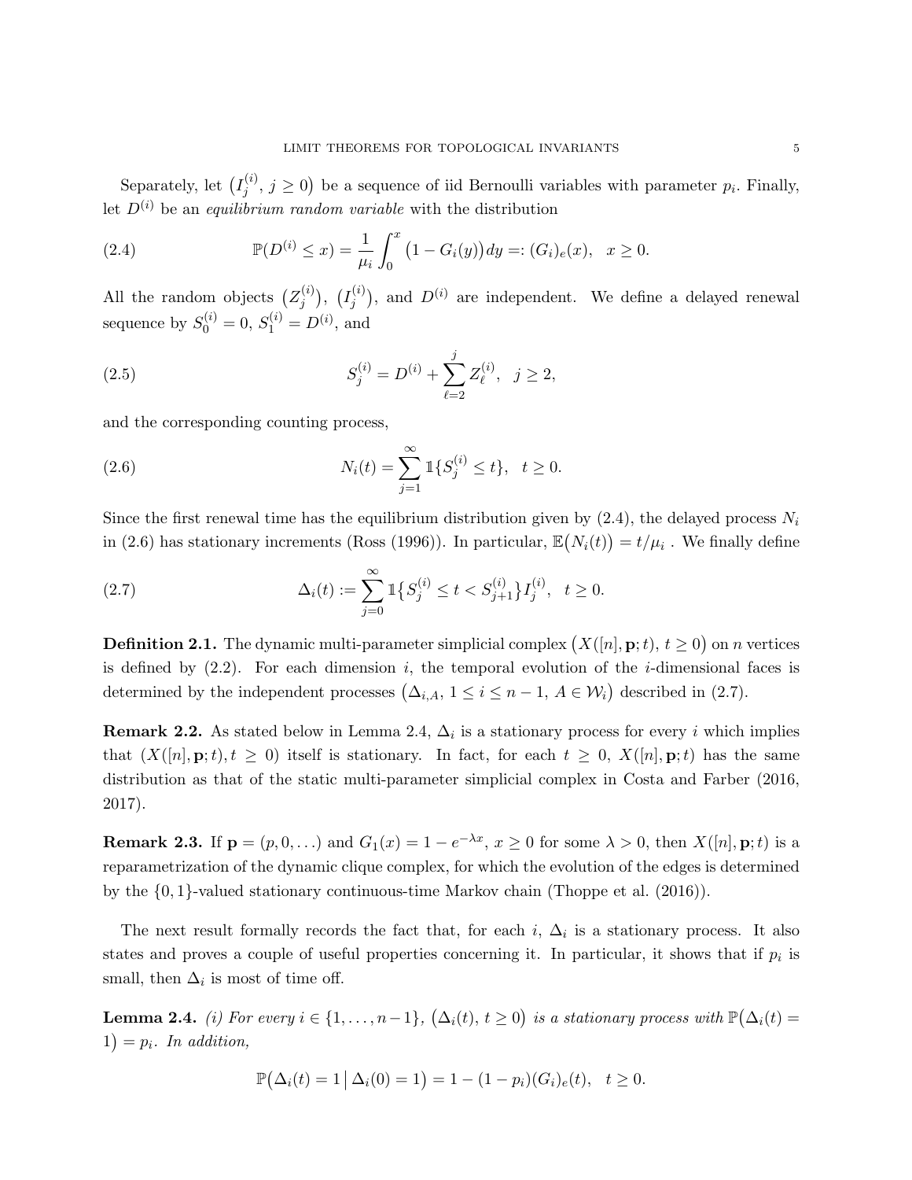Separately, let $\big(I_j^{(i)},\, j \ge 0\big)$ be a sequence of iid Bernoulli variables with parameter $p_i$. Finally, let $D^{(i)}$ be an *equilibrium random variable* with the distribution

$$
\mathbb{P}(D^{(i)} \le x) = \frac{1}{\mu_i} \int_0^x \big(1 - G_i(y)\big)\, dy =: (G_i)_e(x), \quad x \ge 0. \tag{2.4}
$$

All the random objects $\big(Z_j^{(i)}\big)$, $\big(I_j^{(i)}\big)$, and $D^{(i)}$ are independent. We define a delayed renewal sequence by $S_0^{(i)} = 0$, $S_1^{(i)} = D^{(i)}$, and

$$
S_j^{(i)} = D^{(i)} + \sum_{\ell=2}^{j} Z_\ell^{(i)}, \quad j \ge 2, \tag{2.5}
$$

and the corresponding counting process,

$$
N_i(t) = \sum_{j=1}^{\infty} \mathbb{1}\{S_j^{(i)} \le t\}, \quad t \ge 0. \tag{2.6}
$$

Since the first renewal time has the equilibrium distribution given by (2.4), the delayed process $N_i$ in (2.6) has stationary increments (Ross (1996)). In particular, $\mathbb{E}\big(N_i(t)\big) = t/\mu_i$ . We finally define

$$
\Delta_i(t) := \sum_{j=0}^{\infty} \mathbb{1}\big\{ S_j^{(i)} \le t < S_{j+1}^{(i)} \big\} I_j^{(i)}, \quad t \ge 0. \tag{2.7}
$$

**Definition 2.1.** The dynamic multi-parameter simplicial complex $\big(X([n], \mathbf{p}; t),\, t \ge 0\big)$ on $n$ vertices is defined by (2.2). For each dimension $i$, the temporal evolution of the $i$-dimensional faces is determined by the independent processes $\big(\Delta_{i,A},\, 1 \le i \le n-1,\, A \in \mathcal{W}_i\big)$ described in (2.7).

**Remark 2.2.** As stated below in Lemma 2.4, $\Delta_i$ is a stationary process for every $i$ which implies that $(X([n], \mathbf{p}; t), t \ge 0)$ itself is stationary. In fact, for each $t \ge 0$, $X([n], \mathbf{p}; t)$ has the same distribution as that of the static multi-parameter simplicial complex in Costa and Farber (2016, 2017).

**Remark 2.3.** If $\mathbf{p} = (p, 0, \dots)$ and $G_1(x) = 1 - e^{-\lambda x}$, $x \ge 0$ for some $\lambda > 0$, then $X([n], \mathbf{p}; t)$ is a reparametrization of the dynamic clique complex, for which the evolution of the edges is determined by the $\{0, 1\}$-valued stationary continuous-time Markov chain (Thoppe et al. (2016)).

The next result formally records the fact that, for each $i$, $\Delta_i$ is a stationary process. It also states and proves a couple of useful properties concerning it. In particular, it shows that if $p_i$ is small, then $\Delta_i$ is most of time off.

**Lemma 2.4.** *(i) For every $i \in \{1, \dots, n-1\}$, $\big(\Delta_i(t),\, t \ge 0\big)$ is a stationary process with $\mathbb{P}\big(\Delta_i(t) = 1\big) = p_i$. In addition,*

$$
\mathbb{P}\big(\Delta_i(t) = 1 \,\big|\, \Delta_i(0) = 1\big) = 1 - (1 - p_i)(G_i)_e(t), \quad t \ge 0.
$$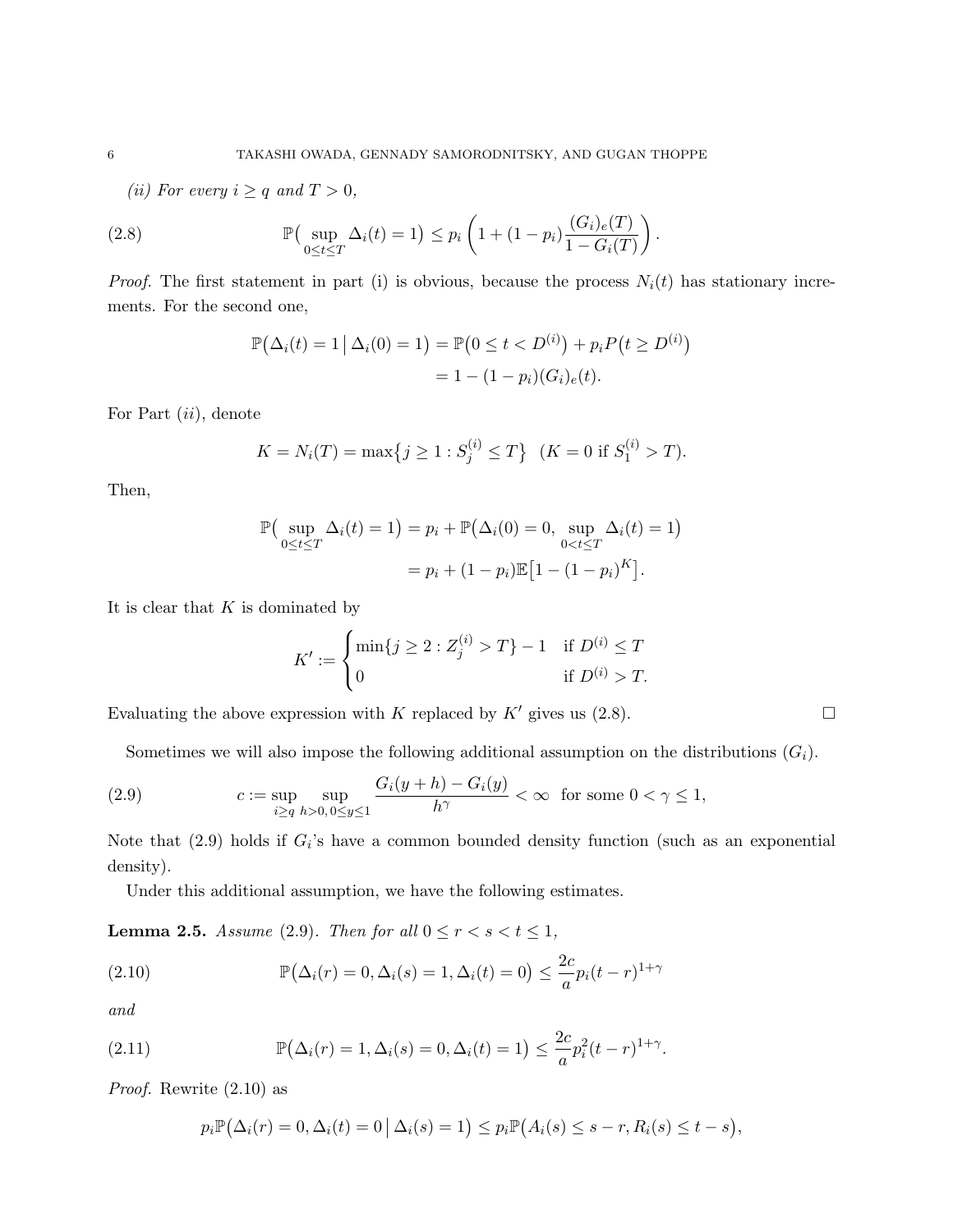*(ii) For every $i \geq q$ and $T > 0$,*

$$\mathbb{P}\big(\sup_{0\le t\le T} \Delta_i(t) = 1\big) \le p_i \left(1 + (1-p_i)\frac{(G_i)_e(T)}{1 - G_i(T)}\right). \tag{2.8}$$

*Proof.* The first statement in part (i) is obvious, because the process $N_i(t)$ has stationary increments. For the second one,

$$\begin{aligned}\mathbb{P}\big(\Delta_i(t) = 1 \,\big|\, \Delta_i(0) = 1\big) &= \mathbb{P}\big(0 \le t < D^{(i)}\big) + p_i P\big(t \ge D^{(i)}\big) \\ &= 1 - (1-p_i)(G_i)_e(t).\end{aligned}$$

For Part $(ii)$, denote

$$K = N_i(T) = \max\{j \ge 1 : S_j^{(i)} \le T\} \quad (K = 0 \text{ if } S_1^{(i)} > T).$$

Then,

$$\begin{aligned}\mathbb{P}\big(\sup_{0\le t\le T} \Delta_i(t) = 1\big) &= p_i + \mathbb{P}\big(\Delta_i(0) = 0, \sup_{0<t\le T} \Delta_i(t) = 1\big) \\ &= p_i + (1-p_i)\mathbb{E}\big[1 - (1-p_i)^K\big].\end{aligned}$$

It is clear that $K$ is dominated by

$$K' := \begin{cases} \min\{j \ge 2 : Z_j^{(i)} > T\} - 1 & \text{if } D^{(i)} \le T \\ 0 & \text{if } D^{(i)} > T. \end{cases}$$

Evaluating the above expression with $K$ replaced by $K'$ gives us (2.8). $\square$

Sometimes we will also impose the following additional assumption on the distributions $(G_i)$.

$$c := \sup_{i\ge q} \sup_{h>0,\, 0\le y\le 1} \frac{G_i(y+h) - G_i(y)}{h^\gamma} < \infty \quad \text{for some } 0 < \gamma \le 1, \tag{2.9}$$

Note that (2.9) holds if $G_i$'s have a common bounded density function (such as an exponential density).

Under this additional assumption, we have the following estimates.

**Lemma 2.5.** *Assume (2.9). Then for all $0 \le r < s < t \le 1$,*

$$\mathbb{P}\big(\Delta_i(r) = 0, \Delta_i(s) = 1, \Delta_i(t) = 0\big) \le \frac{2c}{a} p_i (t-r)^{1+\gamma} \tag{2.10}$$

*and*

$$\mathbb{P}\big(\Delta_i(r) = 1, \Delta_i(s) = 0, \Delta_i(t) = 1\big) \le \frac{2c}{a} p_i^2 (t-r)^{1+\gamma}. \tag{2.11}$$

*Proof.* Rewrite (2.10) as

$$p_i \mathbb{P}\big(\Delta_i(r) = 0, \Delta_i(t) = 0 \,\big|\, \Delta_i(s) = 1\big) \le p_i \mathbb{P}\big(A_i(s) \le s - r, R_i(s) \le t - s\big),$$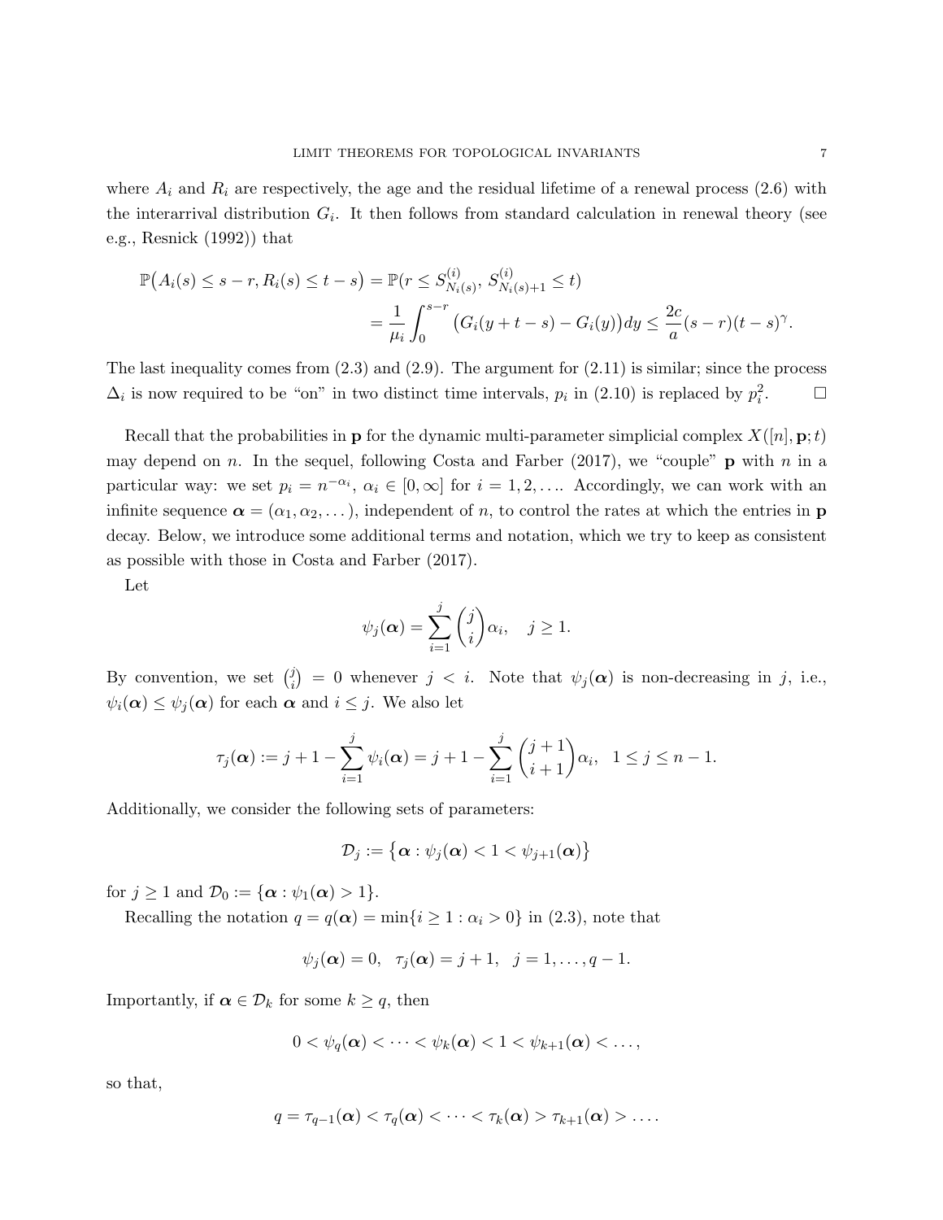where $A_i$ and $R_i$ are respectively, the age and the residual lifetime of a renewal process (2.6) with the interarrival distribution $G_i$. It then follows from standard calculation in renewal theory (see e.g., Resnick (1992)) that

$$\mathbb{P}\big(A_i(s) \le s-r, R_i(s) \le t-s\big) = \mathbb{P}(r \le S^{(i)}_{N_i(s)},\, S^{(i)}_{N_i(s)+1} \le t)$$
$$= \frac{1}{\mu_i}\int_0^{s-r} \big(G_i(y+t-s) - G_i(y)\big)dy \le \frac{2c}{a}(s-r)(t-s)^{\gamma}.$$

The last inequality comes from (2.3) and (2.9). The argument for (2.11) is similar; since the process $\Delta_i$ is now required to be "on" in two distinct time intervals, $p_i$ in (2.10) is replaced by $p_i^2$. $\square$

Recall that the probabilities in $\mathbf{p}$ for the dynamic multi-parameter simplicial complex $X([n], \mathbf{p}; t)$ may depend on $n$. In the sequel, following Costa and Farber (2017), we "couple" $\mathbf{p}$ with $n$ in a particular way: we set $p_i = n^{-\alpha_i}$, $\alpha_i \in [0,\infty]$ for $i = 1, 2, \dots$. Accordingly, we can work with an infinite sequence $\boldsymbol{\alpha} = (\alpha_1, \alpha_2, \dots)$, independent of $n$, to control the rates at which the entries in $\mathbf{p}$ decay. Below, we introduce some additional terms and notation, which we try to keep as consistent as possible with those in Costa and Farber (2017).

Let

$$\psi_j(\boldsymbol{\alpha}) = \sum_{i=1}^{j} \binom{j}{i} \alpha_i, \quad j \ge 1.$$

By convention, we set $\binom{j}{i} = 0$ whenever $j < i$. Note that $\psi_j(\boldsymbol{\alpha})$ is non-decreasing in $j$, i.e., $\psi_i(\boldsymbol{\alpha}) \le \psi_j(\boldsymbol{\alpha})$ for each $\boldsymbol{\alpha}$ and $i \le j$. We also let

$$\tau_j(\boldsymbol{\alpha}) := j + 1 - \sum_{i=1}^{j} \psi_i(\boldsymbol{\alpha}) = j + 1 - \sum_{i=1}^{j} \binom{j+1}{i+1} \alpha_i, \quad 1 \le j \le n-1.$$

Additionally, we consider the following sets of parameters:

$$\mathcal{D}_j := \big\{\boldsymbol{\alpha} : \psi_j(\boldsymbol{\alpha}) < 1 < \psi_{j+1}(\boldsymbol{\alpha})\big\}$$

for $j \ge 1$ and $\mathcal{D}_0 := \{\boldsymbol{\alpha} : \psi_1(\boldsymbol{\alpha}) > 1\}$.

Recalling the notation $q = q(\boldsymbol{\alpha}) = \min\{i \ge 1 : \alpha_i > 0\}$ in (2.3), note that

$$\psi_j(\boldsymbol{\alpha}) = 0, \quad \tau_j(\boldsymbol{\alpha}) = j + 1, \quad j = 1, \dots, q-1.$$

Importantly, if $\boldsymbol{\alpha} \in \mathcal{D}_k$ for some $k \ge q$, then

$$0 < \psi_q(\boldsymbol{\alpha}) < \cdots < \psi_k(\boldsymbol{\alpha}) < 1 < \psi_{k+1}(\boldsymbol{\alpha}) < \dots,$$

so that,

$$q = \tau_{q-1}(\boldsymbol{\alpha}) < \tau_q(\boldsymbol{\alpha}) < \cdots < \tau_k(\boldsymbol{\alpha}) > \tau_{k+1}(\boldsymbol{\alpha}) > \dots.$$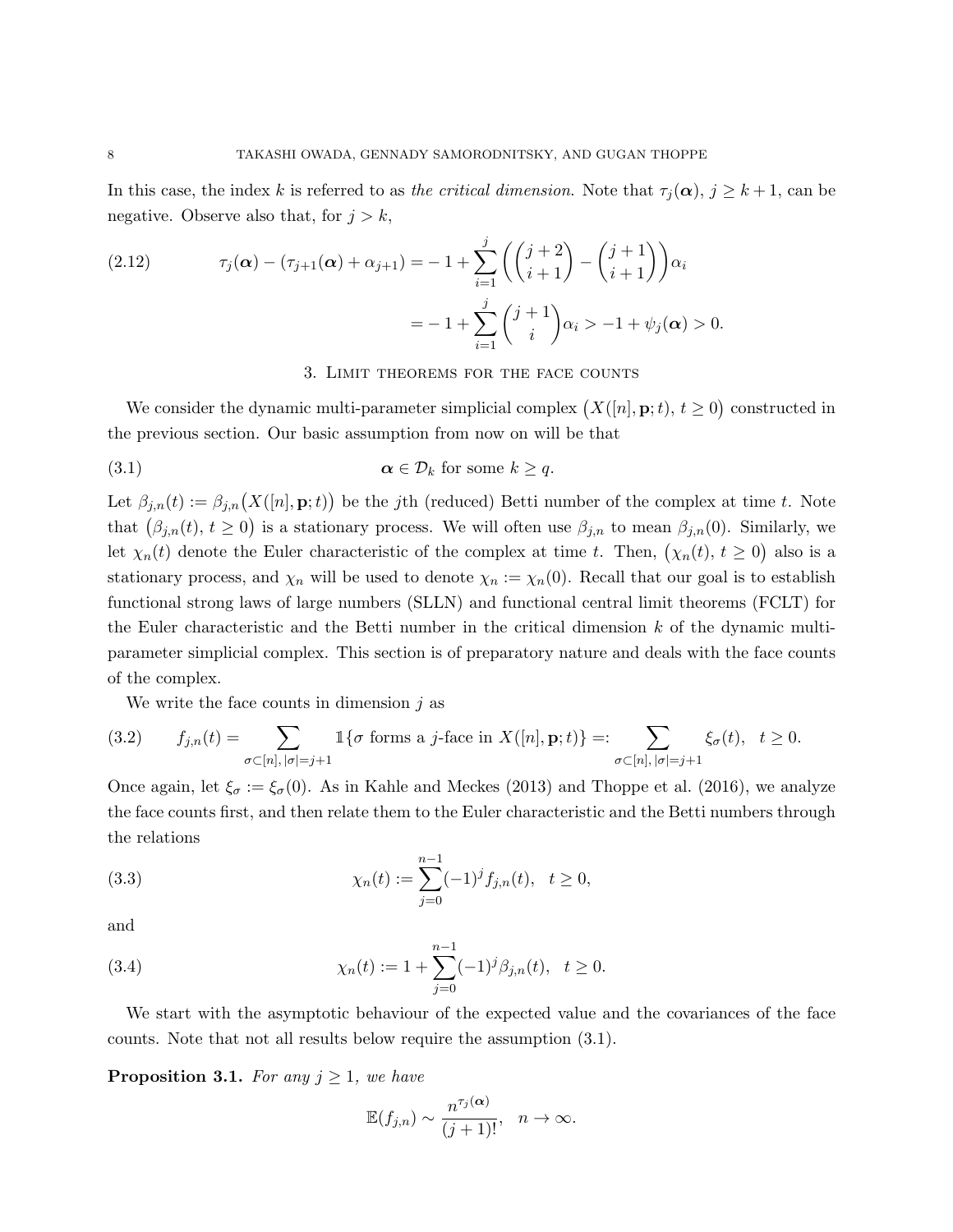In this case, the index $k$ is referred to as *the critical dimension*. Note that $\tau_j(\boldsymbol{\alpha})$, $j \geq k+1$, can be negative. Observe also that, for $j > k$,

$$
\begin{aligned}
\tau_j(\boldsymbol{\alpha}) - (\tau_{j+1}(\boldsymbol{\alpha}) + \alpha_{j+1}) &= -1 + \sum_{i=1}^{j} \left( \binom{j+2}{i+1} - \binom{j+1}{i+1} \right) \alpha_i \\
&= -1 + \sum_{i=1}^{j} \binom{j+1}{i} \alpha_i > -1 + \psi_j(\boldsymbol{\alpha}) > 0.
\end{aligned}
\tag{2.12}
$$

## 3. Limit theorems for the face counts

We consider the dynamic multi-parameter simplicial complex $\big(X([n], \mathbf{p}; t),\, t \geq 0\big)$ constructed in the previous section. Our basic assumption from now on will be that

$$
\boldsymbol{\alpha} \in \mathcal{D}_k \text{ for some } k \geq q. \tag{3.1}
$$

Let $\beta_{j,n}(t) := \beta_{j,n}\big(X([n], \mathbf{p}; t)\big)$ be the $j$th (reduced) Betti number of the complex at time $t$. Note that $\big(\beta_{j,n}(t),\, t \geq 0\big)$ is a stationary process. We will often use $\beta_{j,n}$ to mean $\beta_{j,n}(0)$. Similarly, we let $\chi_n(t)$ denote the Euler characteristic of the complex at time $t$. Then, $\big(\chi_n(t),\, t \geq 0\big)$ also is a stationary process, and $\chi_n$ will be used to denote $\chi_n := \chi_n(0)$. Recall that our goal is to establish functional strong laws of large numbers (SLLN) and functional central limit theorems (FCLT) for the Euler characteristic and the Betti number in the critical dimension $k$ of the dynamic multi-parameter simplicial complex. This section is of preparatory nature and deals with the face counts of the complex.

We write the face counts in dimension $j$ as

$$
f_{j,n}(t) = \sum_{\sigma \subset [n],\, |\sigma| = j+1} \mathbb{1}\{\sigma \text{ forms a } j\text{-face in } X([n], \mathbf{p}; t)\} =: \sum_{\sigma \subset [n],\, |\sigma| = j+1} \xi_\sigma(t), \quad t \geq 0. \tag{3.2}
$$

Once again, let $\xi_\sigma := \xi_\sigma(0)$. As in Kahle and Meckes (2013) and Thoppe et al. (2016), we analyze the face counts first, and then relate them to the Euler characteristic and the Betti numbers through the relations

$$
\chi_n(t) := \sum_{j=0}^{n-1} (-1)^j f_{j,n}(t), \quad t \geq 0, \tag{3.3}
$$

and

$$
\chi_n(t) := 1 + \sum_{j=0}^{n-1} (-1)^j \beta_{j,n}(t), \quad t \geq 0. \tag{3.4}
$$

We start with the asymptotic behaviour of the expected value and the covariances of the face counts. Note that not all results below require the assumption (3.1).

**Proposition 3.1.** *For any $j \geq 1$, we have*

$$
\mathbb{E}(f_{j,n}) \sim \frac{n^{\tau_j(\boldsymbol{\alpha})}}{(j+1)!}, \quad n \to \infty.
$$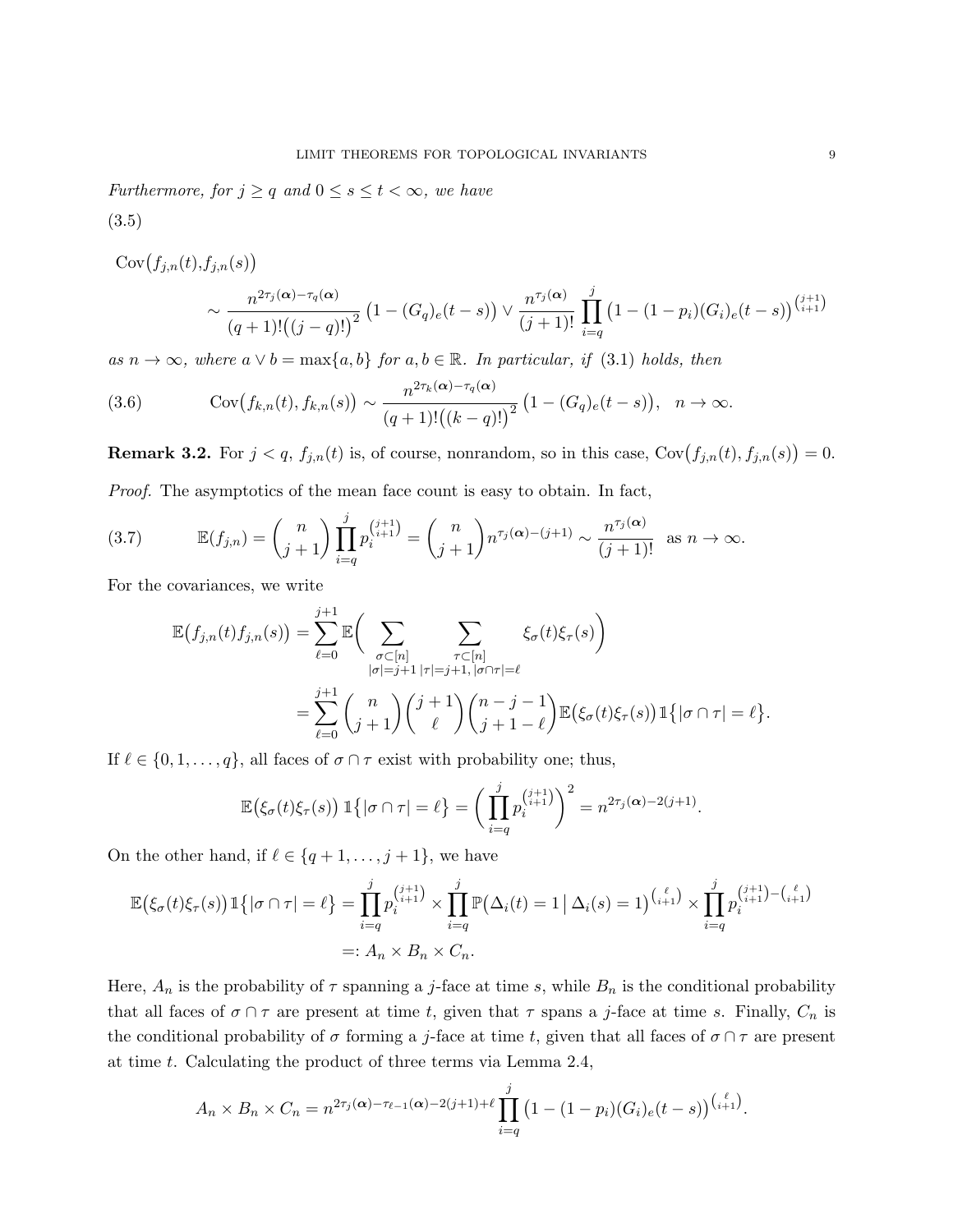*Furthermore, for $j \geq q$ and $0 \leq s \leq t < \infty$, we have*

(3.5)

$$\mathrm{Cov}\big(f_{j,n}(t), f_{j,n}(s)\big) \sim \frac{n^{2\tau_j(\boldsymbol{\alpha})-\tau_q(\boldsymbol{\alpha})}}{(q+1)!\big((j-q)!\big)^2}\big(1-(G_q)_e(t-s)\big) \vee \frac{n^{\tau_j(\boldsymbol{\alpha})}}{(j+1)!}\prod_{i=q}^{j}\big(1-(1-p_i)(G_i)_e(t-s)\big)^{\binom{j+1}{i+1}}$$

*as $n \to \infty$, where $a \vee b = \max\{a,b\}$ for $a,b \in \mathbb{R}$. In particular, if (3.1) holds, then*

$$\mathrm{Cov}\big(f_{k,n}(t), f_{k,n}(s)\big) \sim \frac{n^{2\tau_k(\boldsymbol{\alpha})-\tau_q(\boldsymbol{\alpha})}}{(q+1)!\big((k-q)!\big)^2}\big(1-(G_q)_e(t-s)\big), \quad n \to \infty. \tag{3.6}$$

**Remark 3.2.** For $j < q$, $f_{j,n}(t)$ is, of course, nonrandom, so in this case, $\mathrm{Cov}\big(f_{j,n}(t), f_{j,n}(s)\big) = 0$.

*Proof.* The asymptotics of the mean face count is easy to obtain. In fact,

$$\mathbb{E}(f_{j,n}) = \binom{n}{j+1}\prod_{i=q}^{j} p_i^{\binom{j+1}{i+1}} = \binom{n}{j+1} n^{\tau_j(\boldsymbol{\alpha})-(j+1)} \sim \frac{n^{\tau_j(\boldsymbol{\alpha})}}{(j+1)!} \ \text{ as } n \to \infty. \tag{3.7}$$

For the covariances, we write

$$\begin{aligned}
\mathbb{E}\big(f_{j,n}(t)f_{j,n}(s)\big) &= \sum_{\ell=0}^{j+1}\mathbb{E}\Big(\sum_{\substack{\sigma\subset[n] \\ |\sigma|=j+1}}\ \sum_{\substack{\tau\subset[n] \\ |\tau|=j+1,\, |\sigma\cap\tau|=\ell}} \xi_\sigma(t)\xi_\tau(s)\Big) \\
&= \sum_{\ell=0}^{j+1}\binom{n}{j+1}\binom{j+1}{\ell}\binom{n-j-1}{j+1-\ell}\mathbb{E}\big(\xi_\sigma(t)\xi_\tau(s)\big)\mathbb{1}\big\{|\sigma\cap\tau|=\ell\big\}.
\end{aligned}$$

If $\ell \in \{0,1,\dots,q\}$, all faces of $\sigma\cap\tau$ exist with probability one; thus,

$$\mathbb{E}\big(\xi_\sigma(t)\xi_\tau(s)\big)\,\mathbb{1}\big\{|\sigma\cap\tau|=\ell\big\} = \bigg(\prod_{i=q}^{j} p_i^{\binom{j+1}{i+1}}\bigg)^2 = n^{2\tau_j(\boldsymbol{\alpha})-2(j+1)}.$$

On the other hand, if $\ell \in \{q+1,\dots,j+1\}$, we have

$$\begin{aligned}
\mathbb{E}\big(\xi_\sigma(t)\xi_\tau(s)\big)\mathbb{1}\big\{|\sigma\cap\tau|=\ell\big\} &= \prod_{i=q}^{j} p_i^{\binom{j+1}{i+1}} \times \prod_{i=q}^{j}\mathbb{P}\big(\Delta_i(t)=1\,\big|\,\Delta_i(s)=1\big)^{\binom{\ell}{i+1}} \times \prod_{i=q}^{j} p_i^{\binom{j+1}{i+1}-\binom{\ell}{i+1}} \\
&=: A_n \times B_n \times C_n.
\end{aligned}$$

Here, $A_n$ is the probability of $\tau$ spanning a $j$-face at time $s$, while $B_n$ is the conditional probability that all faces of $\sigma\cap\tau$ are present at time $t$, given that $\tau$ spans a $j$-face at time $s$. Finally, $C_n$ is the conditional probability of $\sigma$ forming a $j$-face at time $t$, given that all faces of $\sigma\cap\tau$ are present at time $t$. Calculating the product of three terms via Lemma 2.4,

$$A_n \times B_n \times C_n = n^{2\tau_j(\boldsymbol{\alpha})-\tau_{\ell-1}(\boldsymbol{\alpha})-2(j+1)+\ell}\prod_{i=q}^{j}\big(1-(1-p_i)(G_i)_e(t-s)\big)^{\binom{\ell}{i+1}}.$$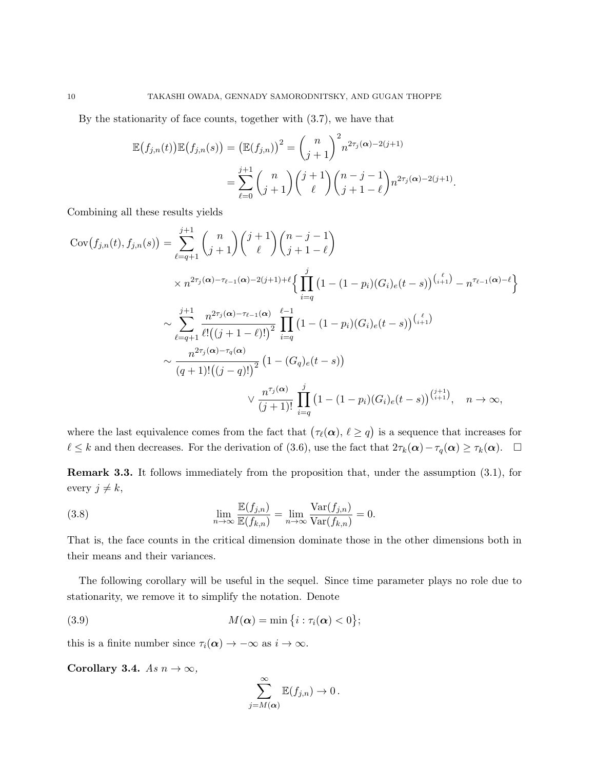By the stationarity of face counts, together with (3.7), we have that

$$\mathbb{E}\big(f_{j,n}(t)\big)\mathbb{E}\big(f_{j,n}(s)\big) = \big(\mathbb{E}(f_{j,n})\big)^2 = \binom{n}{j+1}^2 n^{2\tau_j(\boldsymbol{\alpha})-2(j+1)}$$

$$= \sum_{\ell=0}^{j+1} \binom{n}{j+1}\binom{j+1}{\ell}\binom{n-j-1}{j+1-\ell} n^{2\tau_j(\boldsymbol{\alpha})-2(j+1)}.$$

Combining all these results yields

$$\begin{aligned}
\operatorname{Cov}\big(f_{j,n}(t), f_{j,n}(s)\big) &= \sum_{\ell=q+1}^{j+1} \binom{n}{j+1}\binom{j+1}{\ell}\binom{n-j-1}{j+1-\ell} \\
&\quad \times n^{2\tau_j(\boldsymbol{\alpha})-\tau_{\ell-1}(\boldsymbol{\alpha})-2(j+1)+\ell}\Big\{\prod_{i=q}^{j}\big(1-(1-p_i)(G_i)_e(t-s)\big)^{\binom{\ell}{i+1}} - n^{\tau_{\ell-1}(\boldsymbol{\alpha})-\ell}\Big\} \\
&\sim \sum_{\ell=q+1}^{j+1} \frac{n^{2\tau_j(\boldsymbol{\alpha})-\tau_{\ell-1}(\boldsymbol{\alpha})}}{\ell!\big((j+1-\ell)!\big)^2} \prod_{i=q}^{\ell-1}\big(1-(1-p_i)(G_i)_e(t-s)\big)^{\binom{\ell}{i+1}} \\
&\sim \frac{n^{2\tau_j(\boldsymbol{\alpha})-\tau_q(\boldsymbol{\alpha})}}{(q+1)!\big((j-q)!\big)^2}\big(1-(G_q)_e(t-s)\big) \\
&\qquad\qquad \vee \frac{n^{\tau_j(\boldsymbol{\alpha})}}{(j+1)!}\prod_{i=q}^{j}\big(1-(1-p_i)(G_i)_e(t-s)\big)^{\binom{j+1}{i+1}}, \quad n\to\infty,
\end{aligned}$$

where the last equivalence comes from the fact that $\big(\tau_\ell(\boldsymbol{\alpha}),\, \ell \ge q\big)$ is a sequence that increases for $\ell \le k$ and then decreases. For the derivation of (3.6), use the fact that $2\tau_k(\boldsymbol{\alpha}) - \tau_q(\boldsymbol{\alpha}) \ge \tau_k(\boldsymbol{\alpha})$. $\square$

**Remark 3.3.** It follows immediately from the proposition that, under the assumption (3.1), for every $j \neq k$,

$$\lim_{n\to\infty}\frac{\mathbb{E}(f_{j,n})}{\mathbb{E}(f_{k,n})} = \lim_{n\to\infty}\frac{\operatorname{Var}(f_{j,n})}{\operatorname{Var}(f_{k,n})} = 0. \tag{3.8}$$

That is, the face counts in the critical dimension dominate those in the other dimensions both in their means and their variances.

The following corollary will be useful in the sequel. Since time parameter plays no role due to stationarity, we remove it to simplify the notation. Denote

$$M(\boldsymbol{\alpha}) = \min\big\{i : \tau_i(\boldsymbol{\alpha}) < 0\big\}; \tag{3.9}$$

this is a finite number since $\tau_i(\boldsymbol{\alpha}) \to -\infty$ as $i \to \infty$.

**Corollary 3.4.** *As $n \to \infty$,*

$$\sum_{j=M(\boldsymbol{\alpha})}^{\infty} \mathbb{E}(f_{j,n}) \to 0\,.$$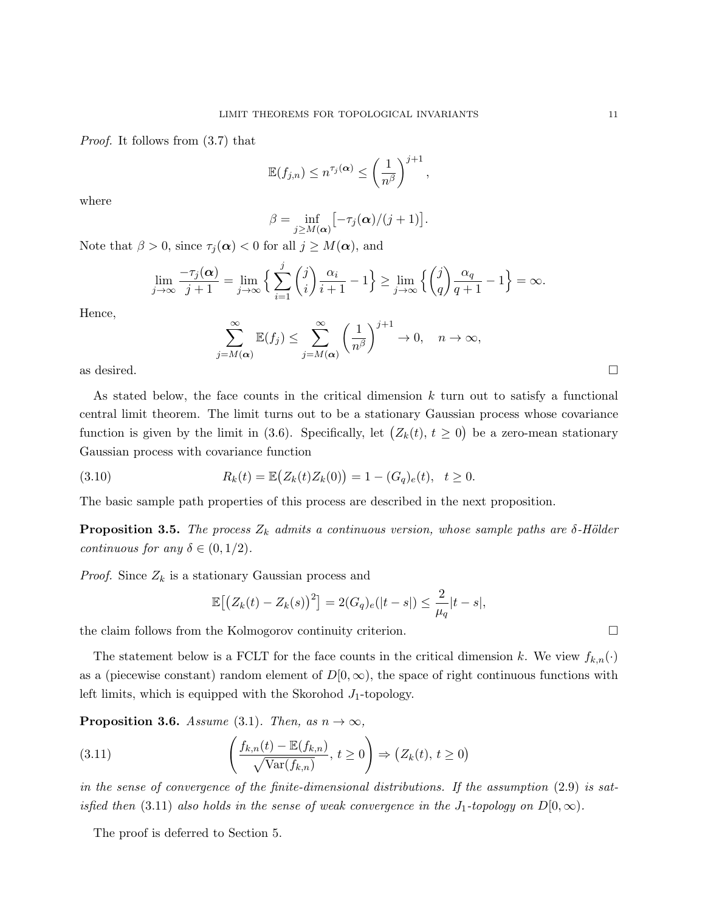*Proof.* It follows from (3.7) that

$$\mathbb{E}(f_{j,n}) \le n^{\tau_j(\boldsymbol{\alpha})} \le \left(\frac{1}{n^\beta}\right)^{j+1},$$

where

$$\beta = \inf_{j \ge M(\boldsymbol{\alpha})} \big[-\tau_j(\boldsymbol{\alpha})/(j+1)\big].$$

Note that $\beta > 0$, since $\tau_j(\boldsymbol{\alpha}) < 0$ for all $j \ge M(\boldsymbol{\alpha})$, and

$$\lim_{j\to\infty} \frac{-\tau_j(\boldsymbol{\alpha})}{j+1} = \lim_{j\to\infty} \Big\{ \sum_{i=1}^{j} \binom{j}{i} \frac{\alpha_i}{i+1} - 1 \Big\} \ge \lim_{j\to\infty} \Big\{ \binom{j}{q} \frac{\alpha_q}{q+1} - 1 \Big\} = \infty.$$

Hence,

$$\sum_{j=M(\boldsymbol{\alpha})}^{\infty} \mathbb{E}(f_j) \le \sum_{j=M(\boldsymbol{\alpha})}^{\infty} \left(\frac{1}{n^\beta}\right)^{j+1} \to 0, \quad n \to \infty,$$

as desired. $\square$

As stated below, the face counts in the critical dimension $k$ turn out to satisfy a functional central limit theorem. The limit turns out to be a stationary Gaussian process whose covariance function is given by the limit in (3.6). Specifically, let $\big(Z_k(t),\, t \ge 0\big)$ be a zero-mean stationary Gaussian process with covariance function

$$R_k(t) = \mathbb{E}\big(Z_k(t) Z_k(0)\big) = 1 - (G_q)_e(t), \quad t \ge 0. \tag{3.10}$$

The basic sample path properties of this process are described in the next proposition.

**Proposition 3.5.** *The process $Z_k$ admits a continuous version, whose sample paths are $\delta$-Hölder continuous for any $\delta \in (0, 1/2)$.*

*Proof.* Since $Z_k$ is a stationary Gaussian process and

$$\mathbb{E}\big[\big(Z_k(t) - Z_k(s)\big)^2\big] = 2(G_q)_e(|t-s|) \le \frac{2}{\mu_q}|t-s|,$$

the claim follows from the Kolmogorov continuity criterion. $\square$

The statement below is a FCLT for the face counts in the critical dimension $k$. We view $f_{k,n}(\cdot)$ as a (piecewise constant) random element of $D[0,\infty)$, the space of right continuous functions with left limits, which is equipped with the Skorohod $J_1$-topology.

**Proposition 3.6.** *Assume* (3.1)*. Then, as $n \to \infty$,*

$$\left( \frac{f_{k,n}(t) - \mathbb{E}(f_{k,n})}{\sqrt{\mathrm{Var}(f_{k,n})}},\, t \ge 0 \right) \Rightarrow \big(Z_k(t),\, t \ge 0\big) \tag{3.11}$$

*in the sense of convergence of the finite-dimensional distributions. If the assumption* (2.9) *is satisfied then* (3.11) *also holds in the sense of weak convergence in the $J_1$-topology on $D[0,\infty)$.*

The proof is deferred to Section 5.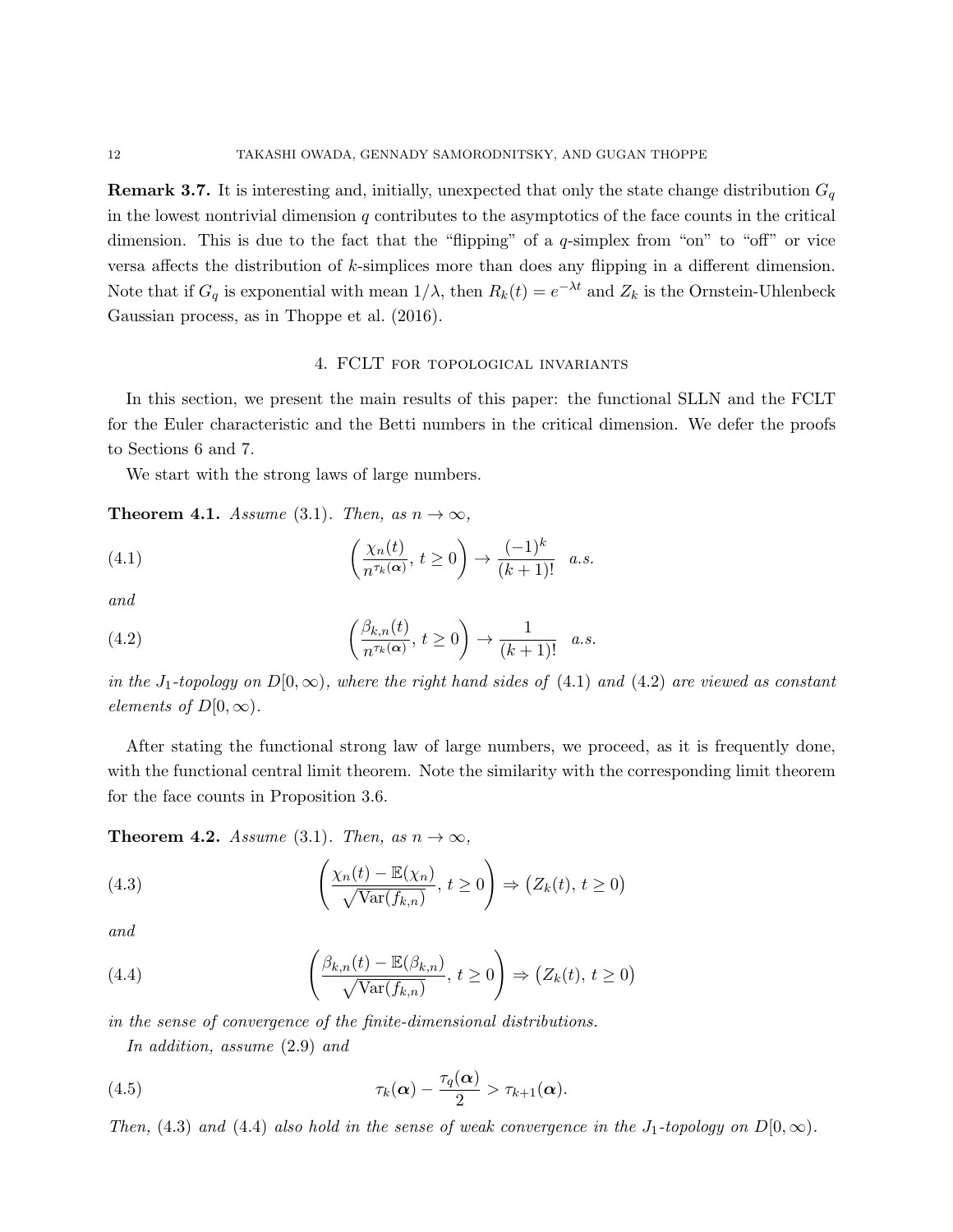**Remark 3.7.** It is interesting and, initially, unexpected that only the state change distribution $G_q$ in the lowest nontrivial dimension $q$ contributes to the asymptotics of the face counts in the critical dimension. This is due to the fact that the "flipping" of a $q$-simplex from "on" to "off" or vice versa affects the distribution of $k$-simplices more than does any flipping in a different dimension. Note that if $G_q$ is exponential with mean $1/\lambda$, then $R_k(t) = e^{-\lambda t}$ and $Z_k$ is the Ornstein-Uhlenbeck Gaussian process, as in Thoppe et al. (2016).

## 4. FCLT for topological invariants

In this section, we present the main results of this paper: the functional SLLN and the FCLT for the Euler characteristic and the Betti numbers in the critical dimension. We defer the proofs to Sections 6 and 7.

We start with the strong laws of large numbers.

**Theorem 4.1.** *Assume* (3.1)*. Then, as* $n \to \infty$,

$$\left( \frac{\chi_n(t)}{n^{\tau_k(\boldsymbol{\alpha})}},\ t \geq 0 \right) \to \frac{(-1)^k}{(k+1)!} \quad a.s. \tag{4.1}$$

*and*

$$\left( \frac{\beta_{k,n}(t)}{n^{\tau_k(\boldsymbol{\alpha})}},\ t \geq 0 \right) \to \frac{1}{(k+1)!} \quad a.s. \tag{4.2}$$

*in the $J_1$-topology on $D[0,\infty)$, where the right hand sides of* (4.1) *and* (4.2) *are viewed as constant elements of $D[0,\infty)$.*

After stating the functional strong law of large numbers, we proceed, as it is frequently done, with the functional central limit theorem. Note the similarity with the corresponding limit theorem for the face counts in Proposition 3.6.

**Theorem 4.2.** *Assume* (3.1)*. Then, as* $n \to \infty$,

$$\left( \frac{\chi_n(t) - \mathbb{E}(\chi_n)}{\sqrt{\mathrm{Var}(f_{k,n})}},\ t \geq 0 \right) \Rightarrow \big( Z_k(t),\ t \geq 0 \big) \tag{4.3}$$

*and*

$$\left( \frac{\beta_{k,n}(t) - \mathbb{E}(\beta_{k,n})}{\sqrt{\mathrm{Var}(f_{k,n})}},\ t \geq 0 \right) \Rightarrow \big( Z_k(t),\ t \geq 0 \big) \tag{4.4}$$

*in the sense of convergence of the finite-dimensional distributions.*

*In addition, assume* (2.9) *and*

$$\tau_k(\boldsymbol{\alpha}) - \frac{\tau_q(\boldsymbol{\alpha})}{2} > \tau_{k+1}(\boldsymbol{\alpha}). \tag{4.5}$$

*Then,* (4.3) *and* (4.4) *also hold in the sense of weak convergence in the $J_1$-topology on $D[0,\infty)$.*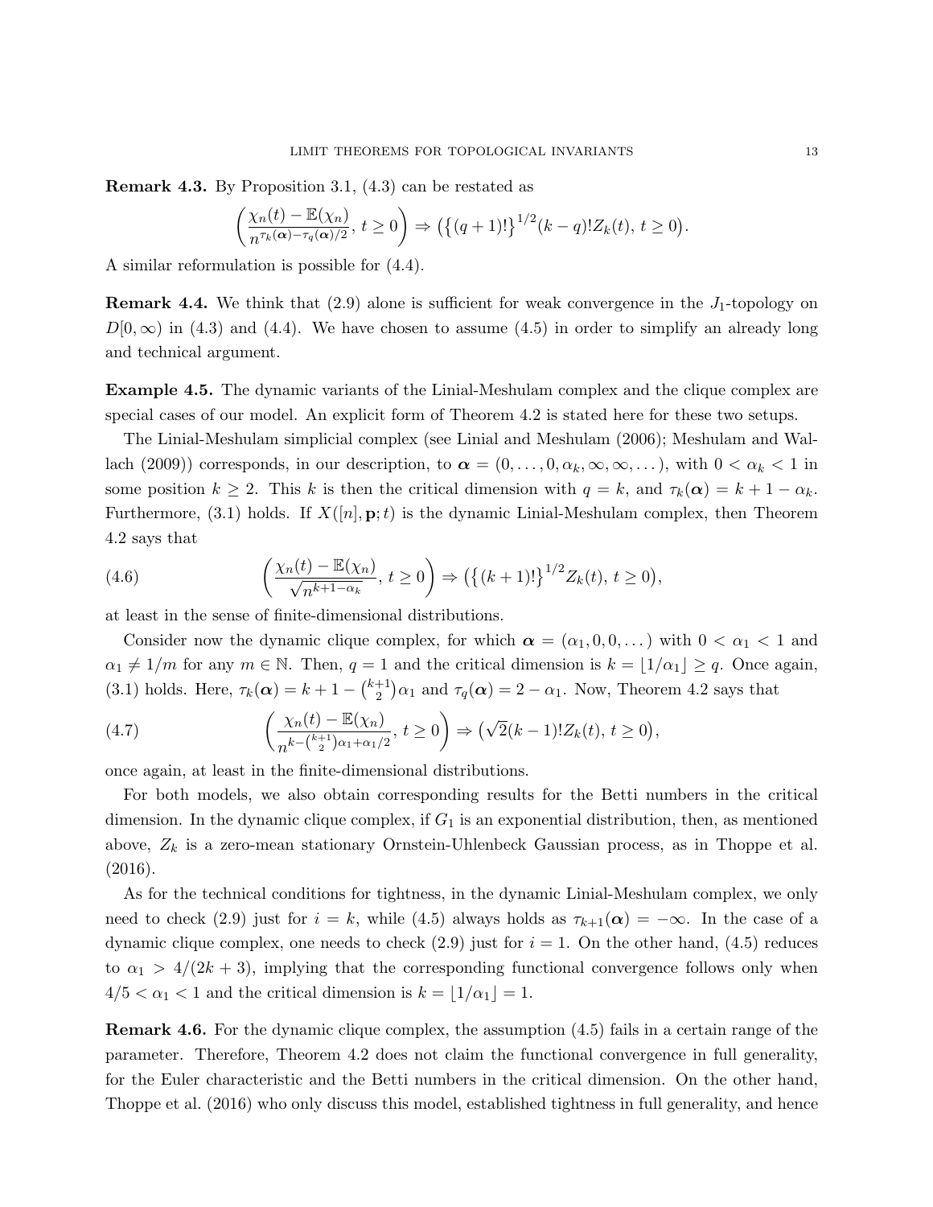**Remark 4.3.** By Proposition 3.1, (4.3) can be restated as

$$\left(\frac{\chi_n(t) - \mathbb{E}(\chi_n)}{n^{\tau_k(\boldsymbol{\alpha}) - \tau_q(\boldsymbol{\alpha})/2}}, \, t \geq 0\right) \Rightarrow \left(\left\{(q+1)!\right\}^{1/2}(k-q)! Z_k(t), \, t \geq 0\right).$$

A similar reformulation is possible for (4.4).

**Remark 4.4.** We think that (2.9) alone is sufficient for weak convergence in the $J_1$-topology on $D[0, \infty)$ in (4.3) and (4.4). We have chosen to assume (4.5) in order to simplify an already long and technical argument.

**Example 4.5.** The dynamic variants of the Linial-Meshulam complex and the clique complex are special cases of our model. An explicit form of Theorem 4.2 is stated here for these two setups.

The Linial-Meshulam simplicial complex (see Linial and Meshulam (2006); Meshulam and Wallach (2009)) corresponds, in our description, to $\boldsymbol{\alpha} = (0, \dots, 0, \alpha_k, \infty, \infty, \dots)$, with $0 < \alpha_k < 1$ in some position $k \geq 2$. This $k$ is then the critical dimension with $q = k$, and $\tau_k(\boldsymbol{\alpha}) = k + 1 - \alpha_k$. Furthermore, (3.1) holds. If $X([n], \mathbf{p}; t)$ is the dynamic Linial-Meshulam complex, then Theorem 4.2 says that

$$\left(\frac{\chi_n(t) - \mathbb{E}(\chi_n)}{\sqrt{n^{k+1-\alpha_k}}}, \, t \geq 0\right) \Rightarrow \left(\left\{(k+1)!\right\}^{1/2} Z_k(t), \, t \geq 0\right), \tag{4.6}$$

at least in the sense of finite-dimensional distributions.

Consider now the dynamic clique complex, for which $\boldsymbol{\alpha} = (\alpha_1, 0, 0, \dots)$ with $0 < \alpha_1 < 1$ and $\alpha_1 \neq 1/m$ for any $m \in \mathbb{N}$. Then, $q = 1$ and the critical dimension is $k = \lfloor 1/\alpha_1 \rfloor \geq q$. Once again, (3.1) holds. Here, $\tau_k(\boldsymbol{\alpha}) = k + 1 - \binom{k+1}{2}\alpha_1$ and $\tau_q(\boldsymbol{\alpha}) = 2 - \alpha_1$. Now, Theorem 4.2 says that

$$\left(\frac{\chi_n(t) - \mathbb{E}(\chi_n)}{n^{k - \binom{k+1}{2}\alpha_1 + \alpha_1/2}}, \, t \geq 0\right) \Rightarrow \left(\sqrt{2}(k-1)! Z_k(t), \, t \geq 0\right), \tag{4.7}$$

once again, at least in the finite-dimensional distributions.

For both models, we also obtain corresponding results for the Betti numbers in the critical dimension. In the dynamic clique complex, if $G_1$ is an exponential distribution, then, as mentioned above, $Z_k$ is a zero-mean stationary Ornstein-Uhlenbeck Gaussian process, as in Thoppe et al. (2016).

As for the technical conditions for tightness, in the dynamic Linial-Meshulam complex, we only need to check (2.9) just for $i = k$, while (4.5) always holds as $\tau_{k+1}(\boldsymbol{\alpha}) = -\infty$. In the case of a dynamic clique complex, one needs to check (2.9) just for $i = 1$. On the other hand, (4.5) reduces to $\alpha_1 > 4/(2k+3)$, implying that the corresponding functional convergence follows only when $4/5 < \alpha_1 < 1$ and the critical dimension is $k = \lfloor 1/\alpha_1 \rfloor = 1$.

**Remark 4.6.** For the dynamic clique complex, the assumption (4.5) fails in a certain range of the parameter. Therefore, Theorem 4.2 does not claim the functional convergence in full generality, for the Euler characteristic and the Betti numbers in the critical dimension. On the other hand, Thoppe et al. (2016) who only discuss this model, established tightness in full generality, and hence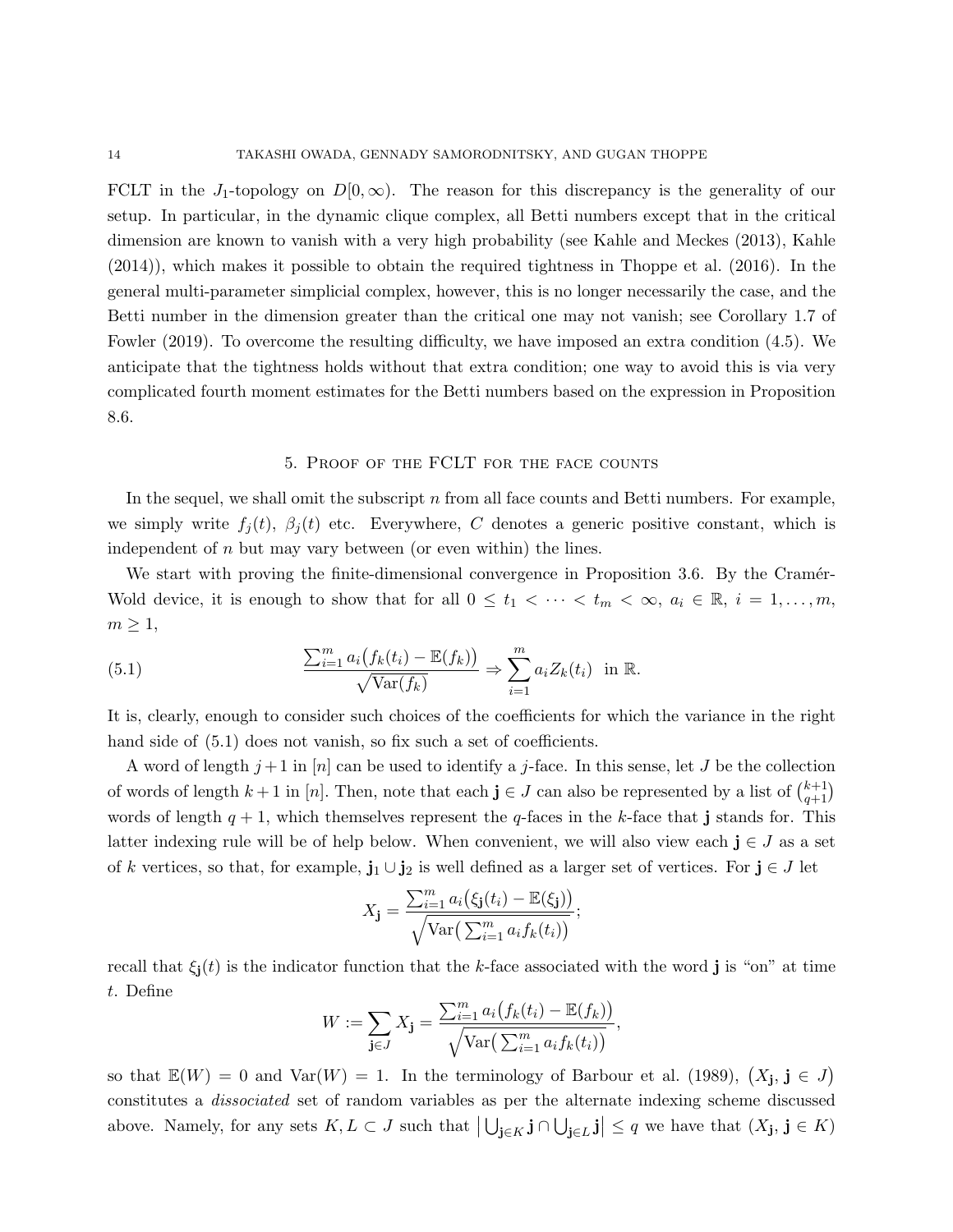FCLT in the $J_1$-topology on $D[0,\infty)$. The reason for this discrepancy is the generality of our setup. In particular, in the dynamic clique complex, all Betti numbers except that in the critical dimension are known to vanish with a very high probability (see Kahle and Meckes (2013), Kahle (2014)), which makes it possible to obtain the required tightness in Thoppe et al. (2016). In the general multi-parameter simplicial complex, however, this is no longer necessarily the case, and the Betti number in the dimension greater than the critical one may not vanish; see Corollary 1.7 of Fowler (2019). To overcome the resulting difficulty, we have imposed an extra condition (4.5). We anticipate that the tightness holds without that extra condition; one way to avoid this is via very complicated fourth moment estimates for the Betti numbers based on the expression in Proposition 8.6.

## 5. Proof of the FCLT for the face counts

In the sequel, we shall omit the subscript $n$ from all face counts and Betti numbers. For example, we simply write $f_j(t)$, $\beta_j(t)$ etc. Everywhere, $C$ denotes a generic positive constant, which is independent of $n$ but may vary between (or even within) the lines.

We start with proving the finite-dimensional convergence in Proposition 3.6. By the Cramér-Wold device, it is enough to show that for all $0 \le t_1 < \cdots < t_m < \infty$, $a_i \in \mathbb{R}$, $i = 1,\dots,m$, $m \ge 1$,

$$\frac{\sum_{i=1}^m a_i\big(f_k(t_i) - \mathbb{E}(f_k)\big)}{\sqrt{\mathrm{Var}(f_k)}} \Rightarrow \sum_{i=1}^m a_i Z_k(t_i) \ \text{ in } \mathbb{R}. \tag{5.1}$$

It is, clearly, enough to consider such choices of the coefficients for which the variance in the right hand side of (5.1) does not vanish, so fix such a set of coefficients.

A word of length $j+1$ in $[n]$ can be used to identify a $j$-face. In this sense, let $J$ be the collection of words of length $k+1$ in $[n]$. Then, note that each $\mathbf{j} \in J$ can also be represented by a list of $\binom{k+1}{q+1}$ words of length $q+1$, which themselves represent the $q$-faces in the $k$-face that $\mathbf{j}$ stands for. This latter indexing rule will be of help below. When convenient, we will also view each $\mathbf{j} \in J$ as a set of $k$ vertices, so that, for example, $\mathbf{j}_1 \cup \mathbf{j}_2$ is well defined as a larger set of vertices. For $\mathbf{j} \in J$ let

$$X_{\mathbf{j}} = \frac{\sum_{i=1}^m a_i\big(\xi_{\mathbf{j}}(t_i) - \mathbb{E}(\xi_{\mathbf{j}})\big)}{\sqrt{\mathrm{Var}\big(\sum_{i=1}^m a_i f_k(t_i)\big)}};$$

recall that $\xi_{\mathbf{j}}(t)$ is the indicator function that the $k$-face associated with the word $\mathbf{j}$ is "on" at time $t$. Define

$$W := \sum_{\mathbf{j}\in J} X_{\mathbf{j}} = \frac{\sum_{i=1}^m a_i\big(f_k(t_i) - \mathbb{E}(f_k)\big)}{\sqrt{\mathrm{Var}\big(\sum_{i=1}^m a_i f_k(t_i)\big)}},$$

so that $\mathbb{E}(W) = 0$ and $\mathrm{Var}(W) = 1$. In the terminology of Barbour et al. (1989), $\big(X_{\mathbf{j}}, \mathbf{j} \in J\big)$ constitutes a *dissociated* set of random variables as per the alternate indexing scheme discussed above. Namely, for any sets $K, L \subset J$ such that $\big|\bigcup_{\mathbf{j}\in K} \mathbf{j} \cap \bigcup_{\mathbf{j}\in L} \mathbf{j}\big| \le q$ we have that $(X_{\mathbf{j}}, \mathbf{j} \in K)$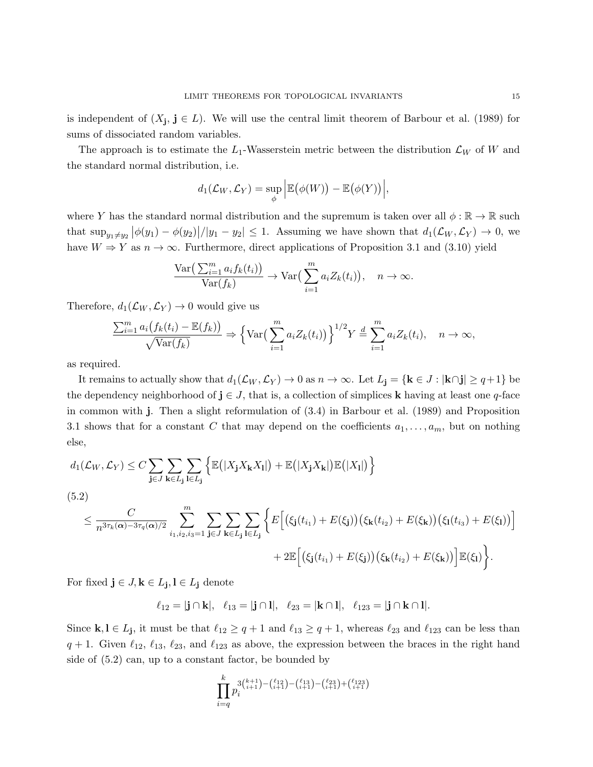is independent of $(X_{\mathbf{j}}, \mathbf{j} \in L)$. We will use the central limit theorem of Barbour et al. (1989) for sums of dissociated random variables.

The approach is to estimate the $L_1$-Wasserstein metric between the distribution $\mathcal{L}_W$ of $W$ and the standard normal distribution, i.e.

$$d_1(\mathcal{L}_W, \mathcal{L}_Y) = \sup_{\phi} \Big| \mathbb{E}\big(\phi(W)\big) - \mathbb{E}\big(\phi(Y)\big) \Big|,$$

where $Y$ has the standard normal distribution and the supremum is taken over all $\phi : \mathbb{R} \to \mathbb{R}$ such that $\sup_{y_1 \neq y_2} \big|\phi(y_1) - \phi(y_2)\big| / |y_1 - y_2| \leq 1$. Assuming we have shown that $d_1(\mathcal{L}_W, \mathcal{L}_Y) \to 0$, we have $W \Rightarrow Y$ as $n \to \infty$. Furthermore, direct applications of Proposition 3.1 and (3.10) yield

$$\frac{\mathrm{Var}\big(\sum_{i=1}^m a_i f_k(t_i)\big)}{\mathrm{Var}(f_k)} \to \mathrm{Var}\big(\sum_{i=1}^m a_i Z_k(t_i)\big), \quad n \to \infty.$$

Therefore, $d_1(\mathcal{L}_W, \mathcal{L}_Y) \to 0$ would give us

$$\frac{\sum_{i=1}^m a_i \big(f_k(t_i) - \mathbb{E}(f_k)\big)}{\sqrt{\mathrm{Var}(f_k)}} \Rightarrow \Big\{ \mathrm{Var}\big(\sum_{i=1}^m a_i Z_k(t_i)\big) \Big\}^{1/2} Y \stackrel{d}{=} \sum_{i=1}^m a_i Z_k(t_i), \quad n \to \infty,$$

as required.

It remains to actually show that $d_1(\mathcal{L}_W, \mathcal{L}_Y) \to 0$ as $n \to \infty$. Let $L_{\mathbf{j}} = \{\mathbf{k} \in J : |\mathbf{k} \cap \mathbf{j}| \geq q+1\}$ be the dependency neighborhood of $\mathbf{j} \in J$, that is, a collection of simplices $\mathbf{k}$ having at least one $q$-face in common with $\mathbf{j}$. Then a slight reformulation of (3.4) in Barbour et al. (1989) and Proposition 3.1 shows that for a constant $C$ that may depend on the coefficients $a_1, \dots, a_m$, but on nothing else,

$$d_1(\mathcal{L}_W, \mathcal{L}_Y) \leq C \sum_{\mathbf{j} \in J} \sum_{\mathbf{k} \in L_{\mathbf{j}}} \sum_{\mathbf{l} \in L_{\mathbf{j}}} \Big\{ \mathbb{E}\big(|X_{\mathbf{j}} X_{\mathbf{k}} X_{\mathbf{l}}|\big) + \mathbb{E}\big(|X_{\mathbf{j}} X_{\mathbf{k}}|\big) \mathbb{E}\big(|X_{\mathbf{l}}|\big) \Big\}$$

(5.2)

$$\leq \frac{C}{n^{3\tau_k(\boldsymbol{\alpha}) - 3\tau_q(\boldsymbol{\alpha})/2}} \sum_{i_1, i_2, i_3 = 1}^m \sum_{\mathbf{j} \in J} \sum_{\mathbf{k} \in L_{\mathbf{j}}} \sum_{\mathbf{l} \in L_{\mathbf{j}}} \Big\{ E\Big[ \big(\xi_{\mathbf{j}}(t_{i_1}) + E(\xi_{\mathbf{j}})\big)\big(\xi_{\mathbf{k}}(t_{i_2}) + E(\xi_{\mathbf{k}})\big)\big(\xi_{\mathbf{l}}(t_{i_3}) + E(\xi_{\mathbf{l}})\big) \Big]$$
$$+ 2\mathbb{E}\Big[ \big(\xi_{\mathbf{j}}(t_{i_1}) + E(\xi_{\mathbf{j}})\big)\big(\xi_{\mathbf{k}}(t_{i_2}) + E(\xi_{\mathbf{k}})\big) \Big] \mathbb{E}(\xi_{\mathbf{l}}) \Big\}.$$

For fixed $\mathbf{j} \in J, \mathbf{k} \in L_{\mathbf{j}}, \mathbf{l} \in L_{\mathbf{j}}$ denote

$$\ell_{12} = |\mathbf{j} \cap \mathbf{k}|, \quad \ell_{13} = |\mathbf{j} \cap \mathbf{l}|, \quad \ell_{23} = |\mathbf{k} \cap \mathbf{l}|, \quad \ell_{123} = |\mathbf{j} \cap \mathbf{k} \cap \mathbf{l}|.$$

Since $\mathbf{k}, \mathbf{l} \in L_{\mathbf{j}}$, it must be that $\ell_{12} \geq q+1$ and $\ell_{13} \geq q+1$, whereas $\ell_{23}$ and $\ell_{123}$ can be less than $q+1$. Given $\ell_{12}$, $\ell_{13}$, $\ell_{23}$, and $\ell_{123}$ as above, the expression between the braces in the right hand side of (5.2) can, up to a constant factor, be bounded by

$$\prod_{i=q}^k p_i^{3\binom{k+1}{i+1} - \binom{\ell_{12}}{i+1} - \binom{\ell_{13}}{i+1} - \binom{\ell_{23}}{i+1} + \binom{\ell_{123}}{i+1}}$$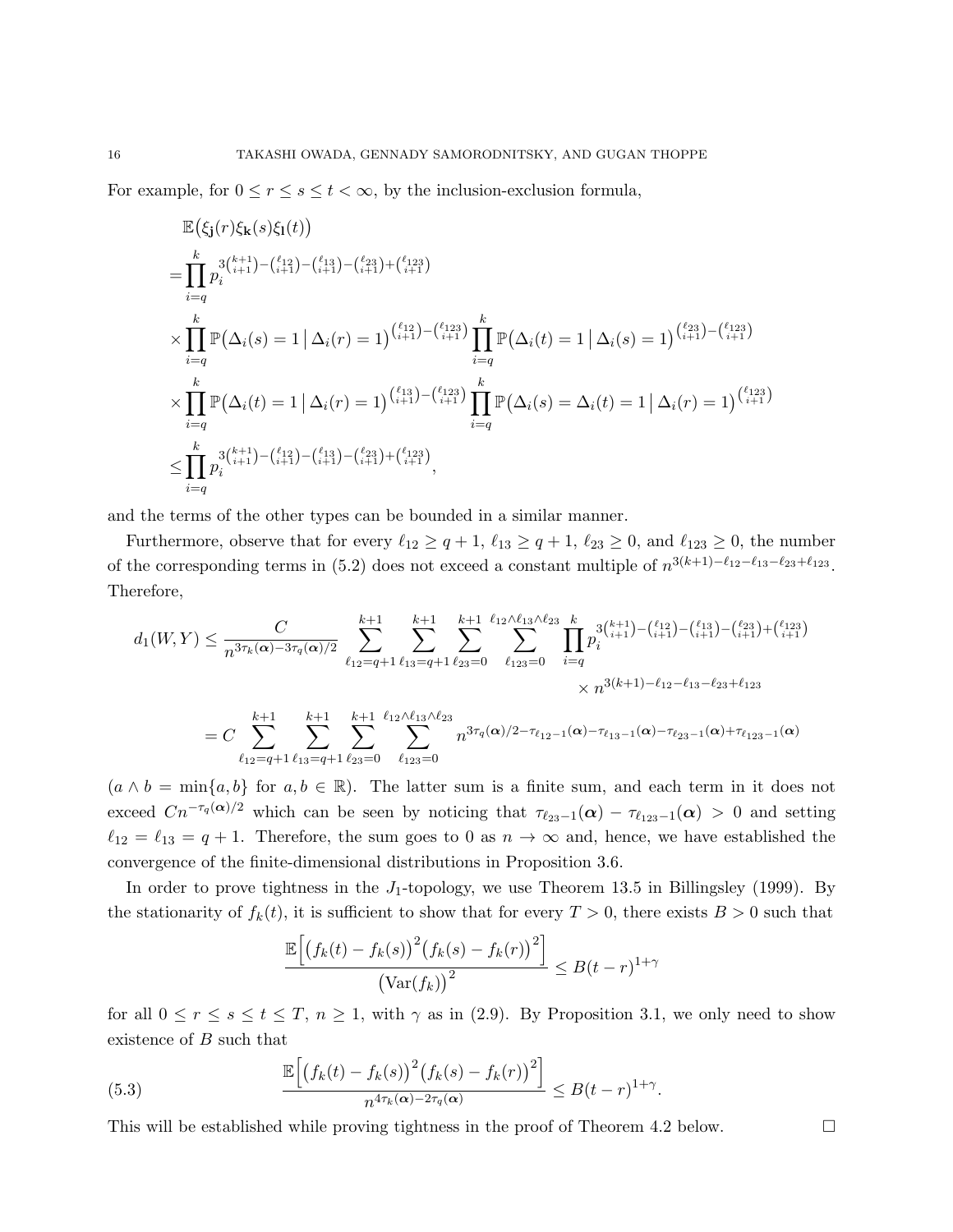For example, for $0 \le r \le s \le t < \infty$, by the inclusion-exclusion formula,

$$
\begin{aligned}
&\mathbb{E}\big(\xi_{\mathbf{j}}(r)\xi_{\mathbf{k}}(s)\xi_{\mathbf{l}}(t)\big) \\
=&\prod_{i=q}^{k} p_i^{3\binom{k+1}{i+1}-\binom{\ell_{12}}{i+1}-\binom{\ell_{13}}{i+1}-\binom{\ell_{23}}{i+1}+\binom{\ell_{123}}{i+1}} \\
&\times \prod_{i=q}^{k} \mathbb{P}\big(\Delta_i(s)=1 \,\big|\, \Delta_i(r)=1\big)^{\binom{\ell_{12}}{i+1}-\binom{\ell_{123}}{i+1}} \prod_{i=q}^{k} \mathbb{P}\big(\Delta_i(t)=1 \,\big|\, \Delta_i(s)=1\big)^{\binom{\ell_{23}}{i+1}-\binom{\ell_{123}}{i+1}} \\
&\times \prod_{i=q}^{k} \mathbb{P}\big(\Delta_i(t)=1 \,\big|\, \Delta_i(r)=1\big)^{\binom{\ell_{13}}{i+1}-\binom{\ell_{123}}{i+1}} \prod_{i=q}^{k} \mathbb{P}\big(\Delta_i(s)=\Delta_i(t)=1 \,\big|\, \Delta_i(r)=1\big)^{\binom{\ell_{123}}{i+1}} \\
\le&\prod_{i=q}^{k} p_i^{3\binom{k+1}{i+1}-\binom{\ell_{12}}{i+1}-\binom{\ell_{13}}{i+1}-\binom{\ell_{23}}{i+1}+\binom{\ell_{123}}{i+1}},
\end{aligned}
$$

and the terms of the other types can be bounded in a similar manner.

Furthermore, observe that for every $\ell_{12} \ge q+1$, $\ell_{13} \ge q+1$, $\ell_{23} \ge 0$, and $\ell_{123} \ge 0$, the number of the corresponding terms in (5.2) does not exceed a constant multiple of $n^{3(k+1)-\ell_{12}-\ell_{13}-\ell_{23}+\ell_{123}}$. Therefore,

$$
\begin{aligned}
d_1(W,Y) &\le \frac{C}{n^{3\tau_k(\boldsymbol{\alpha})-3\tau_q(\boldsymbol{\alpha})/2}} \sum_{\ell_{12}=q+1}^{k+1} \sum_{\ell_{13}=q+1}^{k+1} \sum_{\ell_{23}=0}^{k+1} \sum_{\ell_{123}=0}^{\ell_{12}\wedge\ell_{13}\wedge\ell_{23}} \prod_{i=q}^{k} p_i^{3\binom{k+1}{i+1}-\binom{\ell_{12}}{i+1}-\binom{\ell_{13}}{i+1}-\binom{\ell_{23}}{i+1}+\binom{\ell_{123}}{i+1}} \\
&\qquad\qquad \times n^{3(k+1)-\ell_{12}-\ell_{13}-\ell_{23}+\ell_{123}} \\
&= C \sum_{\ell_{12}=q+1}^{k+1} \sum_{\ell_{13}=q+1}^{k+1} \sum_{\ell_{23}=0}^{k+1} \sum_{\ell_{123}=0}^{\ell_{12}\wedge\ell_{13}\wedge\ell_{23}} n^{3\tau_q(\boldsymbol{\alpha})/2-\tau_{\ell_{12}-1}(\boldsymbol{\alpha})-\tau_{\ell_{13}-1}(\boldsymbol{\alpha})-\tau_{\ell_{23}-1}(\boldsymbol{\alpha})+\tau_{\ell_{123}-1}(\boldsymbol{\alpha})}
\end{aligned}
$$

($a \wedge b = \min\{a,b\}$ for $a,b \in \mathbb{R}$). The latter sum is a finite sum, and each term in it does not exceed $Cn^{-\tau_q(\boldsymbol{\alpha})/2}$ which can be seen by noticing that $\tau_{\ell_{23}-1}(\boldsymbol{\alpha}) - \tau_{\ell_{123}-1}(\boldsymbol{\alpha}) > 0$ and setting $\ell_{12} = \ell_{13} = q+1$. Therefore, the sum goes to 0 as $n \to \infty$ and, hence, we have established the convergence of the finite-dimensional distributions in Proposition 3.6.

In order to prove tightness in the $J_1$-topology, we use Theorem 13.5 in Billingsley (1999). By the stationarity of $f_k(t)$, it is sufficient to show that for every $T>0$, there exists $B>0$ such that

$$
\frac{\mathbb{E}\Big[\big(f_k(t)-f_k(s)\big)^2\big(f_k(s)-f_k(r)\big)^2\Big]}{\big(\mathrm{Var}(f_k)\big)^2} \le B(t-r)^{1+\gamma}
$$

for all $0 \le r \le s \le t \le T$, $n \ge 1$, with $\gamma$ as in (2.9). By Proposition 3.1, we only need to show existence of $B$ such that

$$
\frac{\mathbb{E}\Big[\big(f_k(t)-f_k(s)\big)^2\big(f_k(s)-f_k(r)\big)^2\Big]}{n^{4\tau_k(\boldsymbol{\alpha})-2\tau_q(\boldsymbol{\alpha})}} \le B(t-r)^{1+\gamma}. \tag{5.3}
$$

This will be established while proving tightness in the proof of Theorem 4.2 below. $\square$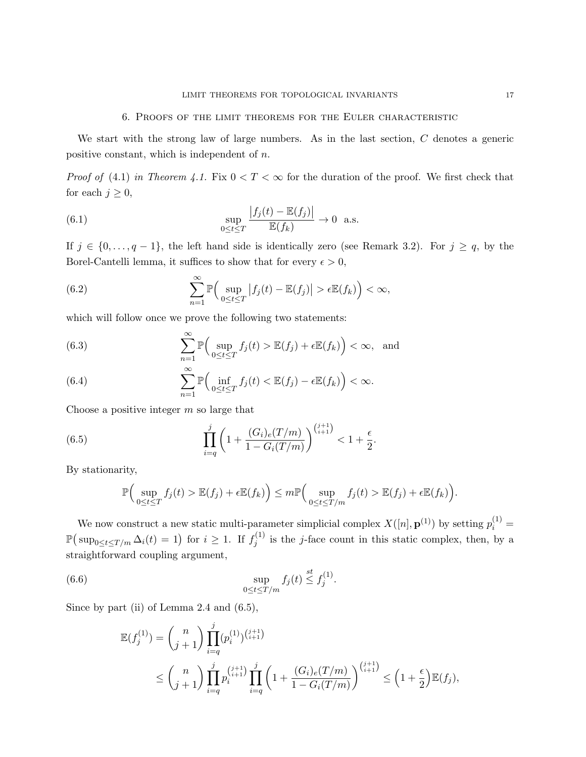## 6. Proofs of the limit theorems for the Euler characteristic

We start with the strong law of large numbers. As in the last section, $C$ denotes a generic positive constant, which is independent of $n$.

*Proof of* (4.1) *in Theorem 4.1.* Fix $0 < T < \infty$ for the duration of the proof. We first check that for each $j \geq 0$,

$$\sup_{0 \le t \le T} \frac{\big| f_j(t) - \mathbb{E}(f_j) \big|}{\mathbb{E}(f_k)} \to 0 \ \text{ a.s.} \tag{6.1}$$

If $j \in \{0, \dots, q-1\}$, the left hand side is identically zero (see Remark 3.2). For $j \geq q$, by the Borel-Cantelli lemma, it suffices to show that for every $\epsilon > 0$,

$$\sum_{n=1}^{\infty} \mathbb{P}\Big( \sup_{0 \le t \le T} \big| f_j(t) - \mathbb{E}(f_j) \big| > \epsilon \mathbb{E}(f_k) \Big) < \infty, \tag{6.2}$$

which will follow once we prove the following two statements:

$$\sum_{n=1}^{\infty} \mathbb{P}\Big( \sup_{0 \le t \le T} f_j(t) > \mathbb{E}(f_j) + \epsilon \mathbb{E}(f_k) \Big) < \infty, \ \text{ and} \tag{6.3}$$

$$\sum_{n=1}^{\infty} \mathbb{P}\Big( \inf_{0 \le t \le T} f_j(t) < \mathbb{E}(f_j) - \epsilon \mathbb{E}(f_k) \Big) < \infty. \tag{6.4}$$

Choose a positive integer $m$ so large that

$$\prod_{i=q}^{j} \left( 1 + \frac{(G_i)_e(T/m)}{1 - G_i(T/m)} \right)^{\binom{j+1}{i+1}} < 1 + \frac{\epsilon}{2}. \tag{6.5}$$

By stationarity,

$$\mathbb{P}\Big( \sup_{0 \le t \le T} f_j(t) > \mathbb{E}(f_j) + \epsilon \mathbb{E}(f_k) \Big) \le m \mathbb{P}\Big( \sup_{0 \le t \le T/m} f_j(t) > \mathbb{E}(f_j) + \epsilon \mathbb{E}(f_k) \Big).$$

We now construct a new static multi-parameter simplicial complex $X([n], \mathbf{p}^{(1)})$ by setting $p_i^{(1)} = \mathbb{P}\big( \sup_{0 \le t \le T/m} \Delta_i(t) = 1 \big)$ for $i \geq 1$. If $f_j^{(1)}$ is the $j$-face count in this static complex, then, by a straightforward coupling argument,

$$\sup_{0 \le t \le T/m} f_j(t) \overset{st}{\le} f_j^{(1)}. \tag{6.6}$$

Since by part (ii) of Lemma 2.4 and (6.5),

$$\begin{aligned}
\mathbb{E}(f_j^{(1)}) &= \binom{n}{j+1} \prod_{i=q}^{j} (p_i^{(1)})^{\binom{j+1}{i+1}} \\
&\le \binom{n}{j+1} \prod_{i=q}^{j} p_i^{\binom{j+1}{i+1}} \prod_{i=q}^{j} \left( 1 + \frac{(G_i)_e(T/m)}{1 - G_i(T/m)} \right)^{\binom{j+1}{i+1}} \le \Big( 1 + \frac{\epsilon}{2} \Big) \mathbb{E}(f_j),
\end{aligned}$$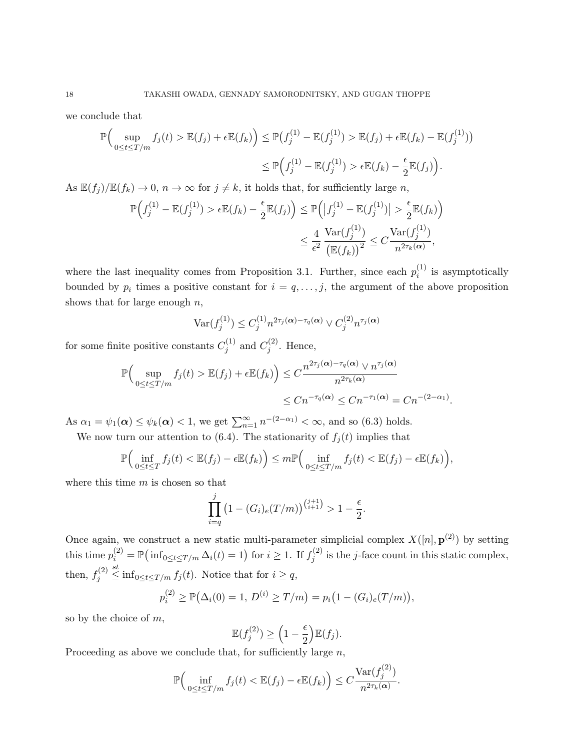we conclude that

$$\mathbb{P}\Big(\sup_{0\le t\le T/m} f_j(t) > \mathbb{E}(f_j) + \epsilon \mathbb{E}(f_k)\Big) \le \mathbb{P}\big(f_j^{(1)} - \mathbb{E}(f_j^{(1)}) > \mathbb{E}(f_j) + \epsilon\mathbb{E}(f_k) - \mathbb{E}(f_j^{(1)})\big)$$

$$\le \mathbb{P}\Big(f_j^{(1)} - \mathbb{E}(f_j^{(1)}) > \epsilon \mathbb{E}(f_k) - \frac{\epsilon}{2}\mathbb{E}(f_j)\Big).$$

As $\mathbb{E}(f_j)/\mathbb{E}(f_k) \to 0$, $n \to \infty$ for $j \neq k$, it holds that, for sufficiently large $n$,

$$\mathbb{P}\Big(f_j^{(1)} - \mathbb{E}(f_j^{(1)}) > \epsilon\mathbb{E}(f_k) - \frac{\epsilon}{2}\mathbb{E}(f_j)\Big) \le \mathbb{P}\Big(\big|f_j^{(1)} - \mathbb{E}(f_j^{(1)})\big| > \frac{\epsilon}{2}\mathbb{E}(f_k)\Big)$$

$$\le \frac{4}{\epsilon^2}\frac{\mathrm{Var}(f_j^{(1)})}{\big(\mathbb{E}(f_k)\big)^2} \le C\frac{\mathrm{Var}(f_j^{(1)})}{n^{2\tau_k(\boldsymbol{\alpha})}},$$

where the last inequality comes from Proposition 3.1. Further, since each $p_i^{(1)}$ is asymptotically bounded by $p_i$ times a positive constant for $i = q, \dots, j$, the argument of the above proposition shows that for large enough $n$,

$$\mathrm{Var}(f_j^{(1)}) \le C_j^{(1)} n^{2\tau_j(\boldsymbol{\alpha}) - \tau_q(\boldsymbol{\alpha})} \vee C_j^{(2)} n^{\tau_j(\boldsymbol{\alpha})}$$

for some finite positive constants $C_j^{(1)}$ and $C_j^{(2)}$. Hence,

$$\mathbb{P}\Big(\sup_{0\le t\le T/m} f_j(t) > \mathbb{E}(f_j) + \epsilon\mathbb{E}(f_k)\Big) \le C\frac{n^{2\tau_j(\boldsymbol{\alpha})-\tau_q(\boldsymbol{\alpha})} \vee n^{\tau_j(\boldsymbol{\alpha})}}{n^{2\tau_k(\boldsymbol{\alpha})}}$$

$$\le Cn^{-\tau_q(\boldsymbol{\alpha})} \le Cn^{-\tau_1(\boldsymbol{\alpha})} = Cn^{-(2-\alpha_1)}.$$

As $\alpha_1 = \psi_1(\boldsymbol{\alpha}) \le \psi_k(\boldsymbol{\alpha}) < 1$, we get $\sum_{n=1}^\infty n^{-(2-\alpha_1)} < \infty$, and so (6.3) holds.

We now turn our attention to (6.4). The stationarity of $f_j(t)$ implies that

$$\mathbb{P}\Big(\inf_{0\le t\le T} f_j(t) < \mathbb{E}(f_j) - \epsilon\mathbb{E}(f_k)\Big) \le m\mathbb{P}\Big(\inf_{0\le t\le T/m} f_j(t) < \mathbb{E}(f_j) - \epsilon\mathbb{E}(f_k)\Big),$$

where this time $m$ is chosen so that

$$\prod_{i=q}^{j}\big(1 - (G_i)_e(T/m)\big)^{\binom{j+1}{i+1}} > 1 - \frac{\epsilon}{2}.$$

Once again, we construct a new static multi-parameter simplicial complex $X([n], \mathbf{p}^{(2)})$ by setting this time $p_i^{(2)} = \mathbb{P}\big(\inf_{0\le t\le T/m}\Delta_i(t) = 1\big)$ for $i \ge 1$. If $f_j^{(2)}$ is the $j$-face count in this static complex, then, $f_j^{(2)} \overset{st}{\le} \inf_{0\le t\le T/m} f_j(t)$. Notice that for $i \ge q$,

$$p_i^{(2)} \ge \mathbb{P}\big(\Delta_i(0) = 1,\, D^{(i)} \ge T/m\big) = p_i\big(1 - (G_i)_e(T/m)\big),$$

so by the choice of $m$,

$$\mathbb{E}(f_j^{(2)}) \ge \Big(1 - \frac{\epsilon}{2}\Big)\mathbb{E}(f_j).$$

Proceeding as above we conclude that, for sufficiently large $n$,

$$\mathbb{P}\Big(\inf_{0\le t\le T/m} f_j(t) < \mathbb{E}(f_j) - \epsilon\mathbb{E}(f_k)\Big) \le C\frac{\mathrm{Var}(f_j^{(2)})}{n^{2\tau_k(\boldsymbol{\alpha})}}.$$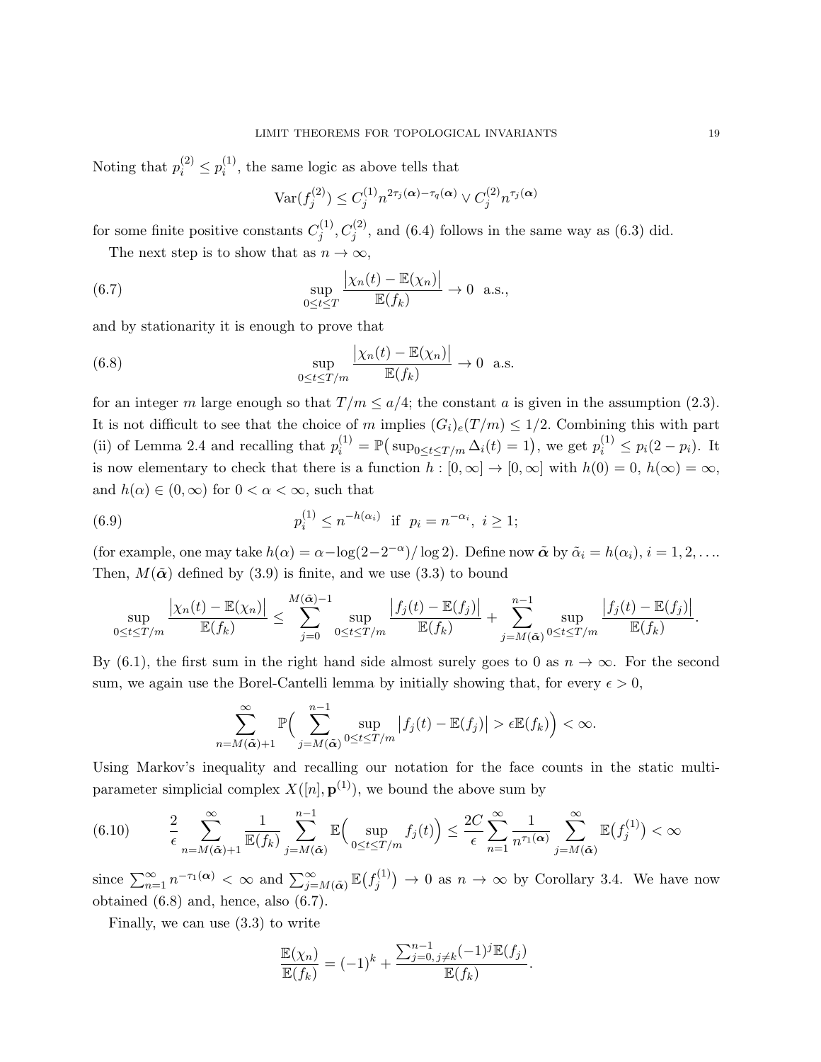Noting that $p_i^{(2)} \le p_i^{(1)}$, the same logic as above tells that

$$\mathrm{Var}(f_j^{(2)}) \le C_j^{(1)} n^{2\tau_j(\boldsymbol{\alpha}) - \tau_q(\boldsymbol{\alpha})} \vee C_j^{(2)} n^{\tau_j(\boldsymbol{\alpha})}$$

for some finite positive constants $C_j^{(1)}, C_j^{(2)}$, and (6.4) follows in the same way as (6.3) did.

The next step is to show that as $n \to \infty$,

$$\sup_{0 \le t \le T} \frac{\big|\chi_n(t) - \mathbb{E}(\chi_n)\big|}{\mathbb{E}(f_k)} \to 0 \ \text{ a.s.}, \tag{6.7}$$

and by stationarity it is enough to prove that

$$\sup_{0 \le t \le T/m} \frac{\big|\chi_n(t) - \mathbb{E}(\chi_n)\big|}{\mathbb{E}(f_k)} \to 0 \ \text{ a.s.} \tag{6.8}$$

for an integer $m$ large enough so that $T/m \le a/4$; the constant $a$ is given in the assumption (2.3). It is not difficult to see that the choice of $m$ implies $(G_i)_e(T/m) \le 1/2$. Combining this with part (ii) of Lemma 2.4 and recalling that $p_i^{(1)} = \mathbb{P}\big(\sup_{0 \le t \le T/m} \Delta_i(t) = 1\big)$, we get $p_i^{(1)} \le p_i(2 - p_i)$. It is now elementary to check that there is a function $h : [0, \infty] \to [0, \infty]$ with $h(0) = 0$, $h(\infty) = \infty$, and $h(\alpha) \in (0, \infty)$ for $0 < \alpha < \infty$, such that

$$p_i^{(1)} \le n^{-h(\alpha_i)} \ \text{ if } \ p_i = n^{-\alpha_i}, \ i \ge 1; \tag{6.9}$$

(for example, one may take $h(\alpha) = \alpha - \log(2 - 2^{-\alpha})/\log 2$). Define now $\tilde{\boldsymbol{\alpha}}$ by $\tilde{\alpha}_i = h(\alpha_i)$, $i = 1, 2, \ldots$. Then, $M(\tilde{\boldsymbol{\alpha}})$ defined by (3.9) is finite, and we use (3.3) to bound

$$\sup_{0 \le t \le T/m} \frac{\big|\chi_n(t) - \mathbb{E}(\chi_n)\big|}{\mathbb{E}(f_k)} \le \sum_{j=0}^{M(\tilde{\boldsymbol{\alpha}})-1} \sup_{0 \le t \le T/m} \frac{\big|f_j(t) - \mathbb{E}(f_j)\big|}{\mathbb{E}(f_k)} + \sum_{j=M(\tilde{\boldsymbol{\alpha}})}^{n-1} \sup_{0 \le t \le T/m} \frac{\big|f_j(t) - \mathbb{E}(f_j)\big|}{\mathbb{E}(f_k)}.$$

By (6.1), the first sum in the right hand side almost surely goes to 0 as $n \to \infty$. For the second sum, we again use the Borel-Cantelli lemma by initially showing that, for every $\epsilon > 0$,

$$\sum_{n=M(\tilde{\boldsymbol{\alpha}})+1}^{\infty} \mathbb{P}\Big( \sum_{j=M(\tilde{\boldsymbol{\alpha}})}^{n-1} \sup_{0 \le t \le T/m} \big|f_j(t) - \mathbb{E}(f_j)\big| > \epsilon \mathbb{E}(f_k) \Big) < \infty.$$

Using Markov's inequality and recalling our notation for the face counts in the static multi-parameter simplicial complex $X([n], \mathbf{p}^{(1)})$, we bound the above sum by

$$\frac{2}{\epsilon} \sum_{n=M(\tilde{\boldsymbol{\alpha}})+1}^{\infty} \frac{1}{\mathbb{E}(f_k)} \sum_{j=M(\tilde{\boldsymbol{\alpha}})}^{n-1} \mathbb{E}\Big( \sup_{0 \le t \le T/m} f_j(t) \Big) \le \frac{2C}{\epsilon} \sum_{n=1}^{\infty} \frac{1}{n^{\tau_1(\boldsymbol{\alpha})}} \sum_{j=M(\tilde{\boldsymbol{\alpha}})}^{\infty} \mathbb{E}\big(f_j^{(1)}\big) < \infty \tag{6.10}$$

since $\sum_{n=1}^{\infty} n^{-\tau_1(\boldsymbol{\alpha})} < \infty$ and $\sum_{j=M(\tilde{\boldsymbol{\alpha}})}^{\infty} \mathbb{E}\big(f_j^{(1)}\big) \to 0$ as $n \to \infty$ by Corollary 3.4. We have now obtained (6.8) and, hence, also (6.7).

Finally, we can use (3.3) to write

$$\frac{\mathbb{E}(\chi_n)}{\mathbb{E}(f_k)} = (-1)^k + \frac{\sum_{j=0, j \ne k}^{n-1} (-1)^j \mathbb{E}(f_j)}{\mathbb{E}(f_k)}.$$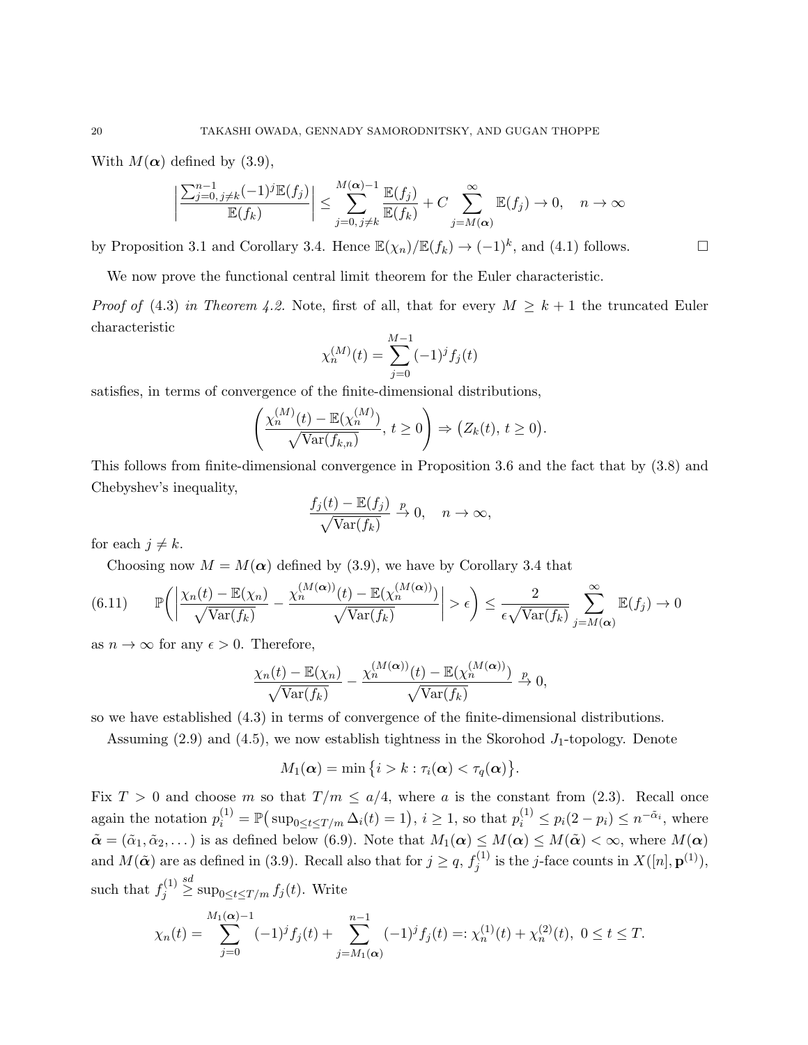With $M(\boldsymbol{\alpha})$ defined by (3.9),

$$\Bigg| \frac{\sum_{j=0,\, j\neq k}^{n-1} (-1)^j \mathbb{E}(f_j)}{\mathbb{E}(f_k)} \Bigg| \le \sum_{j=0,\, j\neq k}^{M(\boldsymbol{\alpha})-1} \frac{\mathbb{E}(f_j)}{\mathbb{E}(f_k)} + C \sum_{j=M(\boldsymbol{\alpha})}^{\infty} \mathbb{E}(f_j) \to 0, \quad n\to\infty$$

by Proposition 3.1 and Corollary 3.4. Hence $\mathbb{E}(\chi_n)/\mathbb{E}(f_k) \to (-1)^k$, and (4.1) follows. □

We now prove the functional central limit theorem for the Euler characteristic.

*Proof of* (4.3) *in Theorem 4.2.* Note, first of all, that for every $M \ge k+1$ the truncated Euler characteristic

$$\chi_n^{(M)}(t) = \sum_{j=0}^{M-1} (-1)^j f_j(t)$$

satisfies, in terms of convergence of the finite-dimensional distributions,

$$\left( \frac{\chi_n^{(M)}(t) - \mathbb{E}(\chi_n^{(M)})}{\sqrt{\mathrm{Var}(f_{k,n})}},\, t\ge 0 \right) \Rightarrow \big(Z_k(t),\, t\ge 0\big).$$

This follows from finite-dimensional convergence in Proposition 3.6 and the fact that by (3.8) and Chebyshev's inequality,

$$\frac{f_j(t) - \mathbb{E}(f_j)}{\sqrt{\mathrm{Var}(f_k)}} \overset{p}{\to} 0, \quad n\to\infty,$$

for each $j \neq k$.

Choosing now $M = M(\boldsymbol{\alpha})$ defined by (3.9), we have by Corollary 3.4 that

$$\mathbb{P}\bigg( \bigg| \frac{\chi_n(t) - \mathbb{E}(\chi_n)}{\sqrt{\mathrm{Var}(f_k)}} - \frac{\chi_n^{(M(\boldsymbol{\alpha}))}(t) - \mathbb{E}(\chi_n^{(M(\boldsymbol{\alpha}))})}{\sqrt{\mathrm{Var}(f_k)}} \bigg| > \epsilon \bigg) \le \frac{2}{\epsilon\sqrt{\mathrm{Var}(f_k)}} \sum_{j=M(\boldsymbol{\alpha})}^{\infty} \mathbb{E}(f_j) \to 0 \tag{6.11}$$

as $n\to\infty$ for any $\epsilon > 0$. Therefore,

$$\frac{\chi_n(t) - \mathbb{E}(\chi_n)}{\sqrt{\mathrm{Var}(f_k)}} - \frac{\chi_n^{(M(\boldsymbol{\alpha}))}(t) - \mathbb{E}(\chi_n^{(M(\boldsymbol{\alpha}))})}{\sqrt{\mathrm{Var}(f_k)}} \overset{p}{\to} 0,$$

so we have established (4.3) in terms of convergence of the finite-dimensional distributions.

Assuming (2.9) and (4.5), we now establish tightness in the Skorohod $J_1$-topology. Denote

$$M_1(\boldsymbol{\alpha}) = \min\big\{ i > k : \tau_i(\boldsymbol{\alpha}) < \tau_q(\boldsymbol{\alpha}) \big\}.$$

Fix $T > 0$ and choose $m$ so that $T/m \le a/4$, where $a$ is the constant from (2.3). Recall once again the notation $p_i^{(1)} = \mathbb{P}\big( \sup_{0\le t\le T/m} \Delta_i(t) = 1 \big)$, $i \ge 1$, so that $p_i^{(1)} \le p_i(2-p_i) \le n^{-\tilde{\alpha}_i}$, where $\tilde{\boldsymbol{\alpha}} = (\tilde{\alpha}_1, \tilde{\alpha}_2, \dots)$ is as defined below (6.9). Note that $M_1(\boldsymbol{\alpha}) \le M(\boldsymbol{\alpha}) \le M(\tilde{\boldsymbol{\alpha}}) < \infty$, where $M(\boldsymbol{\alpha})$ and $M(\tilde{\boldsymbol{\alpha}})$ are as defined in (3.9). Recall also that for $j \ge q$, $f_j^{(1)}$ is the $j$-face counts in $X([n], \mathbf{p}^{(1)})$, such that $f_j^{(1)} \overset{sd}{\ge} \sup_{0\le t\le T/m} f_j(t)$. Write

$$\chi_n(t) = \sum_{j=0}^{M_1(\boldsymbol{\alpha})-1} (-1)^j f_j(t) + \sum_{j=M_1(\boldsymbol{\alpha})}^{n-1} (-1)^j f_j(t) =: \chi_n^{(1)}(t) + \chi_n^{(2)}(t),\ 0 \le t \le T.$$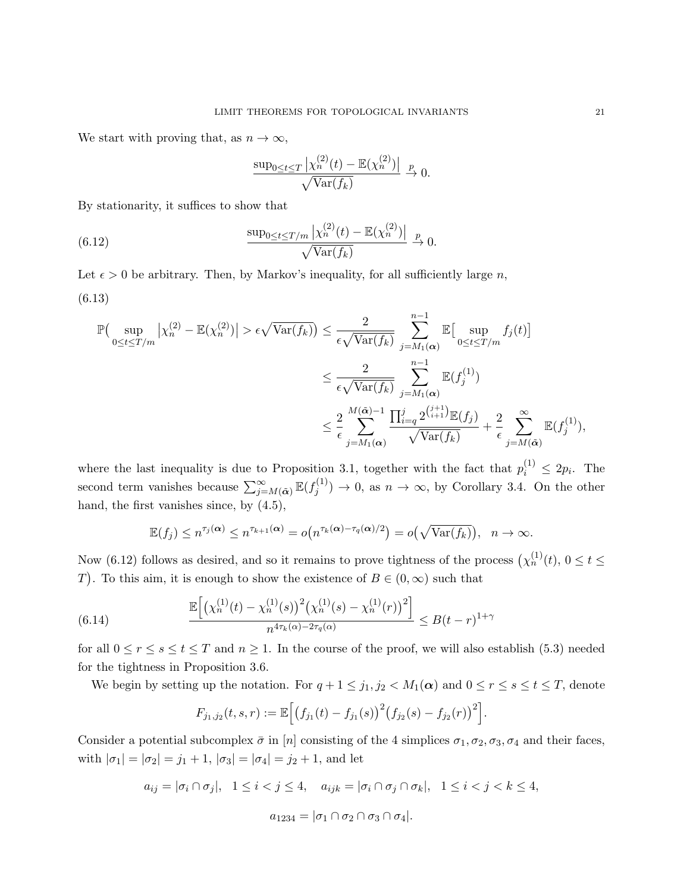We start with proving that, as $n \to \infty$,

$$\frac{\sup_{0\le t\le T} \big|\chi_n^{(2)}(t) - \mathbb{E}(\chi_n^{(2)})\big|}{\sqrt{\mathrm{Var}(f_k)}} \xrightarrow{p} 0.$$

By stationarity, it suffices to show that

$$\frac{\sup_{0\le t\le T/m} \big|\chi_n^{(2)}(t) - \mathbb{E}(\chi_n^{(2)})\big|}{\sqrt{\mathrm{Var}(f_k)}} \xrightarrow{p} 0. \tag{6.12}$$

Let $\epsilon > 0$ be arbitrary. Then, by Markov's inequality, for all sufficiently large $n$,

(6.13)

$$\begin{aligned}
\mathbb{P}\big(\sup_{0\le t\le T/m} \big|\chi_n^{(2)} - \mathbb{E}(\chi_n^{(2)})\big| > \epsilon\sqrt{\mathrm{Var}(f_k)}\big) &\le \frac{2}{\epsilon\sqrt{\mathrm{Var}(f_k)}} \sum_{j=M_1(\boldsymbol{\alpha})}^{n-1} \mathbb{E}\big[\sup_{0\le t\le T/m} f_j(t)\big] \\
&\le \frac{2}{\epsilon\sqrt{\mathrm{Var}(f_k)}} \sum_{j=M_1(\boldsymbol{\alpha})}^{n-1} \mathbb{E}(f_j^{(1)}) \\
&\le \frac{2}{\epsilon} \sum_{j=M_1(\boldsymbol{\alpha})}^{M(\tilde{\boldsymbol{\alpha}})-1} \frac{\prod_{i=q}^{j} 2^{\binom{j+1}{i+1}} \mathbb{E}(f_j)}{\sqrt{\mathrm{Var}(f_k)}} + \frac{2}{\epsilon} \sum_{j=M(\tilde{\boldsymbol{\alpha}})}^{\infty} \mathbb{E}(f_j^{(1)}),
\end{aligned}$$

where the last inequality is due to Proposition 3.1, together with the fact that $p_i^{(1)} \le 2p_i$. The second term vanishes because $\sum_{j=M(\tilde{\boldsymbol{\alpha}})}^{\infty} \mathbb{E}(f_j^{(1)}) \to 0$, as $n \to \infty$, by Corollary 3.4. On the other hand, the first vanishes since, by (4.5),

$$\mathbb{E}(f_j) \le n^{\tau_j(\boldsymbol{\alpha})} \le n^{\tau_{k+1}(\boldsymbol{\alpha})} = o\big(n^{\tau_k(\boldsymbol{\alpha}) - \tau_q(\boldsymbol{\alpha})/2}\big) = o\big(\sqrt{\mathrm{Var}(f_k)}\big), \quad n \to \infty.$$

Now (6.12) follows as desired, and so it remains to prove tightness of the process $\big(\chi_n^{(1)}(t),\, 0 \le t \le T\big)$. To this aim, it is enough to show the existence of $B \in (0, \infty)$ such that

$$\frac{\mathbb{E}\Big[\big(\chi_n^{(1)}(t) - \chi_n^{(1)}(s)\big)^2 \big(\chi_n^{(1)}(s) - \chi_n^{(1)}(r)\big)^2\Big]}{n^{4\tau_k(\alpha) - 2\tau_q(\alpha)}} \le B(t-r)^{1+\gamma} \tag{6.14}$$

for all $0 \le r \le s \le t \le T$ and $n \ge 1$. In the course of the proof, we will also establish (5.3) needed for the tightness in Proposition 3.6.

We begin by setting up the notation. For $q+1 \le j_1, j_2 < M_1(\boldsymbol{\alpha})$ and $0 \le r \le s \le t \le T$, denote

$$F_{j_1,j_2}(t,s,r) := \mathbb{E}\Big[\big(f_{j_1}(t) - f_{j_1}(s)\big)^2 \big(f_{j_2}(s) - f_{j_2}(r)\big)^2\Big].$$

Consider a potential subcomplex $\bar{\sigma}$ in $[n]$ consisting of the 4 simplices $\sigma_1, \sigma_2, \sigma_3, \sigma_4$ and their faces, with $|\sigma_1| = |\sigma_2| = j_1 + 1$, $|\sigma_3| = |\sigma_4| = j_2 + 1$, and let

$$a_{ij} = |\sigma_i \cap \sigma_j|, \quad 1 \le i < j \le 4, \quad a_{ijk} = |\sigma_i \cap \sigma_j \cap \sigma_k|, \quad 1 \le i < j < k \le 4,$$

$$a_{1234} = |\sigma_1 \cap \sigma_2 \cap \sigma_3 \cap \sigma_4|.$$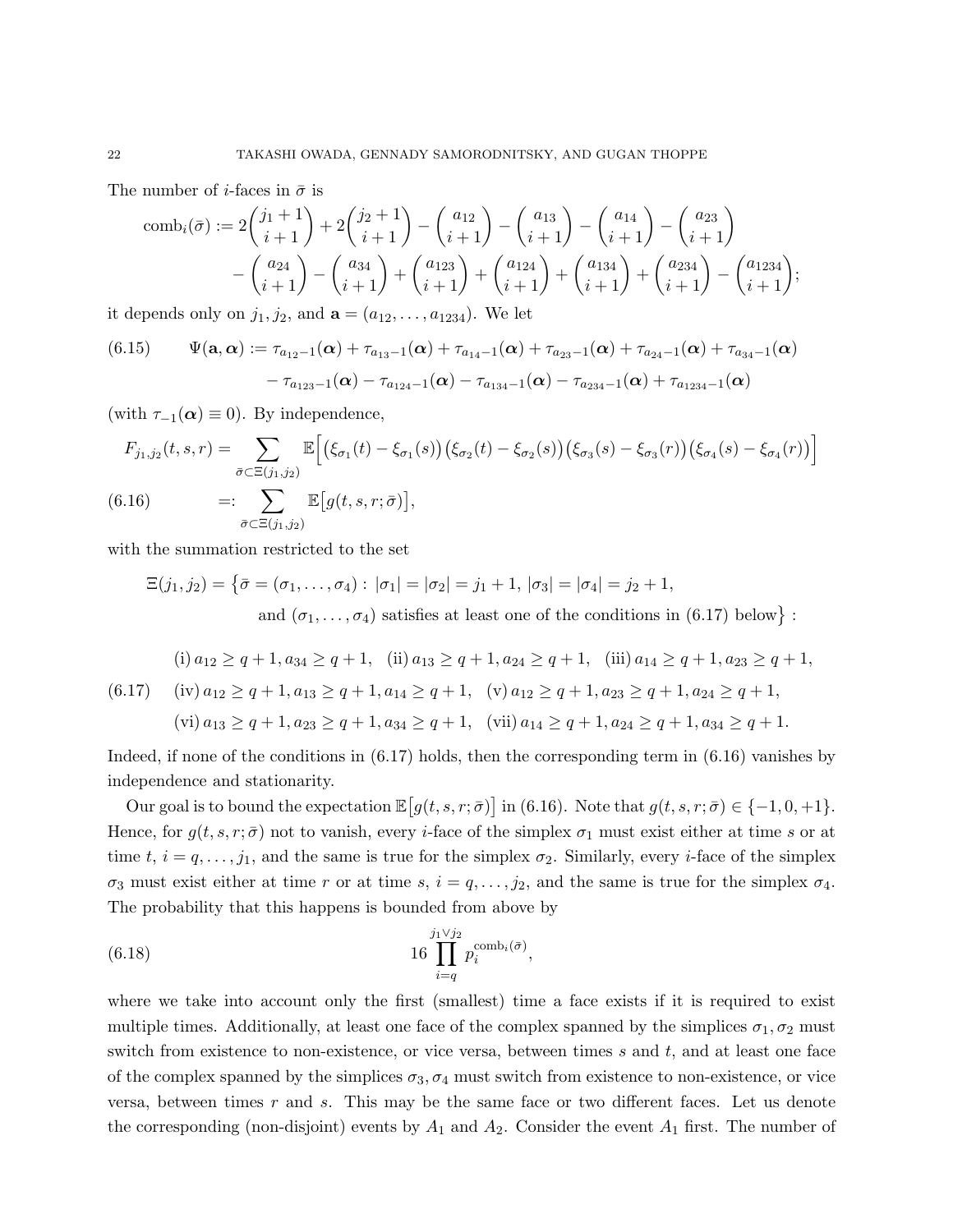The number of $i$-faces in $\bar{\sigma}$ is

$$\mathrm{comb}_i(\bar{\sigma}) := 2\binom{j_1+1}{i+1} + 2\binom{j_2+1}{i+1} - \binom{a_{12}}{i+1} - \binom{a_{13}}{i+1} - \binom{a_{14}}{i+1} - \binom{a_{23}}{i+1} - \binom{a_{24}}{i+1} - \binom{a_{34}}{i+1} + \binom{a_{123}}{i+1} + \binom{a_{124}}{i+1} + \binom{a_{134}}{i+1} + \binom{a_{234}}{i+1} - \binom{a_{1234}}{i+1};$$

it depends only on $j_1, j_2$, and $\mathbf{a} = (a_{12}, \dots, a_{1234})$. We let

$$\Psi(\mathbf{a}, \boldsymbol{\alpha}) := \tau_{a_{12}-1}(\boldsymbol{\alpha}) + \tau_{a_{13}-1}(\boldsymbol{\alpha}) + \tau_{a_{14}-1}(\boldsymbol{\alpha}) + \tau_{a_{23}-1}(\boldsymbol{\alpha}) + \tau_{a_{24}-1}(\boldsymbol{\alpha}) + \tau_{a_{34}-1}(\boldsymbol{\alpha}) - \tau_{a_{123}-1}(\boldsymbol{\alpha}) - \tau_{a_{124}-1}(\boldsymbol{\alpha}) - \tau_{a_{134}-1}(\boldsymbol{\alpha}) - \tau_{a_{234}-1}(\boldsymbol{\alpha}) + \tau_{a_{1234}-1}(\boldsymbol{\alpha}) \tag{6.15}$$

(with $\tau_{-1}(\boldsymbol{\alpha}) \equiv 0$). By independence,

$$F_{j_1,j_2}(t,s,r) = \sum_{\bar{\sigma} \subset \Xi(j_1,j_2)} \mathbb{E}\Big[ \big(\xi_{\sigma_1}(t) - \xi_{\sigma_1}(s)\big)\big(\xi_{\sigma_2}(t) - \xi_{\sigma_2}(s)\big)\big(\xi_{\sigma_3}(s) - \xi_{\sigma_3}(r)\big)\big(\xi_{\sigma_4}(s) - \xi_{\sigma_4}(r)\big) \Big]$$

$$=: \sum_{\bar{\sigma} \subset \Xi(j_1,j_2)} \mathbb{E}\big[g(t,s,r;\bar{\sigma})\big], \tag{6.16}$$

with the summation restricted to the set

$$\Xi(j_1,j_2) = \big\{ \bar{\sigma} = (\sigma_1, \dots, \sigma_4) : |\sigma_1| = |\sigma_2| = j_1 + 1, \, |\sigma_3| = |\sigma_4| = j_2 + 1, \text{ and } (\sigma_1, \dots, \sigma_4) \text{ satisfies at least one of the conditions in (6.17) below} \big\} :$$

$$\begin{aligned}
&\text{(i)}\, a_{12} \geq q+1, a_{34} \geq q+1, \quad \text{(ii)}\, a_{13} \geq q+1, a_{24} \geq q+1, \quad \text{(iii)}\, a_{14} \geq q+1, a_{23} \geq q+1, \\
&\text{(iv)}\, a_{12} \geq q+1, a_{13} \geq q+1, a_{14} \geq q+1, \quad \text{(v)}\, a_{12} \geq q+1, a_{23} \geq q+1, a_{24} \geq q+1, \\
&\text{(vi)}\, a_{13} \geq q+1, a_{23} \geq q+1, a_{34} \geq q+1, \quad \text{(vii)}\, a_{14} \geq q+1, a_{24} \geq q+1, a_{34} \geq q+1.
\end{aligned} \tag{6.17}$$

Indeed, if none of the conditions in (6.17) holds, then the corresponding term in (6.16) vanishes by independence and stationarity.

Our goal is to bound the expectation $\mathbb{E}\big[g(t,s,r;\bar{\sigma})\big]$ in (6.16). Note that $g(t,s,r;\bar{\sigma}) \in \{-1, 0, +1\}$. Hence, for $g(t,s,r;\bar{\sigma})$ not to vanish, every $i$-face of the simplex $\sigma_1$ must exist either at time $s$ or at time $t$, $i = q, \dots, j_1$, and the same is true for the simplex $\sigma_2$. Similarly, every $i$-face of the simplex $\sigma_3$ must exist either at time $r$ or at time $s$, $i = q, \dots, j_2$, and the same is true for the simplex $\sigma_4$. The probability that this happens is bounded from above by

$$16 \prod_{i=q}^{j_1 \vee j_2} p_i^{\mathrm{comb}_i(\bar{\sigma})}, \tag{6.18}$$

where we take into account only the first (smallest) time a face exists if it is required to exist multiple times. Additionally, at least one face of the complex spanned by the simplices $\sigma_1, \sigma_2$ must switch from existence to non-existence, or vice versa, between times $s$ and $t$, and at least one face of the complex spanned by the simplices $\sigma_3, \sigma_4$ must switch from existence to non-existence, or vice versa, between times $r$ and $s$. This may be the same face or two different faces. Let us denote the corresponding (non-disjoint) events by $A_1$ and $A_2$. Consider the event $A_1$ first. The number of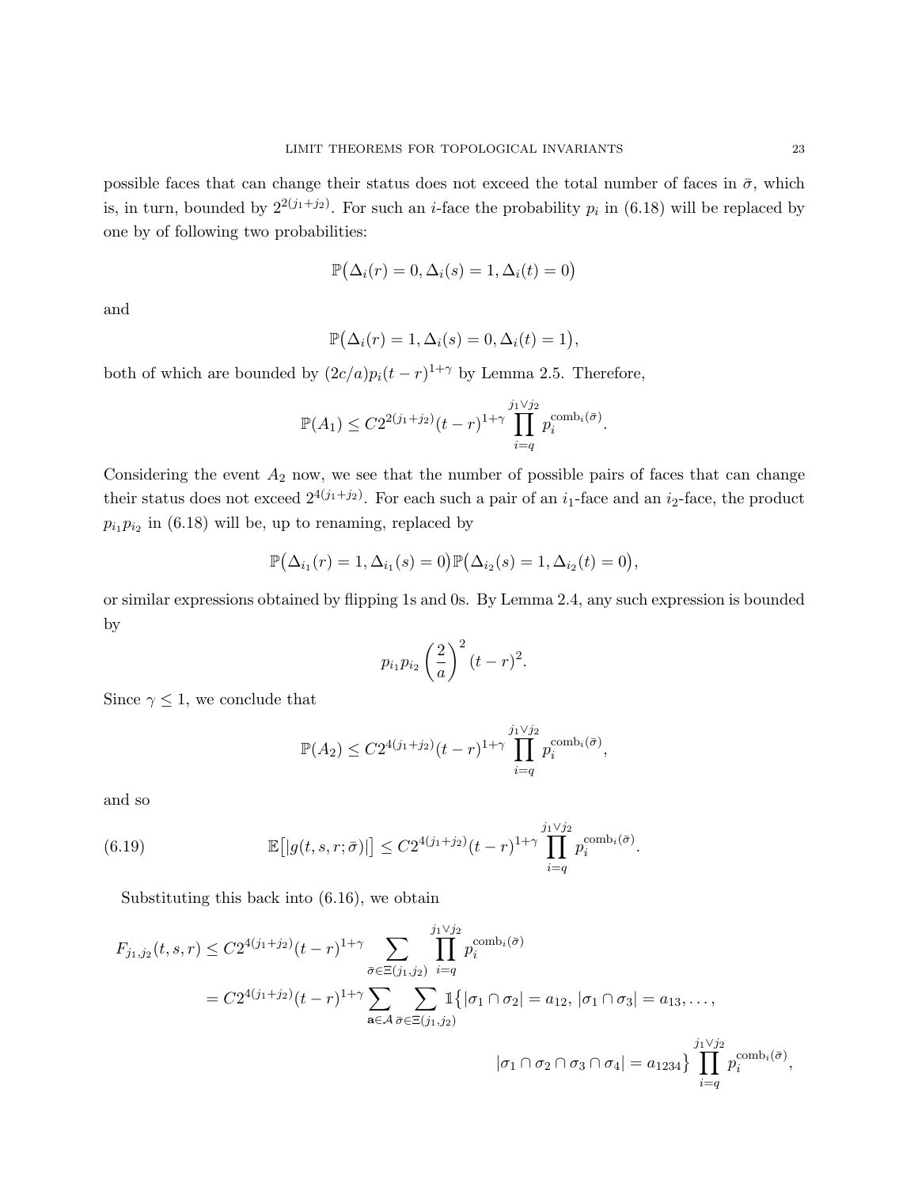possible faces that can change their status does not exceed the total number of faces in $\bar{\sigma}$, which is, in turn, bounded by $2^{2(j_1+j_2)}$. For such an $i$-face the probability $p_i$ in (6.18) will be replaced by one by of following two probabilities:

$$\mathbb{P}\big(\Delta_i(r) = 0, \Delta_i(s) = 1, \Delta_i(t) = 0\big)$$

and

$$\mathbb{P}\big(\Delta_i(r) = 1, \Delta_i(s) = 0, \Delta_i(t) = 1\big),$$

both of which are bounded by $(2c/a)p_i(t-r)^{1+\gamma}$ by Lemma 2.5. Therefore,

$$\mathbb{P}(A_1) \leq C2^{2(j_1+j_2)}(t-r)^{1+\gamma} \prod_{i=q}^{j_1 \vee j_2} p_i^{\mathrm{comb}_i(\bar{\sigma})}.$$

Considering the event $A_2$ now, we see that the number of possible pairs of faces that can change their status does not exceed $2^{4(j_1+j_2)}$. For each such a pair of an $i_1$-face and an $i_2$-face, the product $p_{i_1}p_{i_2}$ in (6.18) will be, up to renaming, replaced by

$$\mathbb{P}\big(\Delta_{i_1}(r) = 1, \Delta_{i_1}(s) = 0\big)\mathbb{P}\big(\Delta_{i_2}(s) = 1, \Delta_{i_2}(t) = 0\big),$$

or similar expressions obtained by flipping 1s and 0s. By Lemma 2.4, any such expression is bounded by

$$p_{i_1}p_{i_2}\left(\frac{2}{a}\right)^2 (t-r)^2.$$

Since $\gamma \leq 1$, we conclude that

$$\mathbb{P}(A_2) \leq C2^{4(j_1+j_2)}(t-r)^{1+\gamma} \prod_{i=q}^{j_1 \vee j_2} p_i^{\mathrm{comb}_i(\bar{\sigma})},$$

and so

$$\mathbb{E}\big[|g(t,s,r;\bar{\sigma})|\big] \leq C2^{4(j_1+j_2)}(t-r)^{1+\gamma} \prod_{i=q}^{j_1 \vee j_2} p_i^{\mathrm{comb}_i(\bar{\sigma})}. \tag{6.19}$$

Substituting this back into (6.16), we obtain

$$\begin{aligned}
F_{j_1,j_2}(t,s,r) &\leq C2^{4(j_1+j_2)}(t-r)^{1+\gamma} \sum_{\bar{\sigma} \in \Xi(j_1,j_2)} \prod_{i=q}^{j_1 \vee j_2} p_i^{\mathrm{comb}_i(\bar{\sigma})} \\
&= C2^{4(j_1+j_2)}(t-r)^{1+\gamma} \sum_{\mathbf{a} \in \mathcal{A}} \sum_{\bar{\sigma} \in \Xi(j_1,j_2)} \mathbb{1}\big\{|\sigma_1 \cap \sigma_2| = a_{12},\, |\sigma_1 \cap \sigma_3| = a_{13}, \dots, \\
&\qquad\qquad |\sigma_1 \cap \sigma_2 \cap \sigma_3 \cap \sigma_4| = a_{1234}\big\} \prod_{i=q}^{j_1 \vee j_2} p_i^{\mathrm{comb}_i(\bar{\sigma})},
\end{aligned}$$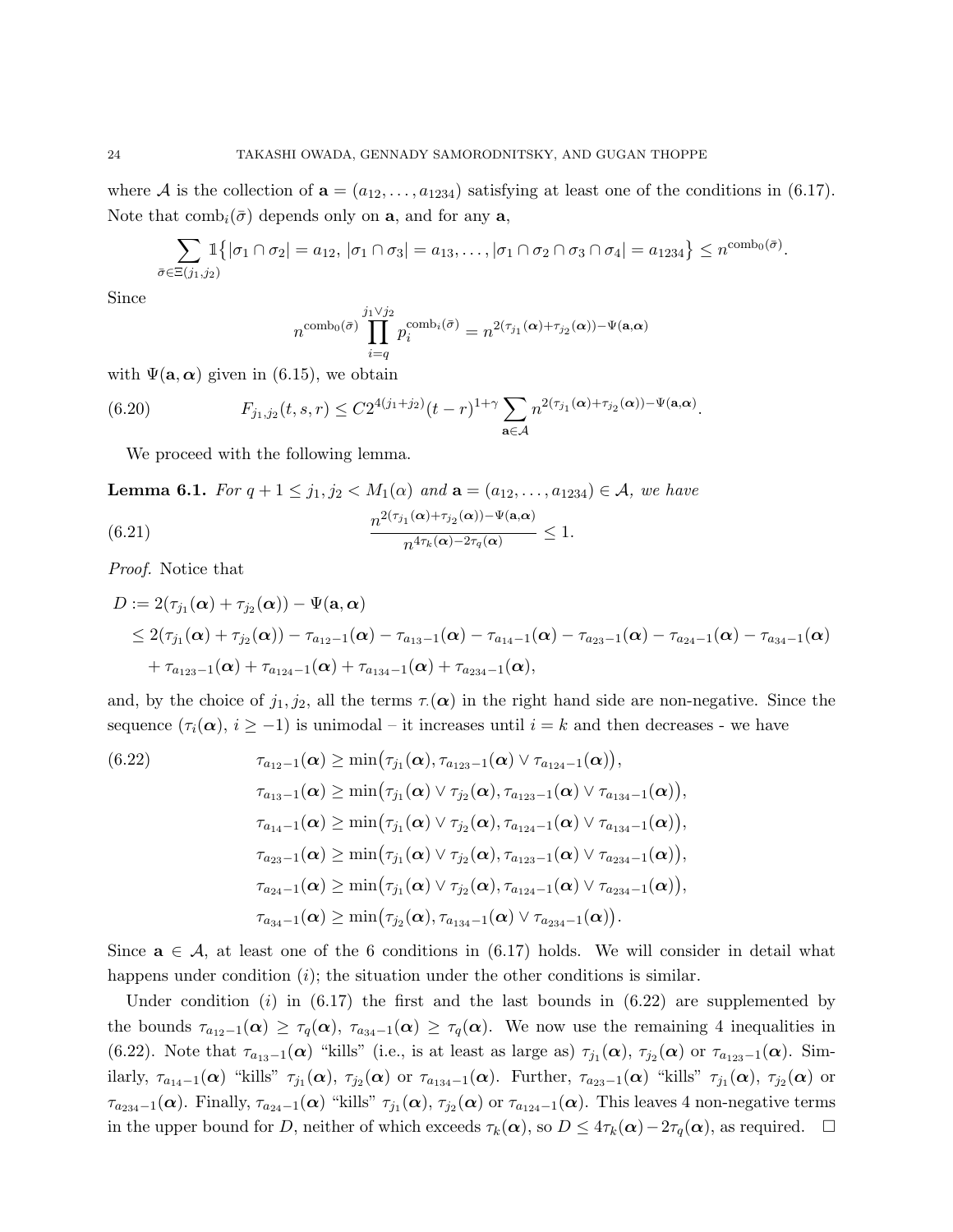where $\mathcal{A}$ is the collection of $\mathbf{a} = (a_{12}, \dots, a_{1234})$ satisfying at least one of the conditions in (6.17). Note that $\mathrm{comb}_i(\bar\sigma)$ depends only on $\mathbf{a}$, and for any $\mathbf{a}$,

$$\sum_{\bar\sigma \in \Xi(j_1,j_2)} \mathbb{1}\big\{|\sigma_1 \cap \sigma_2| = a_{12},\, |\sigma_1 \cap \sigma_3| = a_{13}, \dots, |\sigma_1 \cap \sigma_2 \cap \sigma_3 \cap \sigma_4| = a_{1234}\big\} \le n^{\mathrm{comb}_0(\bar\sigma)}.$$

Since

$$n^{\mathrm{comb}_0(\bar\sigma)} \prod_{i=q}^{j_1 \vee j_2} p_i^{\mathrm{comb}_i(\bar\sigma)} = n^{2(\tau_{j_1}(\boldsymbol{\alpha}) + \tau_{j_2}(\boldsymbol{\alpha})) - \Psi(\mathbf{a}, \boldsymbol{\alpha})}$$

with $\Psi(\mathbf{a}, \boldsymbol{\alpha})$ given in (6.15), we obtain

$$F_{j_1,j_2}(t,s,r) \le C 2^{4(j_1+j_2)} (t-r)^{1+\gamma} \sum_{\mathbf{a} \in \mathcal{A}} n^{2(\tau_{j_1}(\boldsymbol{\alpha}) + \tau_{j_2}(\boldsymbol{\alpha})) - \Psi(\mathbf{a}, \boldsymbol{\alpha})}. \tag{6.20}$$

We proceed with the following lemma.

**Lemma 6.1.** *For $q+1 \le j_1, j_2 < M_1(\alpha)$ and $\mathbf{a} = (a_{12}, \dots, a_{1234}) \in \mathcal{A}$, we have*

$$\frac{n^{2(\tau_{j_1}(\boldsymbol{\alpha}) + \tau_{j_2}(\boldsymbol{\alpha})) - \Psi(\mathbf{a}, \boldsymbol{\alpha})}}{n^{4\tau_k(\boldsymbol{\alpha}) - 2\tau_q(\boldsymbol{\alpha})}} \le 1. \tag{6.21}$$

*Proof.* Notice that

$$\begin{aligned}
D &:= 2(\tau_{j_1}(\boldsymbol{\alpha}) + \tau_{j_2}(\boldsymbol{\alpha})) - \Psi(\mathbf{a}, \boldsymbol{\alpha}) \\
&\le 2(\tau_{j_1}(\boldsymbol{\alpha}) + \tau_{j_2}(\boldsymbol{\alpha})) - \tau_{a_{12}-1}(\boldsymbol{\alpha}) - \tau_{a_{13}-1}(\boldsymbol{\alpha}) - \tau_{a_{14}-1}(\boldsymbol{\alpha}) - \tau_{a_{23}-1}(\boldsymbol{\alpha}) - \tau_{a_{24}-1}(\boldsymbol{\alpha}) - \tau_{a_{34}-1}(\boldsymbol{\alpha}) \\
&\quad + \tau_{a_{123}-1}(\boldsymbol{\alpha}) + \tau_{a_{124}-1}(\boldsymbol{\alpha}) + \tau_{a_{134}-1}(\boldsymbol{\alpha}) + \tau_{a_{234}-1}(\boldsymbol{\alpha}),
\end{aligned}$$

and, by the choice of $j_1, j_2$, all the terms $\tau_\cdot(\boldsymbol{\alpha})$ in the right hand side are non-negative. Since the sequence $(\tau_i(\boldsymbol{\alpha}),\, i \ge -1)$ is unimodal – it increases until $i = k$ and then decreases - we have

$$\begin{aligned}
&\tau_{a_{12}-1}(\boldsymbol{\alpha}) \ge \min\big(\tau_{j_1}(\boldsymbol{\alpha}), \tau_{a_{123}-1}(\boldsymbol{\alpha}) \vee \tau_{a_{124}-1}(\boldsymbol{\alpha})\big), \\
&\tau_{a_{13}-1}(\boldsymbol{\alpha}) \ge \min\big(\tau_{j_1}(\boldsymbol{\alpha}) \vee \tau_{j_2}(\boldsymbol{\alpha}), \tau_{a_{123}-1}(\boldsymbol{\alpha}) \vee \tau_{a_{134}-1}(\boldsymbol{\alpha})\big), \\
&\tau_{a_{14}-1}(\boldsymbol{\alpha}) \ge \min\big(\tau_{j_1}(\boldsymbol{\alpha}) \vee \tau_{j_2}(\boldsymbol{\alpha}), \tau_{a_{124}-1}(\boldsymbol{\alpha}) \vee \tau_{a_{134}-1}(\boldsymbol{\alpha})\big), \\
&\tau_{a_{23}-1}(\boldsymbol{\alpha}) \ge \min\big(\tau_{j_1}(\boldsymbol{\alpha}) \vee \tau_{j_2}(\boldsymbol{\alpha}), \tau_{a_{123}-1}(\boldsymbol{\alpha}) \vee \tau_{a_{234}-1}(\boldsymbol{\alpha})\big), \\
&\tau_{a_{24}-1}(\boldsymbol{\alpha}) \ge \min\big(\tau_{j_1}(\boldsymbol{\alpha}) \vee \tau_{j_2}(\boldsymbol{\alpha}), \tau_{a_{124}-1}(\boldsymbol{\alpha}) \vee \tau_{a_{234}-1}(\boldsymbol{\alpha})\big), \\
&\tau_{a_{34}-1}(\boldsymbol{\alpha}) \ge \min\big(\tau_{j_2}(\boldsymbol{\alpha}), \tau_{a_{134}-1}(\boldsymbol{\alpha}) \vee \tau_{a_{234}-1}(\boldsymbol{\alpha})\big).
\end{aligned} \tag{6.22}$$

Since $\mathbf{a} \in \mathcal{A}$, at least one of the 6 conditions in (6.17) holds. We will consider in detail what happens under condition $(i)$; the situation under the other conditions is similar.

Under condition $(i)$ in (6.17) the first and the last bounds in (6.22) are supplemented by the bounds $\tau_{a_{12}-1}(\boldsymbol{\alpha}) \ge \tau_q(\boldsymbol{\alpha})$, $\tau_{a_{34}-1}(\boldsymbol{\alpha}) \ge \tau_q(\boldsymbol{\alpha})$. We now use the remaining 4 inequalities in (6.22). Note that $\tau_{a_{13}-1}(\boldsymbol{\alpha})$ "kills" (i.e., is at least as large as) $\tau_{j_1}(\boldsymbol{\alpha})$, $\tau_{j_2}(\boldsymbol{\alpha})$ or $\tau_{a_{123}-1}(\boldsymbol{\alpha})$. Similarly, $\tau_{a_{14}-1}(\boldsymbol{\alpha})$ "kills" $\tau_{j_1}(\boldsymbol{\alpha})$, $\tau_{j_2}(\boldsymbol{\alpha})$ or $\tau_{a_{134}-1}(\boldsymbol{\alpha})$. Further, $\tau_{a_{23}-1}(\boldsymbol{\alpha})$ "kills" $\tau_{j_1}(\boldsymbol{\alpha})$, $\tau_{j_2}(\boldsymbol{\alpha})$ or $\tau_{a_{234}-1}(\boldsymbol{\alpha})$. Finally, $\tau_{a_{24}-1}(\boldsymbol{\alpha})$ "kills" $\tau_{j_1}(\boldsymbol{\alpha})$, $\tau_{j_2}(\boldsymbol{\alpha})$ or $\tau_{a_{124}-1}(\boldsymbol{\alpha})$. This leaves 4 non-negative terms in the upper bound for $D$, neither of which exceeds $\tau_k(\boldsymbol{\alpha})$, so $D \le 4\tau_k(\boldsymbol{\alpha}) - 2\tau_q(\boldsymbol{\alpha})$, as required. $\square$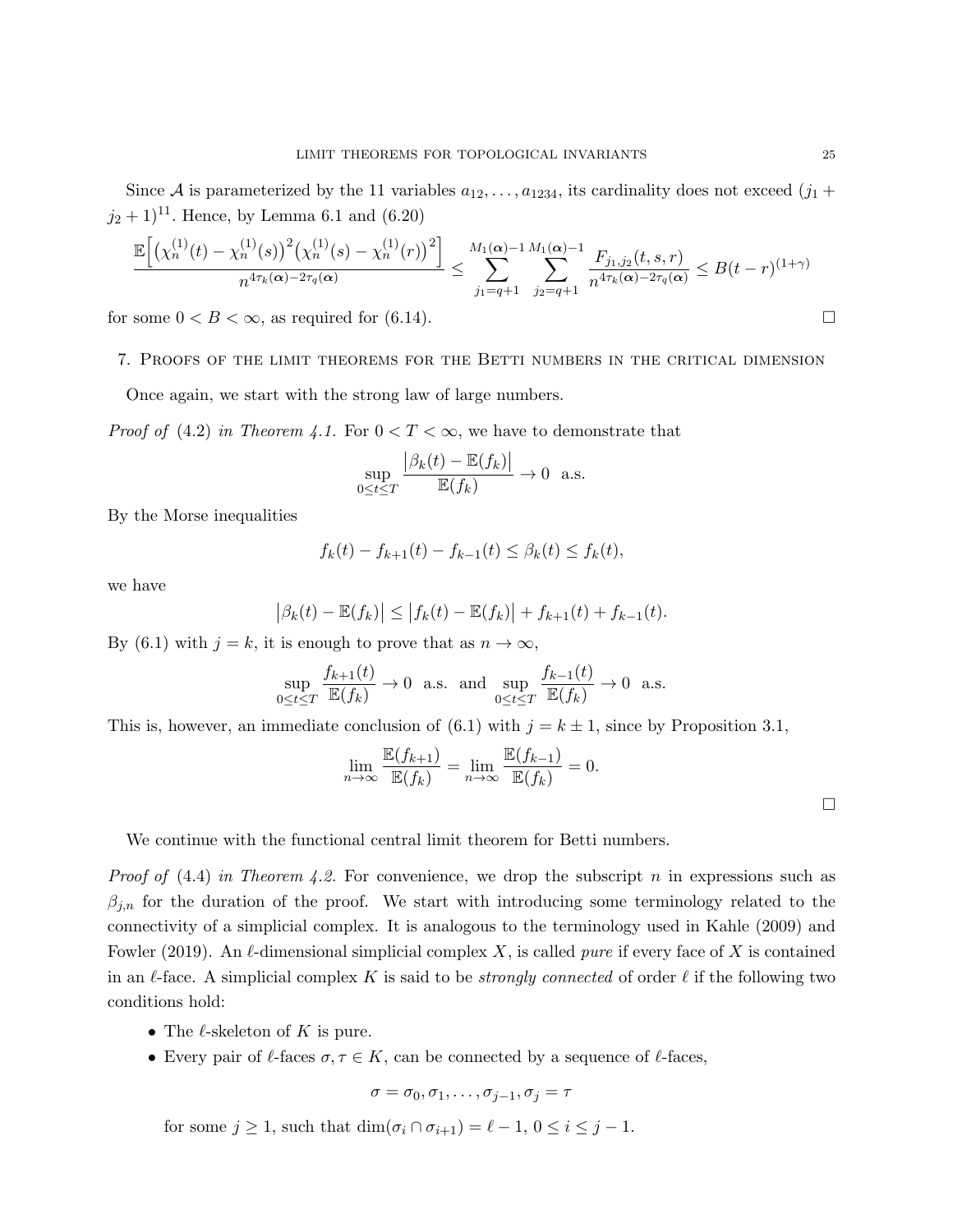Since $\mathcal{A}$ is parameterized by the 11 variables $a_{12}, \dots, a_{1234}$, its cardinality does not exceed $(j_1 + j_2 + 1)^{11}$. Hence, by Lemma 6.1 and (6.20)

$$\frac{\mathbb{E}\Big[\big(\chi_n^{(1)}(t) - \chi_n^{(1)}(s)\big)^2 \big(\chi_n^{(1)}(s) - \chi_n^{(1)}(r)\big)^2\Big]}{n^{4\tau_k(\boldsymbol{\alpha}) - 2\tau_q(\boldsymbol{\alpha})}} \le \sum_{j_1=q+1}^{M_1(\boldsymbol{\alpha})-1} \sum_{j_2=q+1}^{M_1(\boldsymbol{\alpha})-1} \frac{F_{j_1,j_2}(t,s,r)}{n^{4\tau_k(\boldsymbol{\alpha}) - 2\tau_q(\boldsymbol{\alpha})}} \le B(t-r)^{(1+\gamma)}$$

for some $0 < B < \infty$, as required for (6.14). □

## 7. Proofs of the limit theorems for the Betti numbers in the critical dimension

Once again, we start with the strong law of large numbers.

*Proof of* (4.2) *in Theorem 4.1.* For $0 < T < \infty$, we have to demonstrate that

$$\sup_{0 \le t \le T} \frac{\big|\beta_k(t) - \mathbb{E}(f_k)\big|}{\mathbb{E}(f_k)} \to 0 \ \text{ a.s.}$$

By the Morse inequalities

$$f_k(t) - f_{k+1}(t) - f_{k-1}(t) \le \beta_k(t) \le f_k(t),$$

we have

$$\big|\beta_k(t) - \mathbb{E}(f_k)\big| \le \big|f_k(t) - \mathbb{E}(f_k)\big| + f_{k+1}(t) + f_{k-1}(t).$$

By (6.1) with $j = k$, it is enough to prove that as $n \to \infty$,

$$\sup_{0 \le t \le T} \frac{f_{k+1}(t)}{\mathbb{E}(f_k)} \to 0 \ \text{ a.s. and } \sup_{0 \le t \le T} \frac{f_{k-1}(t)}{\mathbb{E}(f_k)} \to 0 \ \text{ a.s.}$$

This is, however, an immediate conclusion of (6.1) with $j = k \pm 1$, since by Proposition 3.1,

$$\lim_{n\to\infty} \frac{\mathbb{E}(f_{k+1})}{\mathbb{E}(f_k)} = \lim_{n\to\infty} \frac{\mathbb{E}(f_{k-1})}{\mathbb{E}(f_k)} = 0.$$

□

We continue with the functional central limit theorem for Betti numbers.

*Proof of* (4.4) *in Theorem 4.2.* For convenience, we drop the subscript $n$ in expressions such as $\beta_{j,n}$ for the duration of the proof. We start with introducing some terminology related to the connectivity of a simplicial complex. It is analogous to the terminology used in Kahle (2009) and Fowler (2019). An $\ell$-dimensional simplicial complex $X$, is called *pure* if every face of $X$ is contained in an $\ell$-face. A simplicial complex $K$ is said to be *strongly connected* of order $\ell$ if the following two conditions hold:

- The $\ell$-skeleton of $K$ is pure.
- Every pair of $\ell$-faces $\sigma, \tau \in K$, can be connected by a sequence of $\ell$-faces,

$$\sigma = \sigma_0, \sigma_1, \dots, \sigma_{j-1}, \sigma_j = \tau$$

for some $j \ge 1$, such that $\dim(\sigma_i \cap \sigma_{i+1}) = \ell - 1$, $0 \le i \le j-1$.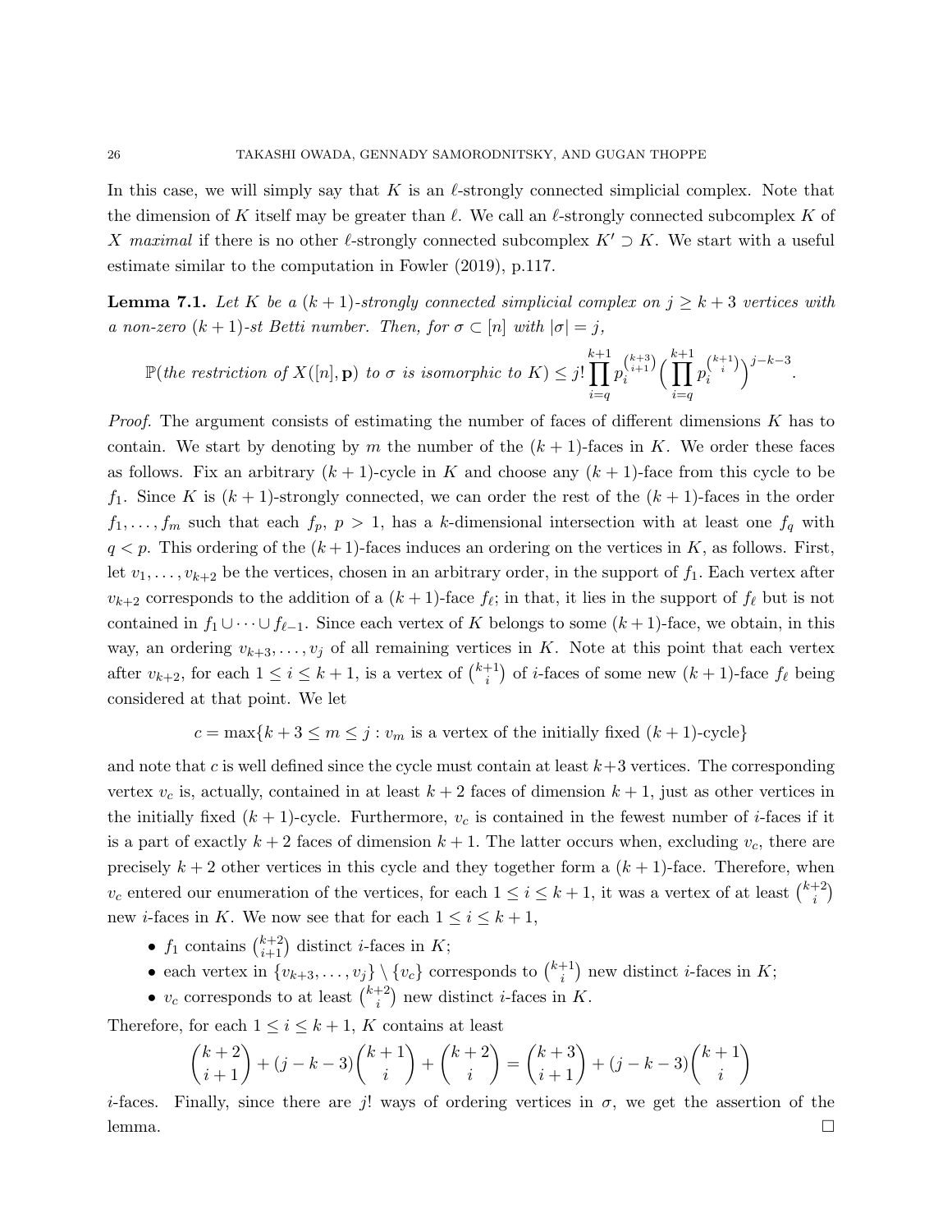In this case, we will simply say that $K$ is an $\ell$-strongly connected simplicial complex. Note that the dimension of $K$ itself may be greater than $\ell$. We call an $\ell$-strongly connected subcomplex $K$ of $X$ *maximal* if there is no other $\ell$-strongly connected subcomplex $K' \supset K$. We start with a useful estimate similar to the computation in Fowler (2019), p.117.

**Lemma 7.1.** *Let $K$ be a $(k+1)$-strongly connected simplicial complex on $j \geq k+3$ vertices with a non-zero $(k+1)$-st Betti number. Then, for $\sigma \subset [n]$ with $|\sigma| = j$,*

$$\mathbb{P}(\textit{the restriction of } X([n], \mathbf{p}) \textit{ to } \sigma \textit{ is isomorphic to } K) \leq j! \prod_{i=q}^{k+1} p_i^{\binom{k+3}{i+1}} \Big( \prod_{i=q}^{k+1} p_i^{\binom{k+1}{i}} \Big)^{j-k-3}.$$

*Proof.* The argument consists of estimating the number of faces of different dimensions $K$ has to contain. We start by denoting by $m$ the number of the $(k+1)$-faces in $K$. We order these faces as follows. Fix an arbitrary $(k+1)$-cycle in $K$ and choose any $(k+1)$-face from this cycle to be $f_1$. Since $K$ is $(k+1)$-strongly connected, we can order the rest of the $(k+1)$-faces in the order $f_1, \ldots, f_m$ such that each $f_p$, $p > 1$, has a $k$-dimensional intersection with at least one $f_q$ with $q < p$. This ordering of the $(k+1)$-faces induces an ordering on the vertices in $K$, as follows. First, let $v_1, \ldots, v_{k+2}$ be the vertices, chosen in an arbitrary order, in the support of $f_1$. Each vertex after $v_{k+2}$ corresponds to the addition of a $(k+1)$-face $f_\ell$; in that, it lies in the support of $f_\ell$ but is not contained in $f_1 \cup \cdots \cup f_{\ell-1}$. Since each vertex of $K$ belongs to some $(k+1)$-face, we obtain, in this way, an ordering $v_{k+3}, \ldots, v_j$ of all remaining vertices in $K$. Note at this point that each vertex after $v_{k+2}$, for each $1 \leq i \leq k+1$, is a vertex of $\binom{k+1}{i}$ of $i$-faces of some new $(k+1)$-face $f_\ell$ being considered at that point. We let

$$c = \max\{k+3 \leq m \leq j : v_m \text{ is a vertex of the initially fixed } (k+1)\text{-cycle}\}$$

and note that $c$ is well defined since the cycle must contain at least $k+3$ vertices. The corresponding vertex $v_c$ is, actually, contained in at least $k+2$ faces of dimension $k+1$, just as other vertices in the initially fixed $(k+1)$-cycle. Furthermore, $v_c$ is contained in the fewest number of $i$-faces if it is a part of exactly $k+2$ faces of dimension $k+1$. The latter occurs when, excluding $v_c$, there are precisely $k+2$ other vertices in this cycle and they together form a $(k+1)$-face. Therefore, when $v_c$ entered our enumeration of the vertices, for each $1 \leq i \leq k+1$, it was a vertex of at least $\binom{k+2}{i}$ new $i$-faces in $K$. We now see that for each $1 \leq i \leq k+1$,

- $f_1$ contains $\binom{k+2}{i+1}$ distinct $i$-faces in $K$;
- each vertex in $\{v_{k+3}, \ldots, v_j\} \setminus \{v_c\}$ corresponds to $\binom{k+1}{i}$ new distinct $i$-faces in $K$;
- $v_c$ corresponds to at least $\binom{k+2}{i}$ new distinct $i$-faces in $K$.

Therefore, for each $1 \leq i \leq k+1$, $K$ contains at least

$$\binom{k+2}{i+1} + (j-k-3)\binom{k+1}{i} + \binom{k+2}{i} = \binom{k+3}{i+1} + (j-k-3)\binom{k+1}{i}$$

$i$-faces. Finally, since there are $j!$ ways of ordering vertices in $\sigma$, we get the assertion of the lemma. $\square$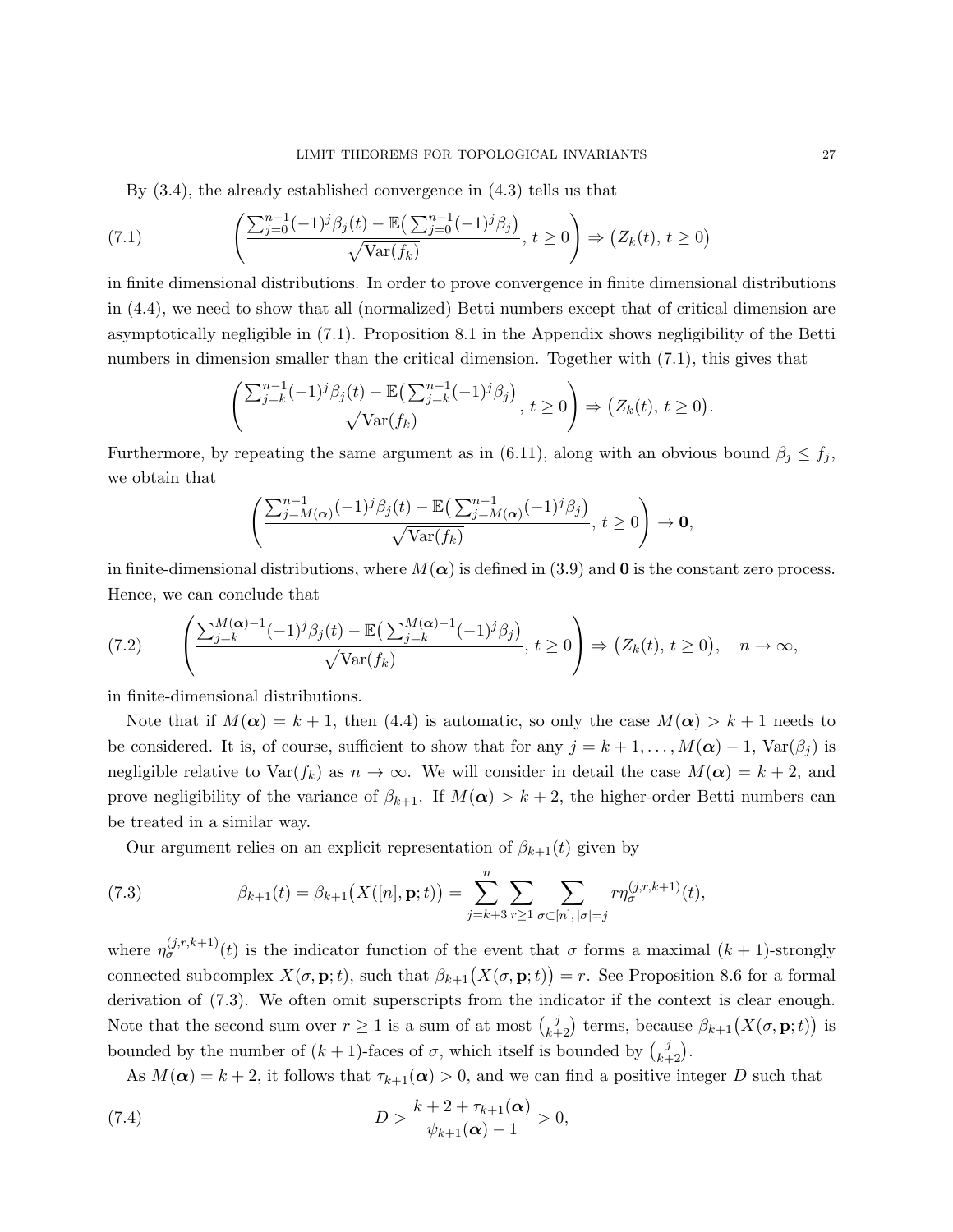By (3.4), the already established convergence in (4.3) tells us that

$$
\left( \frac{\sum_{j=0}^{n-1}(-1)^j \beta_j(t) - \mathbb{E}\big(\sum_{j=0}^{n-1}(-1)^j\beta_j\big)}{\sqrt{\mathrm{Var}(f_k)}},\, t \geq 0 \right) \Rightarrow \big(Z_k(t),\, t\geq 0\big) \tag{7.1}
$$

in finite dimensional distributions. In order to prove convergence in finite dimensional distributions in (4.4), we need to show that all (normalized) Betti numbers except that of critical dimension are asymptotically negligible in (7.1). Proposition 8.1 in the Appendix shows negligibility of the Betti numbers in dimension smaller than the critical dimension. Together with (7.1), this gives that

$$
\left( \frac{\sum_{j=k}^{n-1}(-1)^j \beta_j(t) - \mathbb{E}\big(\sum_{j=k}^{n-1}(-1)^j\beta_j\big)}{\sqrt{\mathrm{Var}(f_k)}},\, t \geq 0 \right) \Rightarrow \big(Z_k(t),\, t\geq 0\big).
$$

Furthermore, by repeating the same argument as in (6.11), along with an obvious bound $\beta_j \leq f_j$, we obtain that

$$
\left( \frac{\sum_{j=M(\boldsymbol{\alpha})}^{n-1}(-1)^j \beta_j(t) - \mathbb{E}\big(\sum_{j=M(\boldsymbol{\alpha})}^{n-1}(-1)^j\beta_j\big)}{\sqrt{\mathrm{Var}(f_k)}},\, t \geq 0 \right) \to \mathbf{0},
$$

in finite-dimensional distributions, where $M(\boldsymbol{\alpha})$ is defined in (3.9) and $\mathbf{0}$ is the constant zero process. Hence, we can conclude that

$$
\left( \frac{\sum_{j=k}^{M(\boldsymbol{\alpha})-1}(-1)^j \beta_j(t) - \mathbb{E}\big(\sum_{j=k}^{M(\boldsymbol{\alpha})-1}(-1)^j\beta_j\big)}{\sqrt{\mathrm{Var}(f_k)}},\, t \geq 0 \right) \Rightarrow \big(Z_k(t),\, t\geq 0\big), \quad n\to\infty, \tag{7.2}
$$

in finite-dimensional distributions.

Note that if $M(\boldsymbol{\alpha}) = k+1$, then (4.4) is automatic, so only the case $M(\boldsymbol{\alpha}) > k+1$ needs to be considered. It is, of course, sufficient to show that for any $j = k+1, \dots, M(\boldsymbol{\alpha})-1$, $\mathrm{Var}(\beta_j)$ is negligible relative to $\mathrm{Var}(f_k)$ as $n\to\infty$. We will consider in detail the case $M(\boldsymbol{\alpha}) = k+2$, and prove negligibility of the variance of $\beta_{k+1}$. If $M(\boldsymbol{\alpha}) > k+2$, the higher-order Betti numbers can be treated in a similar way.

Our argument relies on an explicit representation of $\beta_{k+1}(t)$ given by

$$
\beta_{k+1}(t) = \beta_{k+1}\big(X([n], \mathbf{p}; t)\big) = \sum_{j=k+3}^{n} \sum_{r\geq 1} \sum_{\sigma\subset[n],\, |\sigma|=j} r\eta_\sigma^{(j,r,k+1)}(t), \tag{7.3}
$$

where $\eta_\sigma^{(j,r,k+1)}(t)$ is the indicator function of the event that $\sigma$ forms a maximal $(k+1)$-strongly connected subcomplex $X(\sigma, \mathbf{p}; t)$, such that $\beta_{k+1}\big(X(\sigma,\mathbf{p};t)\big) = r$. See Proposition 8.6 for a formal derivation of (7.3). We often omit superscripts from the indicator if the context is clear enough. Note that the second sum over $r\geq 1$ is a sum of at most $\binom{j}{k+2}$ terms, because $\beta_{k+1}\big(X(\sigma,\mathbf{p};t)\big)$ is bounded by the number of $(k+1)$-faces of $\sigma$, which itself is bounded by $\binom{j}{k+2}$.

As $M(\boldsymbol{\alpha}) = k+2$, it follows that $\tau_{k+1}(\boldsymbol{\alpha}) > 0$, and we can find a positive integer $D$ such that

$$
D > \frac{k+2+\tau_{k+1}(\boldsymbol{\alpha})}{\psi_{k+1}(\boldsymbol{\alpha}) - 1} > 0, \tag{7.4}
$$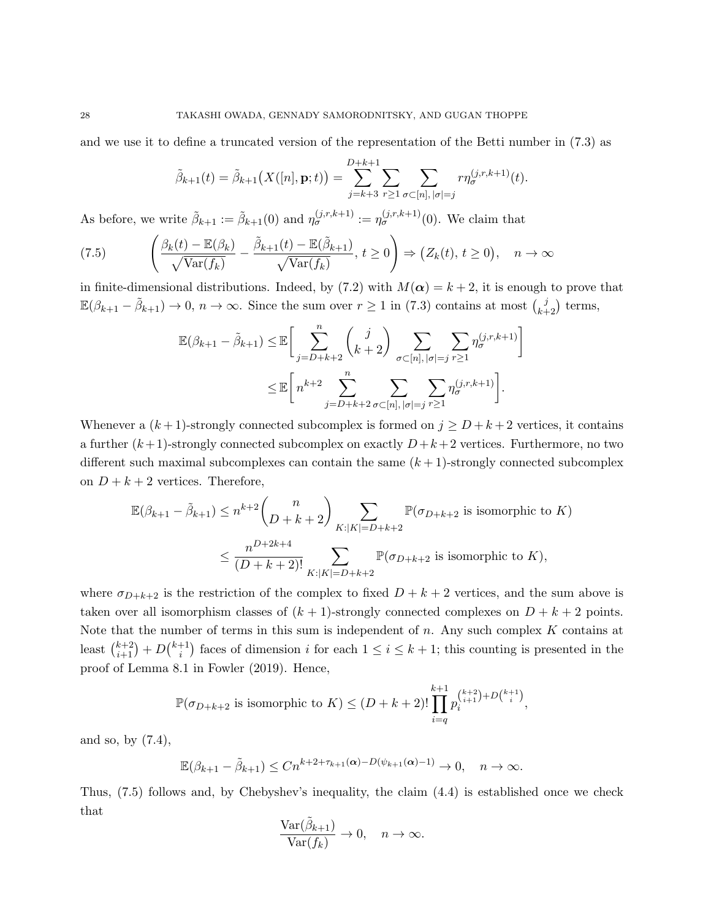and we use it to define a truncated version of the representation of the Betti number in (7.3) as

$$\tilde{\beta}_{k+1}(t) = \tilde{\beta}_{k+1}\big(X([n], \mathbf{p}; t)\big) = \sum_{j=k+3}^{D+k+1} \sum_{r \geq 1} \sum_{\sigma \subset [n],\, |\sigma|=j} r\eta_\sigma^{(j,r,k+1)}(t).$$

As before, we write $\tilde{\beta}_{k+1} := \tilde{\beta}_{k+1}(0)$ and $\eta_\sigma^{(j,r,k+1)} := \eta_\sigma^{(j,r,k+1)}(0)$. We claim that

$$\left( \frac{\beta_k(t) - \mathbb{E}(\beta_k)}{\sqrt{\operatorname{Var}(f_k)}} - \frac{\tilde{\beta}_{k+1}(t) - \mathbb{E}(\tilde{\beta}_{k+1})}{\sqrt{\operatorname{Var}(f_k)}},\, t \geq 0 \right) \Rightarrow \big(Z_k(t),\, t \geq 0\big), \quad n \to \infty \tag{7.5}$$

in finite-dimensional distributions. Indeed, by (7.2) with $M(\boldsymbol{\alpha}) = k+2$, it is enough to prove that $\mathbb{E}(\beta_{k+1} - \tilde{\beta}_{k+1}) \to 0$, $n \to \infty$. Since the sum over $r \geq 1$ in (7.3) contains at most $\binom{j}{k+2}$ terms,

$$\begin{aligned}
\mathbb{E}(\beta_{k+1} - \tilde{\beta}_{k+1}) &\leq \mathbb{E}\bigg[ \sum_{j=D+k+2}^{n} \binom{j}{k+2} \sum_{\sigma \subset [n],\, |\sigma|=j} \sum_{r \geq 1} \eta_\sigma^{(j,r,k+1)} \bigg] \\
&\leq \mathbb{E}\bigg[ n^{k+2} \sum_{j=D+k+2}^{n} \sum_{\sigma \subset [n],\, |\sigma|=j} \sum_{r \geq 1} \eta_\sigma^{(j,r,k+1)} \bigg].
\end{aligned}$$

Whenever a $(k+1)$-strongly connected subcomplex is formed on $j \geq D+k+2$ vertices, it contains a further $(k+1)$-strongly connected subcomplex on exactly $D+k+2$ vertices. Furthermore, no two different such maximal subcomplexes can contain the same $(k+1)$-strongly connected subcomplex on $D+k+2$ vertices. Therefore,

$$\begin{aligned}
\mathbb{E}(\beta_{k+1} - \tilde{\beta}_{k+1}) &\leq n^{k+2} \binom{n}{D+k+2} \sum_{K : |K| = D+k+2} \mathbb{P}(\sigma_{D+k+2} \text{ is isomorphic to } K) \\
&\leq \frac{n^{D+2k+4}}{(D+k+2)!} \sum_{K : |K| = D+k+2} \mathbb{P}(\sigma_{D+k+2} \text{ is isomorphic to } K),
\end{aligned}$$

where $\sigma_{D+k+2}$ is the restriction of the complex to fixed $D+k+2$ vertices, and the sum above is taken over all isomorphism classes of $(k+1)$-strongly connected complexes on $D+k+2$ points. Note that the number of terms in this sum is independent of $n$. Any such complex $K$ contains at least $\binom{k+2}{i+1} + D\binom{k+1}{i}$ faces of dimension $i$ for each $1 \leq i \leq k+1$; this counting is presented in the proof of Lemma 8.1 in Fowler (2019). Hence,

$$\mathbb{P}(\sigma_{D+k+2} \text{ is isomorphic to } K) \leq (D+k+2)! \prod_{i=q}^{k+1} p_i^{\binom{k+2}{i+1} + D\binom{k+1}{i}},$$

and so, by (7.4),

$$\mathbb{E}(\beta_{k+1} - \tilde{\beta}_{k+1}) \leq C n^{k+2+\tau_{k+1}(\boldsymbol{\alpha}) - D(\psi_{k+1}(\boldsymbol{\alpha})-1)} \to 0, \quad n \to \infty.$$

Thus, (7.5) follows and, by Chebyshev's inequality, the claim (4.4) is established once we check that

$$\frac{\operatorname{Var}(\tilde{\beta}_{k+1})}{\operatorname{Var}(f_k)} \to 0, \quad n \to \infty.$$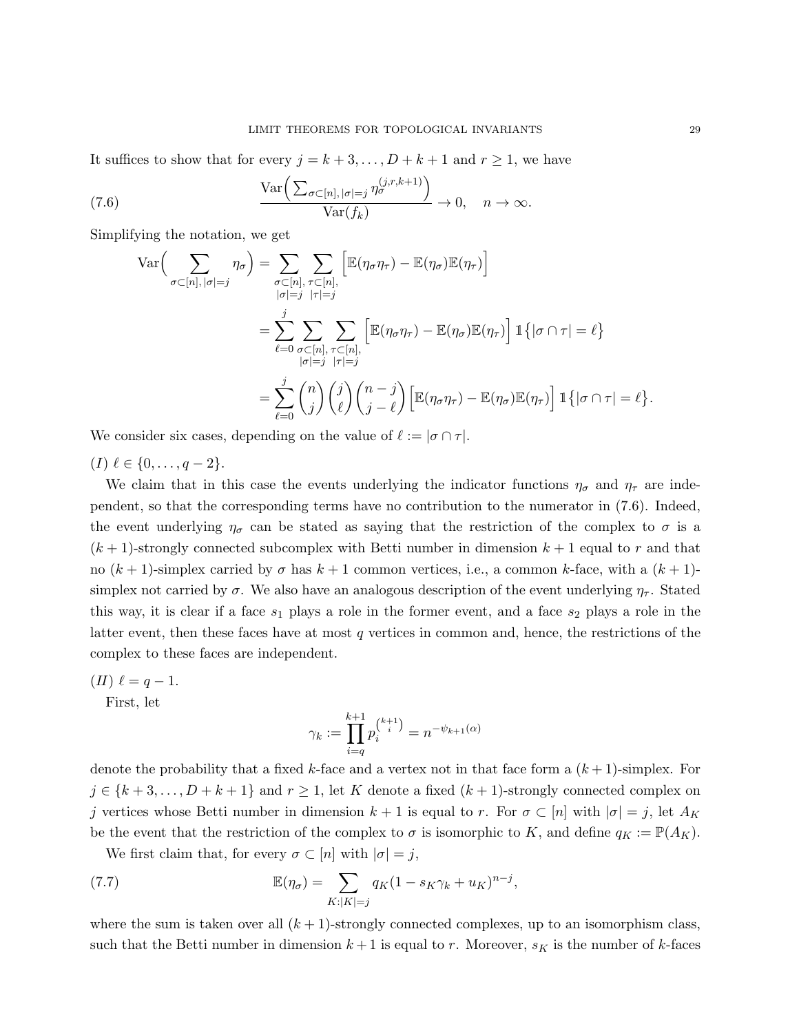It suffices to show that for every $j = k+3, \dots, D+k+1$ and $r \geq 1$, we have

$$\frac{\mathrm{Var}\Big( \sum_{\sigma \subset [n],\, |\sigma|=j} \eta_\sigma^{(j,r,k+1)} \Big)}{\mathrm{Var}(f_k)} \to 0, \quad n \to \infty. \tag{7.6}$$

Simplifying the notation, we get

$$\begin{aligned}
\mathrm{Var}\Big( \sum_{\sigma \subset [n],\, |\sigma|=j} \eta_\sigma \Big) &= \sum_{\substack{\sigma \subset [n], \\ |\sigma|=j}} \sum_{\substack{\tau \subset [n], \\ |\tau|=j}} \Big[ \mathbb{E}(\eta_\sigma \eta_\tau) - \mathbb{E}(\eta_\sigma)\mathbb{E}(\eta_\tau) \Big] \\
&= \sum_{\ell=0}^{j} \sum_{\substack{\sigma \subset [n], \\ |\sigma|=j}} \sum_{\substack{\tau \subset [n], \\ |\tau|=j}} \Big[ \mathbb{E}(\eta_\sigma \eta_\tau) - \mathbb{E}(\eta_\sigma)\mathbb{E}(\eta_\tau) \Big] \mathbb{1}\big\{ |\sigma \cap \tau| = \ell \big\} \\
&= \sum_{\ell=0}^{j} \binom{n}{j}\binom{j}{\ell}\binom{n-j}{j-\ell} \Big[ \mathbb{E}(\eta_\sigma \eta_\tau) - \mathbb{E}(\eta_\sigma)\mathbb{E}(\eta_\tau) \Big] \mathbb{1}\big\{ |\sigma \cap \tau| = \ell \big\}.
\end{aligned}$$

We consider six cases, depending on the value of $\ell := |\sigma \cap \tau|$.

*(I)* $\ell \in \{0, \dots, q-2\}$.

We claim that in this case the events underlying the indicator functions $\eta_\sigma$ and $\eta_\tau$ are independent, so that the corresponding terms have no contribution to the numerator in (7.6). Indeed, the event underlying $\eta_\sigma$ can be stated as saying that the restriction of the complex to $\sigma$ is a $(k+1)$-strongly connected subcomplex with Betti number in dimension $k+1$ equal to $r$ and that no $(k+1)$-simplex carried by $\sigma$ has $k+1$ common vertices, i.e., a common $k$-face, with a $(k+1)$-simplex not carried by $\sigma$. We also have an analogous description of the event underlying $\eta_\tau$. Stated this way, it is clear if a face $s_1$ plays a role in the former event, and a face $s_2$ plays a role in the latter event, then these faces have at most $q$ vertices in common and, hence, the restrictions of the complex to these faces are independent.

*(II)* $\ell = q-1$.

First, let

$$\gamma_k := \prod_{i=q}^{k+1} p_i^{\binom{k+1}{i}} = n^{-\psi_{k+1}(\alpha)}$$

denote the probability that a fixed $k$-face and a vertex not in that face form a $(k+1)$-simplex. For $j \in \{k+3, \dots, D+k+1\}$ and $r \geq 1$, let $K$ denote a fixed $(k+1)$-strongly connected complex on $j$ vertices whose Betti number in dimension $k+1$ is equal to $r$. For $\sigma \subset [n]$ with $|\sigma| = j$, let $A_K$ be the event that the restriction of the complex to $\sigma$ is isomorphic to $K$, and define $q_K := \mathbb{P}(A_K)$.

We first claim that, for every $\sigma \subset [n]$ with $|\sigma| = j$,

$$\mathbb{E}(\eta_\sigma) = \sum_{K : |K| = j} q_K (1 - s_K \gamma_k + u_K)^{n-j}, \tag{7.7}$$

where the sum is taken over all $(k+1)$-strongly connected complexes, up to an isomorphism class, such that the Betti number in dimension $k+1$ is equal to $r$. Moreover, $s_K$ is the number of $k$-faces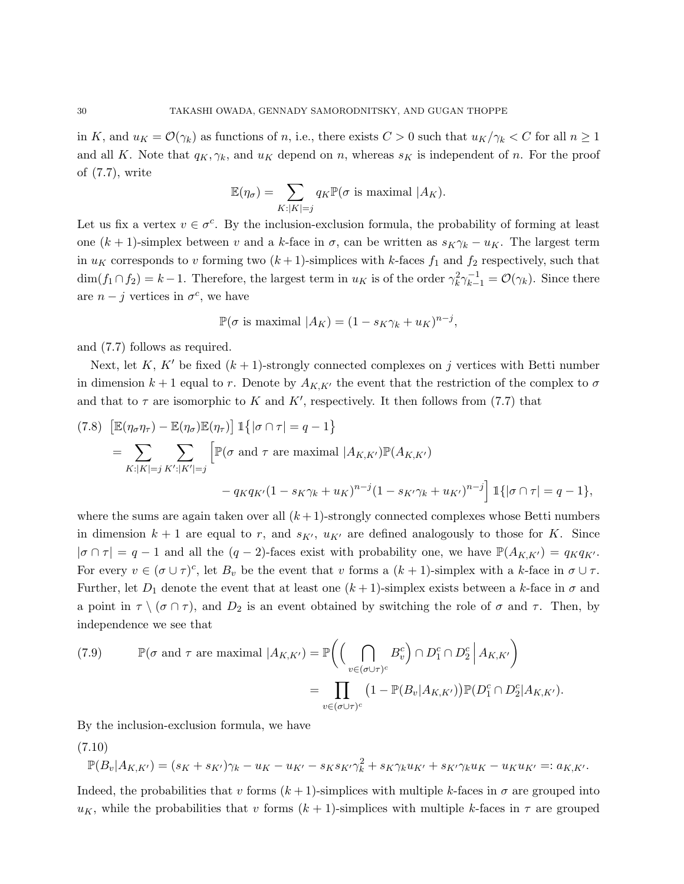in $K$, and $u_K = \mathcal{O}(\gamma_k)$ as functions of $n$, i.e., there exists $C > 0$ such that $u_K/\gamma_k < C$ for all $n \geq 1$ and all $K$. Note that $q_K, \gamma_k$, and $u_K$ depend on $n$, whereas $s_K$ is independent of $n$. For the proof of (7.7), write

$$\mathbb{E}(\eta_\sigma) = \sum_{K:|K|=j} q_K \mathbb{P}(\sigma \text{ is maximal } | A_K).$$

Let us fix a vertex $v \in \sigma^c$. By the inclusion-exclusion formula, the probability of forming at least one $(k+1)$-simplex between $v$ and a $k$-face in $\sigma$, can be written as $s_K\gamma_k - u_K$. The largest term in $u_K$ corresponds to $v$ forming two $(k+1)$-simplices with $k$-faces $f_1$ and $f_2$ respectively, such that $\dim(f_1 \cap f_2) = k-1$. Therefore, the largest term in $u_K$ is of the order $\gamma_k^2 \gamma_{k-1}^{-1} = \mathcal{O}(\gamma_k)$. Since there are $n-j$ vertices in $\sigma^c$, we have

$$\mathbb{P}(\sigma \text{ is maximal } | A_K) = (1 - s_K\gamma_k + u_K)^{n-j},$$

and (7.7) follows as required.

Next, let $K$, $K'$ be fixed $(k+1)$-strongly connected complexes on $j$ vertices with Betti number in dimension $k+1$ equal to $r$. Denote by $A_{K,K'}$ the event that the restriction of the complex to $\sigma$ and that to $\tau$ are isomorphic to $K$ and $K'$, respectively. It then follows from (7.7) that

$$\begin{aligned}
&(7.8)\quad \big[\mathbb{E}(\eta_\sigma\eta_\tau) - \mathbb{E}(\eta_\sigma)\mathbb{E}(\eta_\tau)\big]\, \mathbb{1}\big\{|\sigma \cap \tau| = q-1\big\} \\
&= \sum_{K:|K|=j} \sum_{K':|K'|=j} \Big[\mathbb{P}(\sigma \text{ and } \tau \text{ are maximal } | A_{K,K'})\mathbb{P}(A_{K,K'}) \\
&\qquad - q_K q_{K'} (1 - s_K\gamma_k + u_K)^{n-j}(1 - s_{K'}\gamma_k + u_{K'})^{n-j}\Big]\, \mathbb{1}\{|\sigma \cap \tau| = q-1\},
\end{aligned}$$

where the sums are again taken over all $(k+1)$-strongly connected complexes whose Betti numbers in dimension $k+1$ are equal to $r$, and $s_{K'}$, $u_{K'}$ are defined analogously to those for $K$. Since $|\sigma \cap \tau| = q-1$ and all the $(q-2)$-faces exist with probability one, we have $\mathbb{P}(A_{K,K'}) = q_K q_{K'}$. For every $v \in (\sigma \cup \tau)^c$, let $B_v$ be the event that $v$ forms a $(k+1)$-simplex with a $k$-face in $\sigma \cup \tau$. Further, let $D_1$ denote the event that at least one $(k+1)$-simplex exists between a $k$-face in $\sigma$ and a point in $\tau \setminus (\sigma \cap \tau)$, and $D_2$ is an event obtained by switching the role of $\sigma$ and $\tau$. Then, by independence we see that

$$\begin{aligned}
(7.9)\qquad \mathbb{P}(\sigma \text{ and } \tau \text{ are maximal } | A_{K,K'}) &= \mathbb{P}\bigg(\Big(\bigcap_{v \in (\sigma\cup\tau)^c} B_v^c\Big) \cap D_1^c \cap D_2^c \,\Big|\, A_{K,K'}\bigg) \\
&= \prod_{v \in (\sigma\cup\tau)^c} \big(1 - \mathbb{P}(B_v | A_{K,K'})\big)\mathbb{P}(D_1^c \cap D_2^c | A_{K,K'}).
\end{aligned}$$

By the inclusion-exclusion formula, we have

(7.10)
$$\mathbb{P}(B_v | A_{K,K'}) = (s_K + s_{K'})\gamma_k - u_K - u_{K'} - s_K s_{K'} \gamma_k^2 + s_K\gamma_k u_{K'} + s_{K'}\gamma_k u_K - u_K u_{K'} =: a_{K,K'}.$$

Indeed, the probabilities that $v$ forms $(k+1)$-simplices with multiple $k$-faces in $\sigma$ are grouped into $u_K$, while the probabilities that $v$ forms $(k+1)$-simplices with multiple $k$-faces in $\tau$ are grouped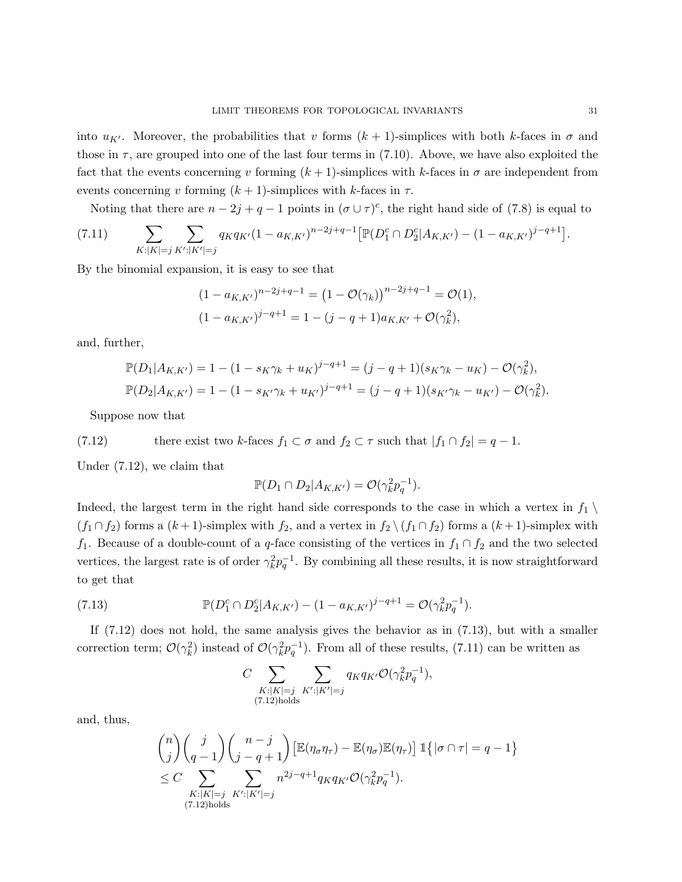into $u_{K'}$. Moreover, the probabilities that $v$ forms $(k+1)$-simplices with both $k$-faces in $\sigma$ and those in $\tau$, are grouped into one of the last four terms in (7.10). Above, we have also exploited the fact that the events concerning $v$ forming $(k+1)$-simplices with $k$-faces in $\sigma$ are independent from events concerning $v$ forming $(k+1)$-simplices with $k$-faces in $\tau$.

Noting that there are $n-2j+q-1$ points in $(\sigma \cup \tau)^c$, the right hand side of (7.8) is equal to

$$\sum_{K:|K|=j} \sum_{K':|K'|=j} q_K q_{K'} (1-a_{K,K'})^{n-2j+q-1} \big[ \mathbb{P}(D_1^c \cap D_2^c | A_{K,K'}) - (1-a_{K,K'})^{j-q+1} \big]. \tag{7.11}$$

By the binomial expansion, it is easy to see that

$$(1-a_{K,K'})^{n-2j+q-1} = \big(1-\mathcal{O}(\gamma_k)\big)^{n-2j+q-1} = \mathcal{O}(1),$$
$$(1-a_{K,K'})^{j-q+1} = 1-(j-q+1)a_{K,K'} + \mathcal{O}(\gamma_k^2),$$

and, further,

$$\mathbb{P}(D_1|A_{K,K'}) = 1-(1-s_K\gamma_k + u_K)^{j-q+1} = (j-q+1)(s_K\gamma_k - u_K) - \mathcal{O}(\gamma_k^2),$$
$$\mathbb{P}(D_2|A_{K,K'}) = 1-(1-s_{K'}\gamma_k + u_{K'})^{j-q+1} = (j-q+1)(s_{K'}\gamma_k - u_{K'}) - \mathcal{O}(\gamma_k^2).$$

Suppose now that

$$\text{there exist two } k\text{-faces } f_1 \subset \sigma \text{ and } f_2 \subset \tau \text{ such that } |f_1 \cap f_2| = q-1. \tag{7.12}$$

Under (7.12), we claim that

$$\mathbb{P}(D_1 \cap D_2 | A_{K,K'}) = \mathcal{O}(\gamma_k^2 p_q^{-1}).$$

Indeed, the largest term in the right hand side corresponds to the case in which a vertex in $f_1 \setminus (f_1 \cap f_2)$ forms a $(k+1)$-simplex with $f_2$, and a vertex in $f_2 \setminus (f_1 \cap f_2)$ forms a $(k+1)$-simplex with $f_1$. Because of a double-count of a $q$-face consisting of the vertices in $f_1 \cap f_2$ and the two selected vertices, the largest rate is of order $\gamma_k^2 p_q^{-1}$. By combining all these results, it is now straightforward to get that

$$\mathbb{P}(D_1^c \cap D_2^c | A_{K,K'}) - (1-a_{K,K'})^{j-q+1} = \mathcal{O}(\gamma_k^2 p_q^{-1}). \tag{7.13}$$

If (7.12) does not hold, the same analysis gives the behavior as in (7.13), but with a smaller correction term; $\mathcal{O}(\gamma_k^2)$ instead of $\mathcal{O}(\gamma_k^2 p_q^{-1})$. From all of these results, (7.11) can be written as

$$C \sum_{\substack{K:|K|=j \\ (7.12)\text{holds}}} \sum_{K':|K'|=j} q_K q_{K'} \mathcal{O}(\gamma_k^2 p_q^{-1}),$$

and, thus,

$$\binom{n}{j}\binom{j}{q-1}\binom{n-j}{j-q+1} \big[\mathbb{E}(\eta_\sigma \eta_\tau) - \mathbb{E}(\eta_\sigma)\mathbb{E}(\eta_\tau)\big] \mathbb{1}\big\{|\sigma \cap \tau| = q-1\big\}$$
$$\leq C \sum_{\substack{K:|K|=j \\ (7.12)\text{holds}}} \sum_{K':|K'|=j} n^{2j-q+1} q_K q_{K'} \mathcal{O}(\gamma_k^2 p_q^{-1}).$$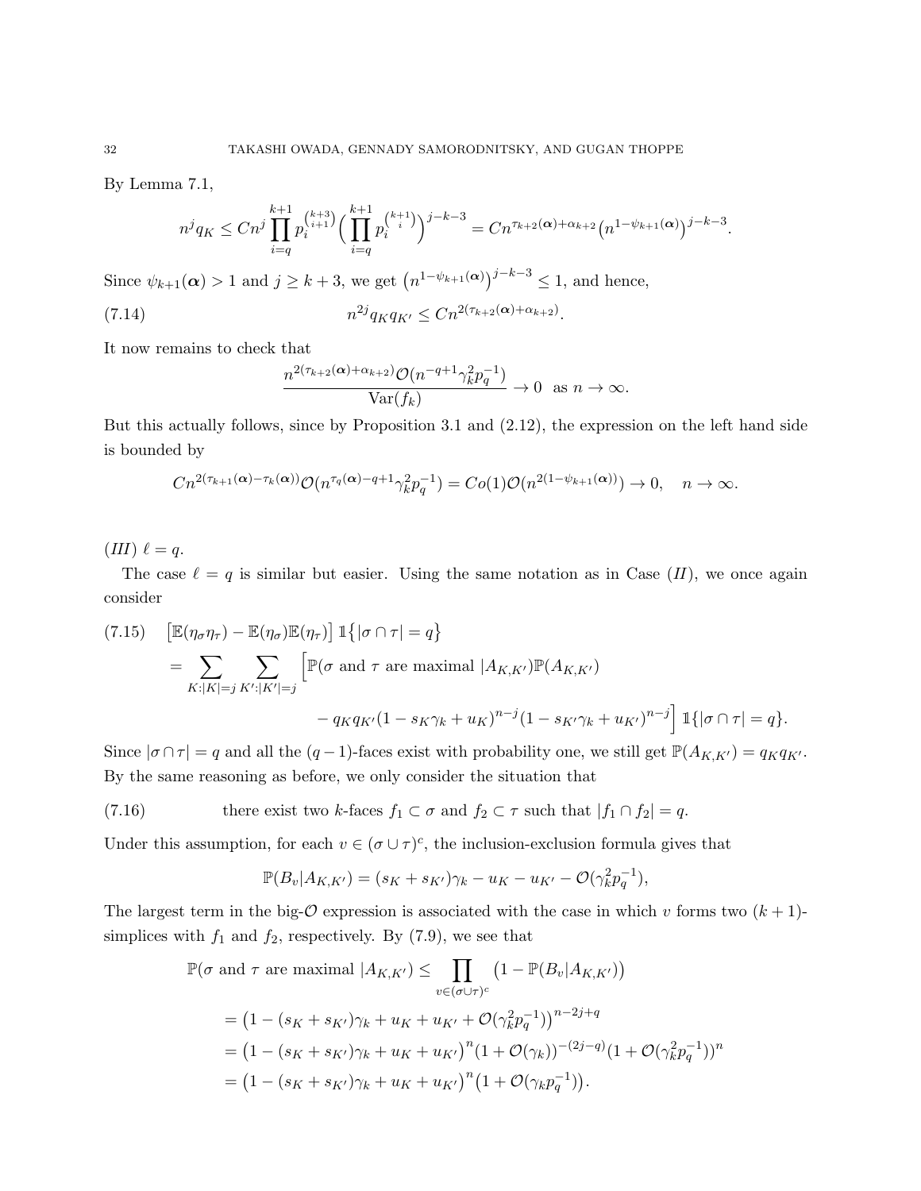By Lemma 7.1,

$$n^j q_K \le C n^j \prod_{i=q}^{k+1} p_i^{\binom{k+3}{i+1}} \Big( \prod_{i=q}^{k+1} p_i^{\binom{k+1}{i}} \Big)^{j-k-3} = C n^{\tau_{k+2}(\boldsymbol{\alpha})+\alpha_{k+2}} \big(n^{1-\psi_{k+1}(\boldsymbol{\alpha})}\big)^{j-k-3}.$$

Since $\psi_{k+1}(\boldsymbol{\alpha}) > 1$ and $j \ge k+3$, we get $\big(n^{1-\psi_{k+1}(\boldsymbol{\alpha})}\big)^{j-k-3} \le 1$, and hence,

$$n^{2j} q_K q_{K'} \le C n^{2(\tau_{k+2}(\boldsymbol{\alpha})+\alpha_{k+2})}. \tag{7.14}$$

It now remains to check that

$$\frac{n^{2(\tau_{k+2}(\boldsymbol{\alpha})+\alpha_{k+2})} \mathcal{O}(n^{-q+1}\gamma_k^2 p_q^{-1})}{\mathrm{Var}(f_k)} \to 0 \quad \text{as } n \to \infty.$$

But this actually follows, since by Proposition 3.1 and (2.12), the expression on the left hand side is bounded by

$$C n^{2(\tau_{k+1}(\boldsymbol{\alpha})-\tau_k(\boldsymbol{\alpha}))} \mathcal{O}(n^{\tau_q(\boldsymbol{\alpha})-q+1}\gamma_k^2 p_q^{-1}) = C o(1) \mathcal{O}(n^{2(1-\psi_{k+1}(\boldsymbol{\alpha}))}) \to 0, \quad n \to \infty.$$

*(III)* $\ell = q$.

The case $\ell = q$ is similar but easier. Using the same notation as in Case *(II)*, we once again consider

$$\begin{aligned}
&\big[\mathbb{E}(\eta_\sigma \eta_\tau) - \mathbb{E}(\eta_\sigma)\mathbb{E}(\eta_\tau)\big] \mathbb{1}\{|\sigma \cap \tau| = q\} \\
&= \sum_{K:|K|=j} \sum_{K':|K'|=j} \Big[ \mathbb{P}(\sigma \text{ and } \tau \text{ are maximal } | A_{K,K'}) \mathbb{P}(A_{K,K'}) \\
&\qquad\qquad - q_K q_{K'} (1 - s_K \gamma_k + u_K)^{n-j} (1 - s_{K'}\gamma_k + u_{K'})^{n-j} \Big] \mathbb{1}\{|\sigma \cap \tau| = q\}.
\end{aligned} \tag{7.15}$$

Since $|\sigma \cap \tau| = q$ and all the $(q-1)$-faces exist with probability one, we still get $\mathbb{P}(A_{K,K'}) = q_K q_{K'}$. By the same reasoning as before, we only consider the situation that

$$\text{there exist two } k\text{-faces } f_1 \subset \sigma \text{ and } f_2 \subset \tau \text{ such that } |f_1 \cap f_2| = q. \tag{7.16}$$

Under this assumption, for each $v \in (\sigma \cup \tau)^c$, the inclusion-exclusion formula gives that

$$\mathbb{P}(B_v | A_{K,K'}) = (s_K + s_{K'})\gamma_k - u_K - u_{K'} - \mathcal{O}(\gamma_k^2 p_q^{-1}),$$

The largest term in the big-$\mathcal{O}$ expression is associated with the case in which $v$ forms two $(k+1)$-simplices with $f_1$ and $f_2$, respectively. By (7.9), we see that

$$\begin{aligned}
\mathbb{P}(\sigma \text{ and } \tau \text{ are maximal } | A_{K,K'}) &\le \prod_{v \in (\sigma \cup \tau)^c} \big(1 - \mathbb{P}(B_v | A_{K,K'})\big) \\
&= \big(1 - (s_K + s_{K'})\gamma_k + u_K + u_{K'} + \mathcal{O}(\gamma_k^2 p_q^{-1})\big)^{n-2j+q} \\
&= \big(1 - (s_K + s_{K'})\gamma_k + u_K + u_{K'}\big)^n (1 + \mathcal{O}(\gamma_k))^{-(2j-q)} (1 + \mathcal{O}(\gamma_k^2 p_q^{-1}))^n \\
&= \big(1 - (s_K + s_{K'})\gamma_k + u_K + u_{K'}\big)^n \big(1 + \mathcal{O}(\gamma_k p_q^{-1})\big).
\end{aligned}$$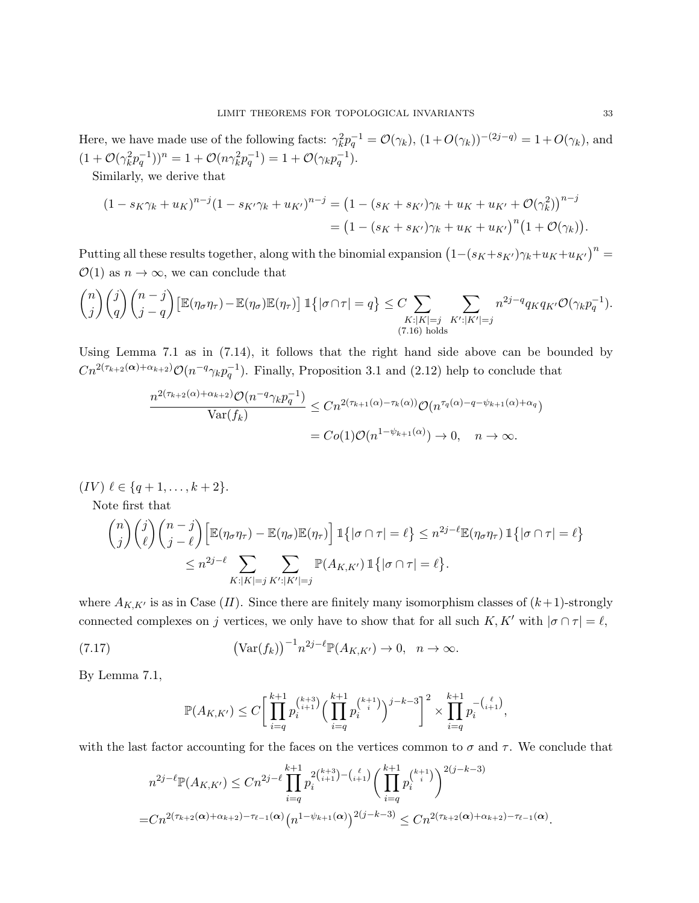Here, we have made use of the following facts: $\gamma_k^2 p_q^{-1} = \mathcal{O}(\gamma_k)$, $(1+O(\gamma_k))^{-(2j-q)} = 1+O(\gamma_k)$, and $(1+\mathcal{O}(\gamma_k^2 p_q^{-1}))^n = 1+\mathcal{O}(n\gamma_k^2 p_q^{-1}) = 1+\mathcal{O}(\gamma_k p_q^{-1})$.

Similarly, we derive that

$$
\begin{aligned}
(1-s_K\gamma_k+u_K)^{n-j}(1-s_{K'}\gamma_k+u_{K'})^{n-j} &= \big(1-(s_K+s_{K'})\gamma_k+u_K+u_{K'}+\mathcal{O}(\gamma_k^2)\big)^{n-j} \\
&= \big(1-(s_K+s_{K'})\gamma_k+u_K+u_{K'}\big)^n\big(1+\mathcal{O}(\gamma_k)\big).
\end{aligned}
$$

Putting all these results together, along with the binomial expansion $\big(1-(s_K+s_{K'})\gamma_k+u_K+u_{K'}\big)^n = \mathcal{O}(1)$ as $n\to\infty$, we can conclude that

$$
\binom{n}{j}\binom{j}{q}\binom{n-j}{j-q}\big[\mathbb{E}(\eta_\sigma\eta_\tau)-\mathbb{E}(\eta_\sigma)\mathbb{E}(\eta_\tau)\big]\,\mathbb{1}\big\{|\sigma\cap\tau|=q\big\} \le C\sum_{\substack{K:|K|=j\\ (7.16)\text{ holds}}}\;\sum_{K':|K'|=j} n^{2j-q} q_K q_{K'}\mathcal{O}(\gamma_k p_q^{-1}).
$$

Using Lemma 7.1 as in (7.14), it follows that the right hand side above can be bounded by $Cn^{2(\tau_{k+2}(\boldsymbol{\alpha})+\alpha_{k+2})}\mathcal{O}(n^{-q}\gamma_k p_q^{-1})$. Finally, Proposition 3.1 and (2.12) help to conclude that

$$
\begin{aligned}
\frac{n^{2(\tau_{k+2}(\alpha)+\alpha_{k+2})}\mathcal{O}(n^{-q}\gamma_k p_q^{-1})}{\mathrm{Var}(f_k)} &\le Cn^{2(\tau_{k+1}(\alpha)-\tau_k(\alpha))}\mathcal{O}(n^{\tau_q(\alpha)-q-\psi_{k+1}(\alpha)+\alpha_q}) \\
&= Co(1)\mathcal{O}(n^{1-\psi_{k+1}(\alpha)}) \to 0, \quad n\to\infty.
\end{aligned}
$$

$(IV)$ $\ell\in\{q+1,\dots,k+2\}$.

Note first that

$$
\begin{aligned}
\binom{n}{j}\binom{j}{\ell}\binom{n-j}{j-\ell}\Big[\mathbb{E}(\eta_\sigma\eta_\tau)-\mathbb{E}(\eta_\sigma)\mathbb{E}(\eta_\tau)\Big]\,\mathbb{1}\big\{|\sigma\cap\tau|=\ell\big\} &\le n^{2j-\ell}\mathbb{E}(\eta_\sigma\eta_\tau)\,\mathbb{1}\big\{|\sigma\cap\tau|=\ell\big\} \\
&\le n^{2j-\ell}\sum_{K:|K|=j}\sum_{K':|K'|=j}\mathbb{P}(A_{K,K'})\,\mathbb{1}\big\{|\sigma\cap\tau|=\ell\big\}.
\end{aligned}
$$

where $A_{K,K'}$ is as in Case $(II)$. Since there are finitely many isomorphism classes of $(k+1)$-strongly connected complexes on $j$ vertices, we only have to show that for all such $K,K'$ with $|\sigma\cap\tau|=\ell$,

$$
\big(\mathrm{Var}(f_k)\big)^{-1}n^{2j-\ell}\mathbb{P}(A_{K,K'})\to 0,\quad n\to\infty. \tag{7.17}
$$

By Lemma 7.1,

$$
\mathbb{P}(A_{K,K'}) \le C\bigg[\prod_{i=q}^{k+1}p_i^{\binom{k+3}{i+1}}\Big(\prod_{i=q}^{k+1}p_i^{\binom{k+1}{i}}\Big)^{j-k-3}\bigg]^2\times\prod_{i=q}^{k+1}p_i^{-\binom{\ell}{i+1}},
$$

with the last factor accounting for the faces on the vertices common to $\sigma$ and $\tau$. We conclude that

$$
\begin{aligned}
n^{2j-\ell}\mathbb{P}(A_{K,K'}) &\le Cn^{2j-\ell}\prod_{i=q}^{k+1}p_i^{2\binom{k+3}{i+1}-\binom{\ell}{i+1}}\bigg(\prod_{i=q}^{k+1}p_i^{\binom{k+1}{i}}\bigg)^{2(j-k-3)} \\
&= Cn^{2(\tau_{k+2}(\boldsymbol{\alpha})+\alpha_{k+2})-\tau_{\ell-1}(\boldsymbol{\alpha})}\big(n^{1-\psi_{k+1}(\boldsymbol{\alpha})}\big)^{2(j-k-3)} \le Cn^{2(\tau_{k+2}(\boldsymbol{\alpha})+\alpha_{k+2})-\tau_{\ell-1}(\boldsymbol{\alpha})}.
\end{aligned}
$$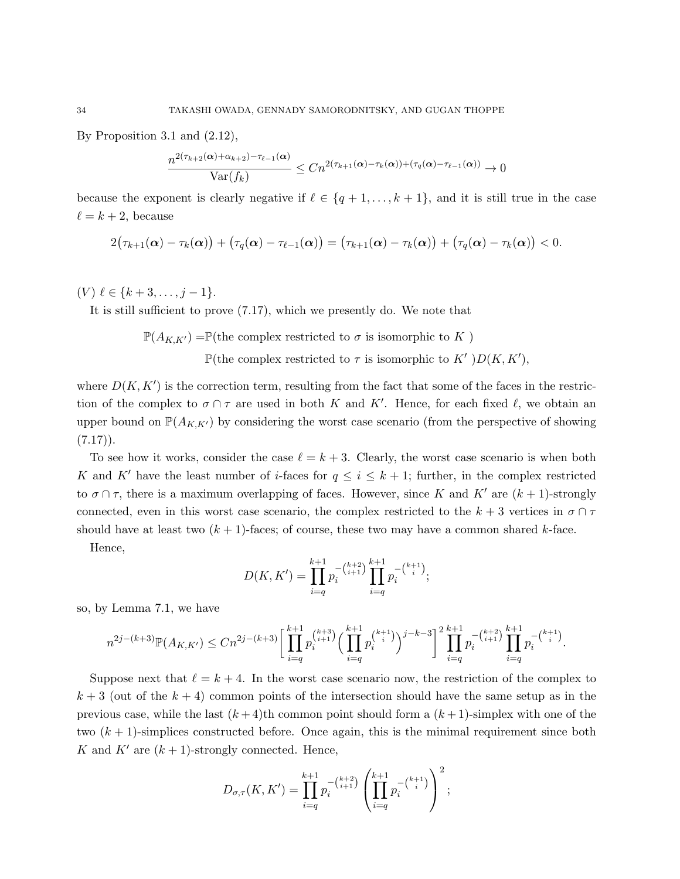By Proposition 3.1 and (2.12),

$$\frac{n^{2(\tau_{k+2}(\boldsymbol{\alpha})+\alpha_{k+2})-\tau_{\ell-1}(\boldsymbol{\alpha})}}{\mathrm{Var}(f_k)} \le Cn^{2(\tau_{k+1}(\boldsymbol{\alpha})-\tau_k(\boldsymbol{\alpha}))+(\tau_q(\boldsymbol{\alpha})-\tau_{\ell-1}(\boldsymbol{\alpha}))} \to 0$$

because the exponent is clearly negative if $\ell \in \{q+1,\dots,k+1\}$, and it is still true in the case $\ell = k+2$, because

$$2\big(\tau_{k+1}(\boldsymbol{\alpha})-\tau_k(\boldsymbol{\alpha})\big)+\big(\tau_q(\boldsymbol{\alpha})-\tau_{\ell-1}(\boldsymbol{\alpha})\big) = \big(\tau_{k+1}(\boldsymbol{\alpha})-\tau_k(\boldsymbol{\alpha})\big)+\big(\tau_q(\boldsymbol{\alpha})-\tau_k(\boldsymbol{\alpha})\big) < 0.$$

$(V)$ $\ell \in \{k+3,\dots,j-1\}$.

It is still sufficient to prove (7.17), which we presently do. We note that

$$\begin{aligned}\mathbb{P}(A_{K,K'}) =&\,\mathbb{P}(\text{the complex restricted to } \sigma \text{ is isomorphic to } K\ )\\ &\,\mathbb{P}(\text{the complex restricted to } \tau \text{ is isomorphic to } K'\ )D(K,K'),\end{aligned}$$

where $D(K,K')$ is the correction term, resulting from the fact that some of the faces in the restriction of the complex to $\sigma\cap\tau$ are used in both $K$ and $K'$. Hence, for each fixed $\ell$, we obtain an upper bound on $\mathbb{P}(A_{K,K'})$ by considering the worst case scenario (from the perspective of showing (7.17)).

To see how it works, consider the case $\ell = k+3$. Clearly, the worst case scenario is when both $K$ and $K'$ have the least number of $i$-faces for $q \le i \le k+1$; further, in the complex restricted to $\sigma\cap\tau$, there is a maximum overlapping of faces. However, since $K$ and $K'$ are $(k+1)$-strongly connected, even in this worst case scenario, the complex restricted to the $k+3$ vertices in $\sigma\cap\tau$ should have at least two $(k+1)$-faces; of course, these two may have a common shared $k$-face.

Hence,

$$D(K,K') = \prod_{i=q}^{k+1} p_i^{-\binom{k+2}{i+1}} \prod_{i=q}^{k+1} p_i^{-\binom{k+1}{i}};$$

so, by Lemma 7.1, we have

$$n^{2j-(k+3)}\mathbb{P}(A_{K,K'}) \le Cn^{2j-(k+3)}\Big[\prod_{i=q}^{k+1} p_i^{\binom{k+3}{i+1}}\Big(\prod_{i=q}^{k+1} p_i^{\binom{k+1}{i}}\Big)^{j-k-3}\Big]^2 \prod_{i=q}^{k+1} p_i^{-\binom{k+2}{i+1}} \prod_{i=q}^{k+1} p_i^{-\binom{k+1}{i}}.$$

Suppose next that $\ell = k+4$. In the worst case scenario now, the restriction of the complex to $k+3$ (out of the $k+4$) common points of the intersection should have the same setup as in the previous case, while the last $(k+4)$th common point should form a $(k+1)$-simplex with one of the two $(k+1)$-simplices constructed before. Once again, this is the minimal requirement since both $K$ and $K'$ are $(k+1)$-strongly connected. Hence,

$$D_{\sigma,\tau}(K,K') = \prod_{i=q}^{k+1} p_i^{-\binom{k+2}{i+1}} \left(\prod_{i=q}^{k+1} p_i^{-\binom{k+1}{i}}\right)^2;$$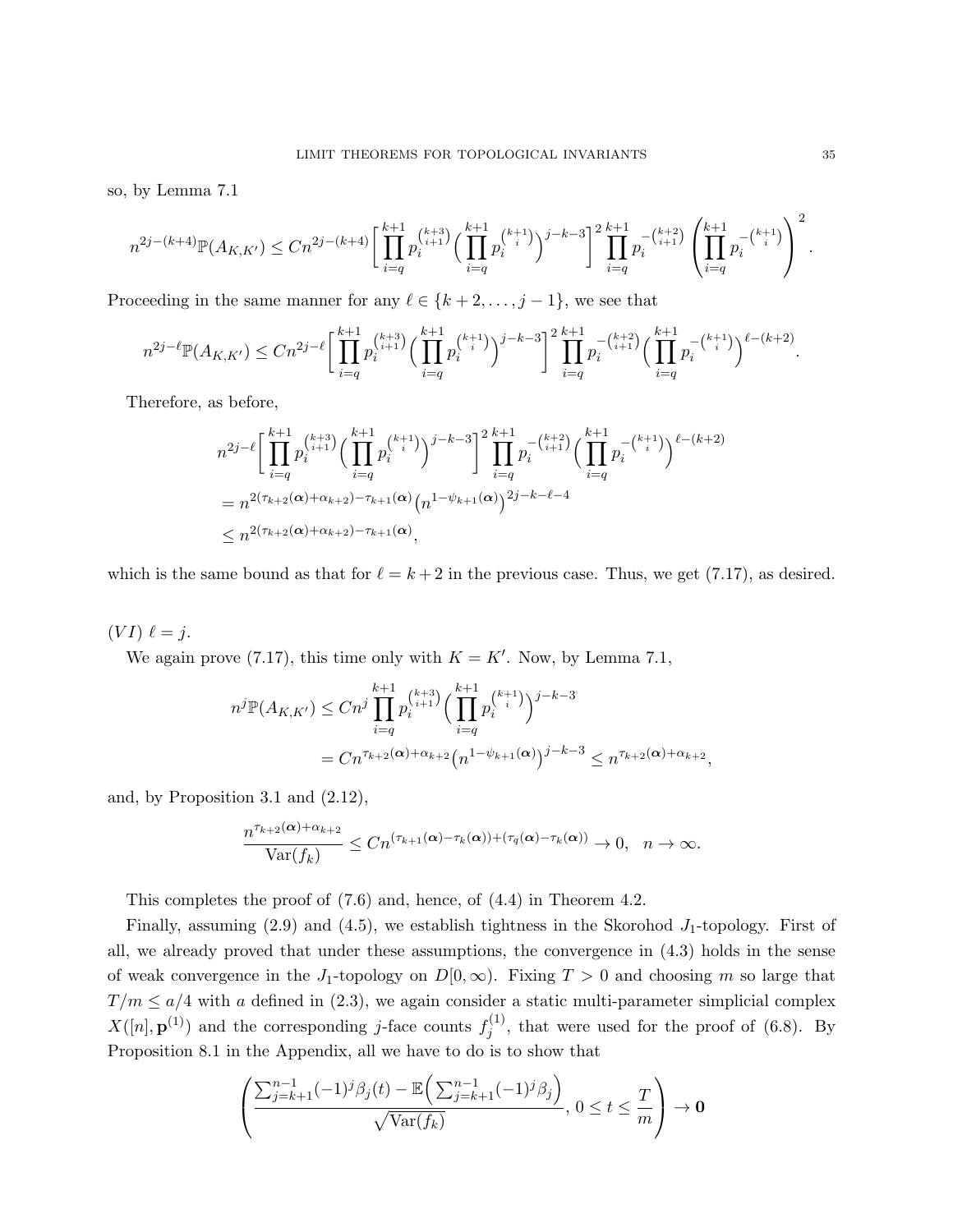so, by Lemma 7.1

$$n^{2j-(k+4)}\mathbb{P}(A_{K,K'}) \le Cn^{2j-(k+4)}\Big[\prod_{i=q}^{k+1} p_i^{\binom{k+3}{i+1}}\Big(\prod_{i=q}^{k+1} p_i^{\binom{k+1}{i}}\Big)^{j-k-3}\Big]^2 \prod_{i=q}^{k+1} p_i^{-\binom{k+2}{i+1}} \left(\prod_{i=q}^{k+1} p_i^{-\binom{k+1}{i}}\right)^2.$$

Proceeding in the same manner for any $\ell \in \{k+2, \dots, j-1\}$, we see that

$$n^{2j-\ell}\mathbb{P}(A_{K,K'}) \le Cn^{2j-\ell}\Big[\prod_{i=q}^{k+1} p_i^{\binom{k+3}{i+1}}\Big(\prod_{i=q}^{k+1} p_i^{\binom{k+1}{i}}\Big)^{j-k-3}\Big]^2 \prod_{i=q}^{k+1} p_i^{-\binom{k+2}{i+1}} \Big(\prod_{i=q}^{k+1} p_i^{-\binom{k+1}{i}}\Big)^{\ell-(k+2)}.$$

Therefore, as before,

$$\begin{aligned}
&n^{2j-\ell}\Big[\prod_{i=q}^{k+1} p_i^{\binom{k+3}{i+1}}\Big(\prod_{i=q}^{k+1} p_i^{\binom{k+1}{i}}\Big)^{j-k-3}\Big]^2 \prod_{i=q}^{k+1} p_i^{-\binom{k+2}{i+1}} \Big(\prod_{i=q}^{k+1} p_i^{-\binom{k+1}{i}}\Big)^{\ell-(k+2)} \\
&= n^{2(\tau_{k+2}(\boldsymbol{\alpha})+\alpha_{k+2})-\tau_{k+1}(\boldsymbol{\alpha})}\big(n^{1-\psi_{k+1}(\boldsymbol{\alpha})}\big)^{2j-k-\ell-4} \\
&\le n^{2(\tau_{k+2}(\boldsymbol{\alpha})+\alpha_{k+2})-\tau_{k+1}(\boldsymbol{\alpha})},
\end{aligned}$$

which is the same bound as that for $\ell = k+2$ in the previous case. Thus, we get (7.17), as desired.

$(VI)$ $\ell = j$.

We again prove (7.17), this time only with $K = K'$. Now, by Lemma 7.1,

$$\begin{aligned}
n^j\mathbb{P}(A_{K,K'}) &\le Cn^j \prod_{i=q}^{k+1} p_i^{\binom{k+3}{i+1}}\Big(\prod_{i=q}^{k+1} p_i^{\binom{k+1}{i}}\Big)^{j-k-3} \\
&= Cn^{\tau_{k+2}(\boldsymbol{\alpha})+\alpha_{k+2}}\big(n^{1-\psi_{k+1}(\boldsymbol{\alpha})}\big)^{j-k-3} \le n^{\tau_{k+2}(\boldsymbol{\alpha})+\alpha_{k+2}},
\end{aligned}$$

and, by Proposition 3.1 and (2.12),

$$\frac{n^{\tau_{k+2}(\boldsymbol{\alpha})+\alpha_{k+2}}}{\mathrm{Var}(f_k)} \le Cn^{(\tau_{k+1}(\boldsymbol{\alpha})-\tau_k(\boldsymbol{\alpha}))+(\tau_q(\boldsymbol{\alpha})-\tau_k(\boldsymbol{\alpha}))} \to 0, \quad n \to \infty.$$

This completes the proof of (7.6) and, hence, of (4.4) in Theorem 4.2.

Finally, assuming (2.9) and (4.5), we establish tightness in the Skorohod $J_1$-topology. First of all, we already proved that under these assumptions, the convergence in (4.3) holds in the sense of weak convergence in the $J_1$-topology on $D[0,\infty)$. Fixing $T > 0$ and choosing $m$ so large that $T/m \le a/4$ with $a$ defined in (2.3), we again consider a static multi-parameter simplicial complex $X([n], \mathbf{p}^{(1)})$ and the corresponding $j$-face counts $f_j^{(1)}$, that were used for the proof of (6.8). By Proposition 8.1 in the Appendix, all we have to do is to show that

$$\left(\frac{\sum_{j=k+1}^{n-1}(-1)^j\beta_j(t) - \mathbb{E}\Big(\sum_{j=k+1}^{n-1}(-1)^j\beta_j\Big)}{\sqrt{\mathrm{Var}(f_k)}},\ 0 \le t \le \frac{T}{m}\right) \to \mathbf{0}$$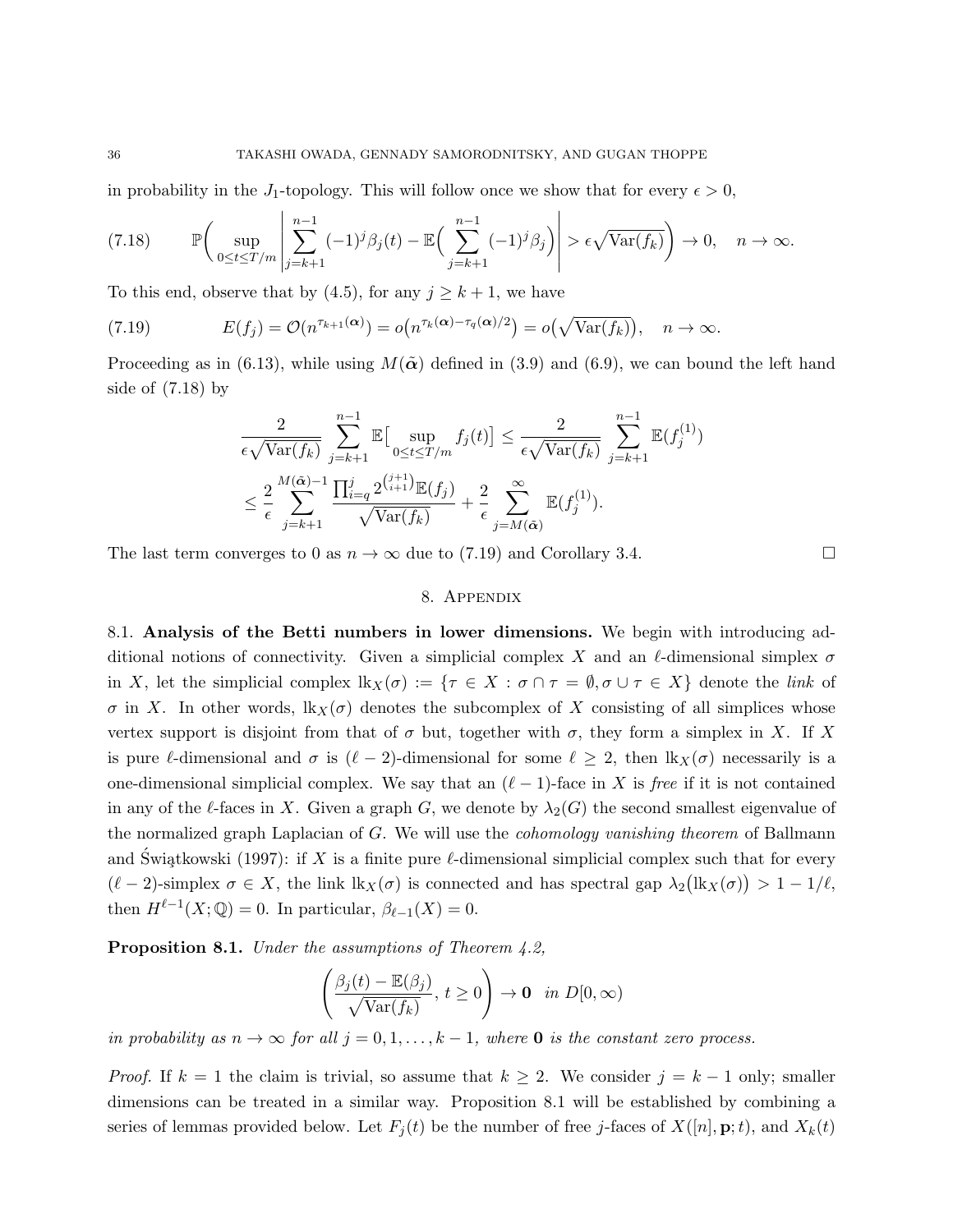in probability in the $J_1$-topology. This will follow once we show that for every $\epsilon > 0$,

$$\mathbb{P}\Big( \sup_{0\le t\le T/m} \Big| \sum_{j=k+1}^{n-1} (-1)^j \beta_j(t) - \mathbb{E}\Big( \sum_{j=k+1}^{n-1} (-1)^j \beta_j \Big) \Big| > \epsilon \sqrt{\mathrm{Var}(f_k)} \Big) \to 0, \quad n \to \infty. \tag{7.18}$$

To this end, observe that by (4.5), for any $j \ge k+1$, we have

$$E(f_j) = \mathcal{O}\big(n^{\tau_{k+1}(\boldsymbol{\alpha})}\big) = o\big(n^{\tau_k(\boldsymbol{\alpha}) - \tau_q(\boldsymbol{\alpha})/2}\big) = o\big(\sqrt{\mathrm{Var}(f_k)}\big), \quad n \to \infty. \tag{7.19}$$

Proceeding as in (6.13), while using $M(\tilde{\boldsymbol{\alpha}})$ defined in (3.9) and (6.9), we can bound the left hand side of (7.18) by

$$\begin{aligned} &\frac{2}{\epsilon\sqrt{\mathrm{Var}(f_k)}} \sum_{j=k+1}^{n-1} \mathbb{E}\big[ \sup_{0\le t\le T/m} f_j(t) \big] \le \frac{2}{\epsilon\sqrt{\mathrm{Var}(f_k)}} \sum_{j=k+1}^{n-1} \mathbb{E}(f_j^{(1)}) \\ &\le \frac{2}{\epsilon} \sum_{j=k+1}^{M(\tilde{\boldsymbol{\alpha}})-1} \frac{\prod_{i=q}^{j} 2^{\binom{j+1}{i+1}} \mathbb{E}(f_j)}{\sqrt{\mathrm{Var}(f_k)}} + \frac{2}{\epsilon} \sum_{j=M(\tilde{\boldsymbol{\alpha}})}^{\infty} \mathbb{E}(f_j^{(1)}). \end{aligned}$$

The last term converges to 0 as $n \to \infty$ due to (7.19) and Corollary 3.4. $\square$

## 8. Appendix

**8.1. Analysis of the Betti numbers in lower dimensions.** We begin with introducing additional notions of connectivity. Given a simplicial complex $X$ and an $\ell$-dimensional simplex $\sigma$ in $X$, let the simplicial complex $\mathrm{lk}_X(\sigma) := \{\tau \in X : \sigma \cap \tau = \emptyset, \sigma \cup \tau \in X\}$ denote the *link* of $\sigma$ in $X$. In other words, $\mathrm{lk}_X(\sigma)$ denotes the subcomplex of $X$ consisting of all simplices whose vertex support is disjoint from that of $\sigma$ but, together with $\sigma$, they form a simplex in $X$. If $X$ is pure $\ell$-dimensional and $\sigma$ is $(\ell-2)$-dimensional for some $\ell \ge 2$, then $\mathrm{lk}_X(\sigma)$ necessarily is a one-dimensional simplicial complex. We say that an $(\ell-1)$-face in $X$ is *free* if it is not contained in any of the $\ell$-faces in $X$. Given a graph $G$, we denote by $\lambda_2(G)$ the second smallest eigenvalue of the normalized graph Laplacian of $G$. We will use the *cohomology vanishing theorem* of Ballmann and Świątkowski (1997): if $X$ is a finite pure $\ell$-dimensional simplicial complex such that for every $(\ell-2)$-simplex $\sigma \in X$, the link $\mathrm{lk}_X(\sigma)$ is connected and has spectral gap $\lambda_2\big(\mathrm{lk}_X(\sigma)\big) > 1 - 1/\ell$, then $H^{\ell-1}(X;\mathbb{Q}) = 0$. In particular, $\beta_{\ell-1}(X) = 0$.

**Proposition 8.1.** *Under the assumptions of Theorem 4.2,*

$$\left( \frac{\beta_j(t) - \mathbb{E}(\beta_j)}{\sqrt{\mathrm{Var}(f_k)}},\, t \ge 0 \right) \to \mathbf{0} \quad \text{in } D[0,\infty)$$

*in probability as $n \to \infty$ for all $j = 0, 1, \dots, k-1$, where $\mathbf{0}$ is the constant zero process.*

*Proof.* If $k = 1$ the claim is trivial, so assume that $k \ge 2$. We consider $j = k-1$ only; smaller dimensions can be treated in a similar way. Proposition 8.1 will be established by combining a series of lemmas provided below. Let $F_j(t)$ be the number of free $j$-faces of $X([n], \mathbf{p}; t)$, and $X_k(t)$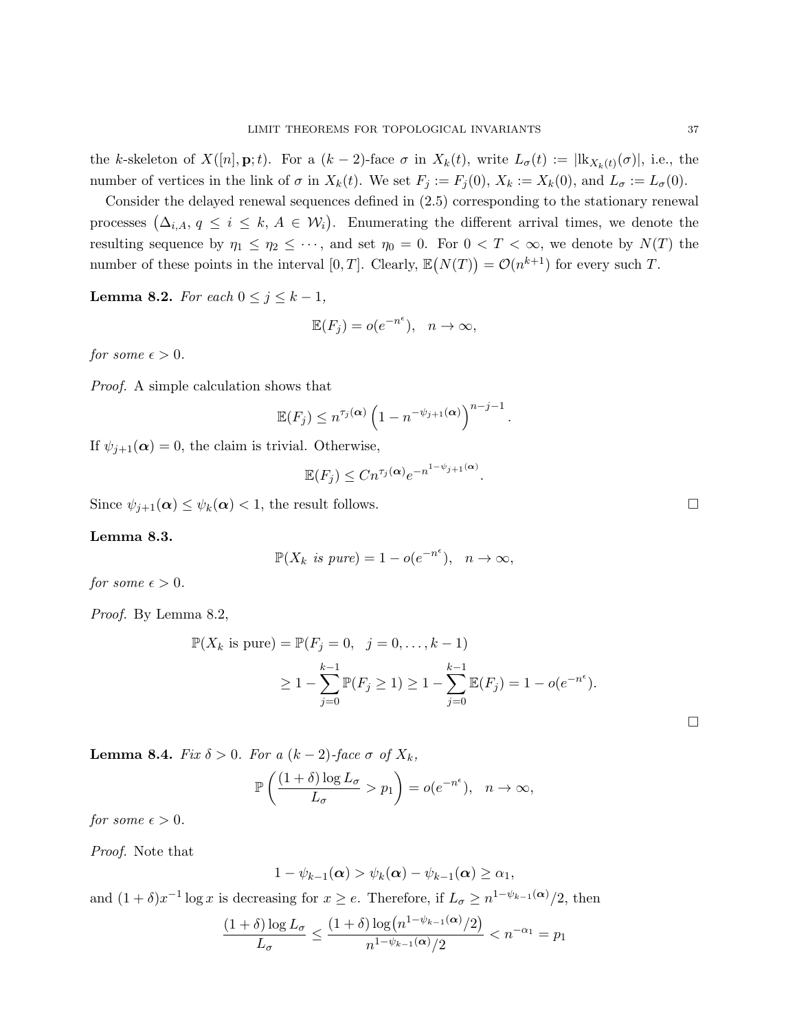the $k$-skeleton of $X([n], \mathbf{p}; t)$. For a $(k-2)$-face $\sigma$ in $X_k(t)$, write $L_\sigma(t) := |\mathrm{lk}_{X_k(t)}(\sigma)|$, i.e., the number of vertices in the link of $\sigma$ in $X_k(t)$. We set $F_j := F_j(0)$, $X_k := X_k(0)$, and $L_\sigma := L_\sigma(0)$.

Consider the delayed renewal sequences defined in (2.5) corresponding to the stationary renewal processes $\big(\Delta_{i,A},\, q \le i \le k,\, A \in \mathcal{W}_i\big)$. Enumerating the different arrival times, we denote the resulting sequence by $\eta_1 \le \eta_2 \le \cdots$, and set $\eta_0 = 0$. For $0 < T < \infty$, we denote by $N(T)$ the number of these points in the interval $[0, T]$. Clearly, $\mathbb{E}\big(N(T)\big) = \mathcal{O}(n^{k+1})$ for every such $T$.

**Lemma 8.2.** *For each* $0 \le j \le k-1$*,*

$$\mathbb{E}(F_j) = o(e^{-n^\epsilon}), \quad n \to \infty,$$

*for some* $\epsilon > 0$*.*

*Proof.* A simple calculation shows that

$$\mathbb{E}(F_j) \le n^{\tau_j(\boldsymbol{\alpha})} \left(1 - n^{-\psi_{j+1}(\boldsymbol{\alpha})}\right)^{n-j-1}.$$

If $\psi_{j+1}(\boldsymbol{\alpha}) = 0$, the claim is trivial. Otherwise,

$$\mathbb{E}(F_j) \le C n^{\tau_j(\boldsymbol{\alpha})} e^{-n^{1-\psi_{j+1}(\boldsymbol{\alpha})}}.$$

Since $\psi_{j+1}(\boldsymbol{\alpha}) \le \psi_k(\boldsymbol{\alpha}) < 1$, the result follows. □

**Lemma 8.3.**

$$\mathbb{P}(X_k \text{ is pure}) = 1 - o(e^{-n^\epsilon}), \quad n \to \infty,$$

*for some* $\epsilon > 0$*.*

*Proof.* By Lemma 8.2,

$$\begin{aligned}
\mathbb{P}(X_k \text{ is pure}) &= \mathbb{P}(F_j = 0, \quad j = 0, \dots, k-1) \\
&\ge 1 - \sum_{j=0}^{k-1} \mathbb{P}(F_j \ge 1) \ge 1 - \sum_{j=0}^{k-1} \mathbb{E}(F_j) = 1 - o(e^{-n^\epsilon}).
\end{aligned}$$

□

**Lemma 8.4.** *Fix* $\delta > 0$*. For a* $(k-2)$*-face* $\sigma$ *of* $X_k$*,*

$$\mathbb{P}\left(\frac{(1+\delta)\log L_\sigma}{L_\sigma} > p_1\right) = o(e^{-n^\epsilon}), \quad n \to \infty,$$

*for some* $\epsilon > 0$*.*

*Proof.* Note that

$$1 - \psi_{k-1}(\boldsymbol{\alpha}) > \psi_k(\boldsymbol{\alpha}) - \psi_{k-1}(\boldsymbol{\alpha}) \ge \alpha_1,$$

and $(1+\delta)x^{-1}\log x$ is decreasing for $x \ge e$. Therefore, if $L_\sigma \ge n^{1-\psi_{k-1}(\boldsymbol{\alpha})}/2$, then

$$\frac{(1+\delta)\log L_\sigma}{L_\sigma} \le \frac{(1+\delta)\log\big(n^{1-\psi_{k-1}(\boldsymbol{\alpha})}/2\big)}{n^{1-\psi_{k-1}(\boldsymbol{\alpha})}/2} < n^{-\alpha_1} = p_1$$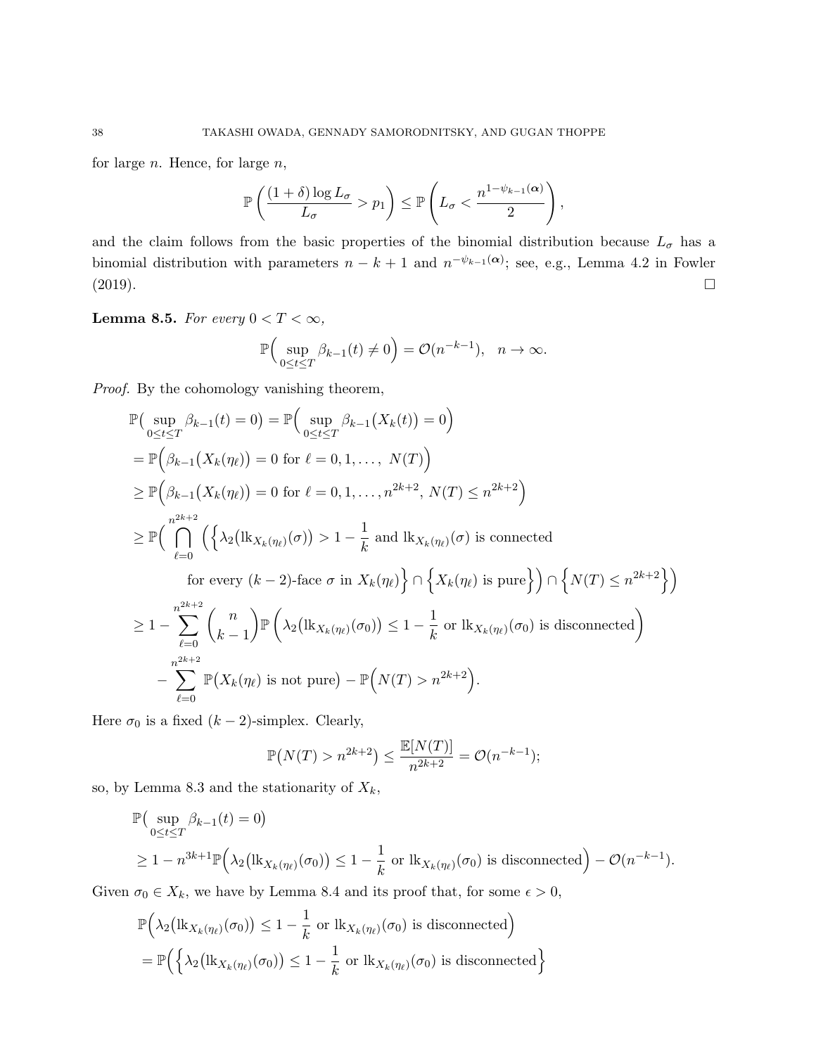for large $n$. Hence, for large $n$,

$$\mathbb{P}\left(\frac{(1+\delta)\log L_\sigma}{L_\sigma} > p_1\right) \le \mathbb{P}\left(L_\sigma < \frac{n^{1-\psi_{k-1}(\boldsymbol{\alpha})}}{2}\right),$$

and the claim follows from the basic properties of the binomial distribution because $L_\sigma$ has a binomial distribution with parameters $n-k+1$ and $n^{-\psi_{k-1}(\boldsymbol{\alpha})}$; see, e.g., Lemma 4.2 in Fowler (2019). $\square$

**Lemma 8.5.** *For every $0 < T < \infty$,*

$$\mathbb{P}\Big(\sup_{0\le t\le T} \beta_{k-1}(t) \neq 0\Big) = \mathcal{O}(n^{-k-1}), \quad n\to\infty.$$

*Proof.* By the cohomology vanishing theorem,

$$\begin{aligned}
&\mathbb{P}\big(\sup_{0\le t\le T} \beta_{k-1}(t) = 0\big) = \mathbb{P}\Big(\sup_{0\le t\le T} \beta_{k-1}\big(X_k(t)\big) = 0\Big) \\
&= \mathbb{P}\Big(\beta_{k-1}\big(X_k(\eta_\ell)\big) = 0 \text{ for } \ell = 0,1,\dots,\ N(T)\Big) \\
&\ge \mathbb{P}\Big(\beta_{k-1}\big(X_k(\eta_\ell)\big) = 0 \text{ for } \ell = 0,1,\dots,n^{2k+2},\ N(T) \le n^{2k+2}\Big) \\
&\ge \mathbb{P}\Big(\bigcap_{\ell=0}^{n^{2k+2}} \Big(\Big\{\lambda_2\big(\mathrm{lk}_{X_k(\eta_\ell)}(\sigma)\big) > 1-\frac{1}{k} \text{ and } \mathrm{lk}_{X_k(\eta_\ell)}(\sigma) \text{ is connected} \\
&\qquad \text{for every } (k-2)\text{-face } \sigma \text{ in } X_k(\eta_\ell)\Big\} \cap \Big\{X_k(\eta_\ell) \text{ is pure}\Big\}\Big) \cap \Big\{N(T) \le n^{2k+2}\Big\}\Big) \\
&\ge 1 - \sum_{\ell=0}^{n^{2k+2}} \binom{n}{k-1} \mathbb{P}\left(\lambda_2\big(\mathrm{lk}_{X_k(\eta_\ell)}(\sigma_0)\big) \le 1-\frac{1}{k} \text{ or } \mathrm{lk}_{X_k(\eta_\ell)}(\sigma_0) \text{ is disconnected}\right) \\
&\quad - \sum_{\ell=0}^{n^{2k+2}} \mathbb{P}\big(X_k(\eta_\ell) \text{ is not pure}\big) - \mathbb{P}\Big(N(T) > n^{2k+2}\Big).
\end{aligned}$$

Here $\sigma_0$ is a fixed $(k-2)$-simplex. Clearly,

$$\mathbb{P}\big(N(T) > n^{2k+2}\big) \le \frac{\mathbb{E}[N(T)]}{n^{2k+2}} = \mathcal{O}(n^{-k-1});$$

so, by Lemma 8.3 and the stationarity of $X_k$,

$$\begin{aligned}
&\mathbb{P}\big(\sup_{0\le t\le T} \beta_{k-1}(t) = 0\big) \\
&\ge 1 - n^{3k+1}\mathbb{P}\Big(\lambda_2\big(\mathrm{lk}_{X_k(\eta_\ell)}(\sigma_0)\big) \le 1-\frac{1}{k} \text{ or } \mathrm{lk}_{X_k(\eta_\ell)}(\sigma_0) \text{ is disconnected}\Big) - \mathcal{O}(n^{-k-1}).
\end{aligned}$$

Given $\sigma_0 \in X_k$, we have by Lemma 8.4 and its proof that, for some $\epsilon > 0$,

$$\begin{aligned}
&\mathbb{P}\Big(\lambda_2\big(\mathrm{lk}_{X_k(\eta_\ell)}(\sigma_0)\big) \le 1-\frac{1}{k} \text{ or } \mathrm{lk}_{X_k(\eta_\ell)}(\sigma_0) \text{ is disconnected}\Big) \\
&= \mathbb{P}\Big(\Big\{\lambda_2\big(\mathrm{lk}_{X_k(\eta_\ell)}(\sigma_0)\big) \le 1-\frac{1}{k} \text{ or } \mathrm{lk}_{X_k(\eta_\ell)}(\sigma_0) \text{ is disconnected}\Big\}
\end{aligned}$$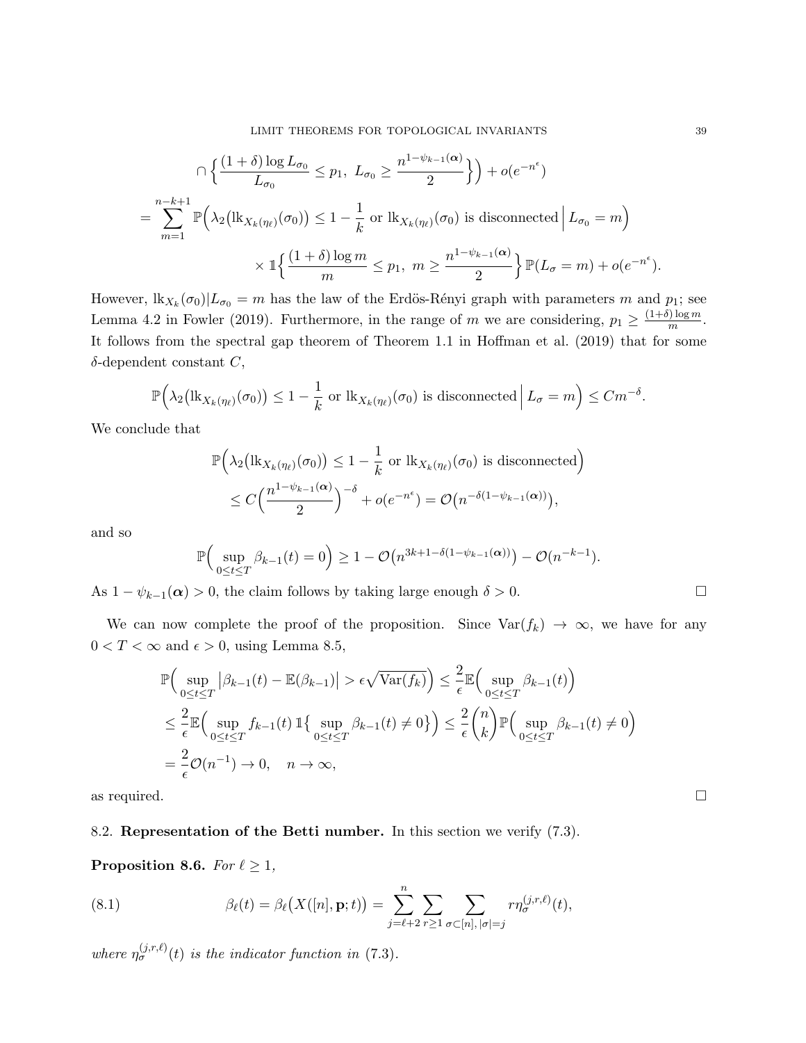$$\cap \Big\{ \frac{(1+\delta)\log L_{\sigma_0}}{L_{\sigma_0}} \le p_1,\ L_{\sigma_0} \ge \frac{n^{1-\psi_{k-1}(\boldsymbol{\alpha})}}{2} \Big\} \Big) + o(e^{-n^{\epsilon}})$$

$$= \sum_{m=1}^{n-k+1} \mathbb{P}\Big( \lambda_2\big(\mathrm{lk}_{X_k(\eta_\ell)}(\sigma_0)\big) \le 1 - \frac{1}{k} \text{ or } \mathrm{lk}_{X_k(\eta_\ell)}(\sigma_0) \text{ is disconnected} \,\Big|\, L_{\sigma_0} = m \Big)$$

$$\times \mathbb{1}\Big\{ \frac{(1+\delta)\log m}{m} \le p_1,\ m \ge \frac{n^{1-\psi_{k-1}(\boldsymbol{\alpha})}}{2} \Big\} \mathbb{P}(L_\sigma = m) + o(e^{-n^{\epsilon}}).$$

However, $\mathrm{lk}_{X_k}(\sigma_0)|L_{\sigma_0} = m$ has the law of the Erdös-Rényi graph with parameters $m$ and $p_1$; see Lemma 4.2 in Fowler (2019). Furthermore, in the range of $m$ we are considering, $p_1 \ge \frac{(1+\delta)\log m}{m}$. It follows from the spectral gap theorem of Theorem 1.1 in Hoffman et al. (2019) that for some $\delta$-dependent constant $C$,

$$\mathbb{P}\Big( \lambda_2\big(\mathrm{lk}_{X_k(\eta_\ell)}(\sigma_0)\big) \le 1 - \frac{1}{k} \text{ or } \mathrm{lk}_{X_k(\eta_\ell)}(\sigma_0) \text{ is disconnected} \,\Big|\, L_\sigma = m \Big) \le C m^{-\delta}.$$

We conclude that

$$\mathbb{P}\Big( \lambda_2\big(\mathrm{lk}_{X_k(\eta_\ell)}(\sigma_0)\big) \le 1 - \frac{1}{k} \text{ or } \mathrm{lk}_{X_k(\eta_\ell)}(\sigma_0) \text{ is disconnected} \Big)$$
$$\le C\Big( \frac{n^{1-\psi_{k-1}(\boldsymbol{\alpha})}}{2} \Big)^{-\delta} + o(e^{-n^{\epsilon}}) = \mathcal{O}\big(n^{-\delta(1-\psi_{k-1}(\boldsymbol{\alpha}))}\big),$$

and so

$$\mathbb{P}\Big( \sup_{0\le t\le T} \beta_{k-1}(t) = 0 \Big) \ge 1 - \mathcal{O}\big(n^{3k+1-\delta(1-\psi_{k-1}(\boldsymbol{\alpha}))}\big) - \mathcal{O}(n^{-k-1}).$$

As $1 - \psi_{k-1}(\boldsymbol{\alpha}) > 0$, the claim follows by taking large enough $\delta > 0$. □

We can now complete the proof of the proposition. Since $\mathrm{Var}(f_k) \to \infty$, we have for any $0 < T < \infty$ and $\epsilon > 0$, using Lemma 8.5,

$$\mathbb{P}\Big( \sup_{0\le t\le T} \big|\beta_{k-1}(t) - \mathbb{E}(\beta_{k-1})\big| > \epsilon\sqrt{\mathrm{Var}(f_k)} \Big) \le \frac{2}{\epsilon}\mathbb{E}\Big( \sup_{0\le t\le T} \beta_{k-1}(t) \Big)$$
$$\le \frac{2}{\epsilon}\mathbb{E}\Big( \sup_{0\le t\le T} f_{k-1}(t)\, \mathbb{1}\big\{ \sup_{0\le t\le T} \beta_{k-1}(t) \ne 0 \big\} \Big) \le \frac{2}{\epsilon}\binom{n}{k}\mathbb{P}\Big( \sup_{0\le t\le T} \beta_{k-1}(t) \ne 0 \Big)$$
$$= \frac{2}{\epsilon}\mathcal{O}(n^{-1}) \to 0, \quad n \to \infty,$$

as required. □

**8.2. Representation of the Betti number.** In this section we verify (7.3).

**Proposition 8.6.** *For $\ell \ge 1$,*

$$\beta_\ell(t) = \beta_\ell\big(X([n], \mathbf{p}; t)\big) = \sum_{j=\ell+2}^{n} \sum_{r\ge 1} \sum_{\sigma\subset[n],\, |\sigma|=j} r\eta_\sigma^{(j,r,\ell)}(t), \tag{8.1}$$

*where $\eta_\sigma^{(j,r,\ell)}(t)$ is the indicator function in (7.3).*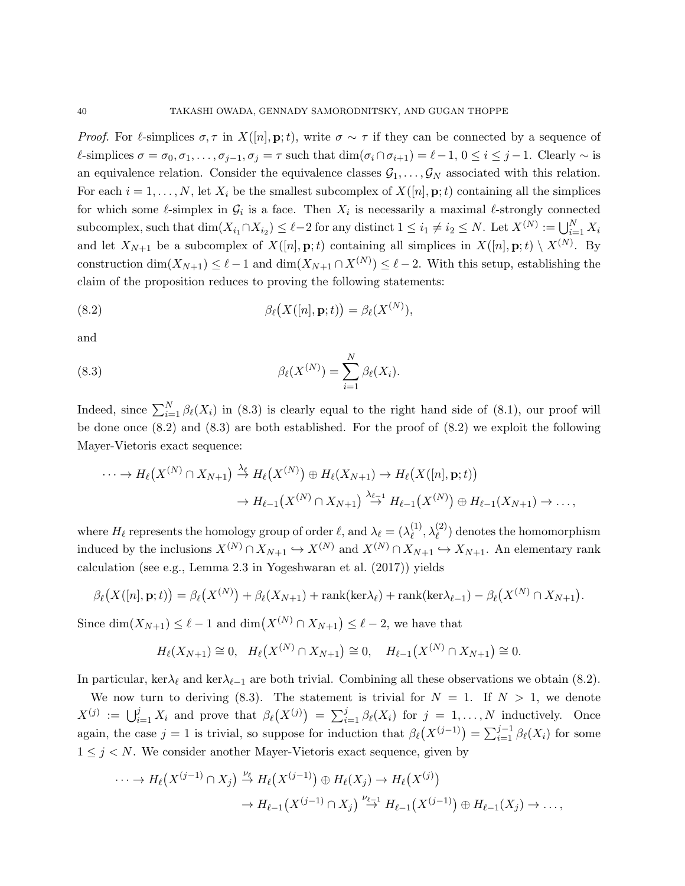*Proof.* For $\ell$-simplices $\sigma, \tau$ in $X([n], \mathbf{p}; t)$, write $\sigma \sim \tau$ if they can be connected by a sequence of $\ell$-simplices $\sigma = \sigma_0, \sigma_1, \dots, \sigma_{j-1}, \sigma_j = \tau$ such that $\dim(\sigma_i \cap \sigma_{i+1}) = \ell - 1$, $0 \le i \le j-1$. Clearly $\sim$ is an equivalence relation. Consider the equivalence classes $\mathcal{G}_1, \dots, \mathcal{G}_N$ associated with this relation. For each $i = 1, \dots, N$, let $X_i$ be the smallest subcomplex of $X([n], \mathbf{p}; t)$ containing all the simplices for which some $\ell$-simplex in $\mathcal{G}_i$ is a face. Then $X_i$ is necessarily a maximal $\ell$-strongly connected subcomplex, such that $\dim(X_{i_1} \cap X_{i_2}) \le \ell - 2$ for any distinct $1 \le i_1 \ne i_2 \le N$. Let $X^{(N)} := \bigcup_{i=1}^N X_i$ and let $X_{N+1}$ be a subcomplex of $X([n], \mathbf{p}; t)$ containing all simplices in $X([n], \mathbf{p}; t) \setminus X^{(N)}$. By construction $\dim(X_{N+1}) \le \ell - 1$ and $\dim(X_{N+1} \cap X^{(N)}) \le \ell - 2$. With this setup, establishing the claim of the proposition reduces to proving the following statements:

$$\beta_\ell\big(X([n], \mathbf{p}; t)\big) = \beta_\ell(X^{(N)}), \tag{8.2}$$

and

$$\beta_\ell(X^{(N)}) = \sum_{i=1}^N \beta_\ell(X_i). \tag{8.3}$$

Indeed, since $\sum_{i=1}^N \beta_\ell(X_i)$ in (8.3) is clearly equal to the right hand side of (8.1), our proof will be done once (8.2) and (8.3) are both established. For the proof of (8.2) we exploit the following Mayer-Vietoris exact sequence:

$$\begin{aligned}\cdots \to H_\ell\big(X^{(N)} \cap X_{N+1}\big) &\stackrel{\lambda_\ell}{\to} H_\ell\big(X^{(N)}\big) \oplus H_\ell(X_{N+1}) \to H_\ell\big(X([n], \mathbf{p}; t)\big) \\ &\to H_{\ell-1}\big(X^{(N)} \cap X_{N+1}\big) \stackrel{\lambda_{\ell-1}}{\to} H_{\ell-1}\big(X^{(N)}\big) \oplus H_{\ell-1}(X_{N+1}) \to \dots,\end{aligned}$$

where $H_\ell$ represents the homology group of order $\ell$, and $\lambda_\ell = (\lambda_\ell^{(1)}, \lambda_\ell^{(2)})$ denotes the homomorphism induced by the inclusions $X^{(N)} \cap X_{N+1} \hookrightarrow X^{(N)}$ and $X^{(N)} \cap X_{N+1} \hookrightarrow X_{N+1}$. An elementary rank calculation (see e.g., Lemma 2.3 in Yogeshwaran et al. (2017)) yields

$$\beta_\ell\big(X([n], \mathbf{p}; t)\big) = \beta_\ell\big(X^{(N)}\big) + \beta_\ell(X_{N+1}) + \mathrm{rank}(\ker\lambda_\ell) + \mathrm{rank}(\ker\lambda_{\ell-1}) - \beta_\ell\big(X^{(N)} \cap X_{N+1}\big).$$

Since $\dim(X_{N+1}) \le \ell - 1$ and $\dim\big(X^{(N)} \cap X_{N+1}\big) \le \ell - 2$, we have that

$$H_\ell(X_{N+1}) \cong 0, \quad H_\ell\big(X^{(N)} \cap X_{N+1}\big) \cong 0, \quad H_{\ell-1}\big(X^{(N)} \cap X_{N+1}\big) \cong 0.$$

In particular, $\ker\lambda_\ell$ and $\ker\lambda_{\ell-1}$ are both trivial. Combining all these observations we obtain (8.2).

We now turn to deriving (8.3). The statement is trivial for $N = 1$. If $N > 1$, we denote $X^{(j)} := \bigcup_{i=1}^j X_i$ and prove that $\beta_\ell\big(X^{(j)}\big) = \sum_{i=1}^j \beta_\ell(X_i)$ for $j = 1, \dots, N$ inductively. Once again, the case $j = 1$ is trivial, so suppose for induction that $\beta_\ell\big(X^{(j-1)}\big) = \sum_{i=1}^{j-1} \beta_\ell(X_i)$ for some $1 \le j < N$. We consider another Mayer-Vietoris exact sequence, given by

$$\begin{aligned}\cdots \to H_\ell\big(X^{(j-1)} \cap X_j\big) &\stackrel{\nu_\ell}{\to} H_\ell\big(X^{(j-1)}\big) \oplus H_\ell(X_j) \to H_\ell\big(X^{(j)}\big) \\ &\to H_{\ell-1}\big(X^{(j-1)} \cap X_j\big) \stackrel{\nu_{\ell-1}}{\to} H_{\ell-1}\big(X^{(j-1)}\big) \oplus H_{\ell-1}(X_j) \to \dots,\end{aligned}$$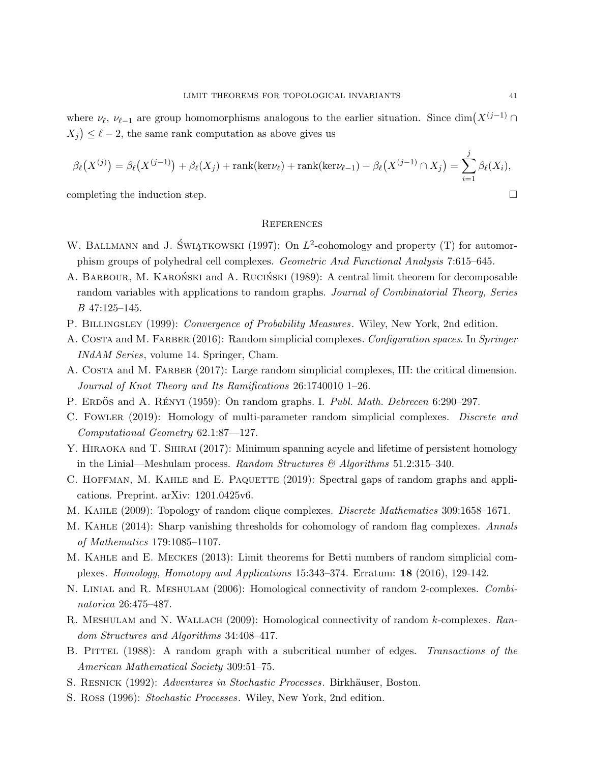where $\nu_\ell$, $\nu_{\ell-1}$ are group homomorphisms analogous to the earlier situation. Since $\dim\big(X^{(j-1)} \cap X_j\big) \leq \ell - 2$, the same rank computation as above gives us

$$\beta_\ell\big(X^{(j)}\big) = \beta_\ell\big(X^{(j-1)}\big) + \beta_\ell(X_j) + \operatorname{rank}(\ker\nu_\ell) + \operatorname{rank}(\ker\nu_{\ell-1}) - \beta_\ell\big(X^{(j-1)} \cap X_j\big) = \sum_{i=1}^{j} \beta_\ell(X_i),$$

completing the induction step. □

## References

W. Ballmann and J. Świątkowski (1997): On $L^2$-cohomology and property (T) for automorphism groups of polyhedral cell complexes. *Geometric And Functional Analysis* 7:615–645.

A. Barbour, M. Karoński and A. Ruciński (1989): A central limit theorem for decomposable random variables with applications to random graphs. *Journal of Combinatorial Theory, Series B* 47:125–145.

P. Billingsley (1999): *Convergence of Probability Measures*. Wiley, New York, 2nd edition.

A. Costa and M. Farber (2016): Random simplicial complexes. *Configuration spaces*. In *Springer INdAM Series*, volume 14. Springer, Cham.

A. Costa and M. Farber (2017): Large random simplicial complexes, III: the critical dimension. *Journal of Knot Theory and Its Ramifications* 26:1740010 1–26.

P. Erdös and A. Rényi (1959): On random graphs. I. *Publ. Math. Debrecen* 6:290–297.

C. Fowler (2019): Homology of multi-parameter random simplicial complexes. *Discrete and Computational Geometry* 62.1:87—127.

Y. Hiraoka and T. Shirai (2017): Minimum spanning acycle and lifetime of persistent homology in the Linial—Meshulam process. *Random Structures & Algorithms* 51.2:315–340.

C. Hoffman, M. Kahle and E. Paquette (2019): Spectral gaps of random graphs and applications. Preprint. arXiv: 1201.0425v6.

M. Kahle (2009): Topology of random clique complexes. *Discrete Mathematics* 309:1658–1671.

M. Kahle (2014): Sharp vanishing thresholds for cohomology of random flag complexes. *Annals of Mathematics* 179:1085–1107.

M. Kahle and E. Meckes (2013): Limit theorems for Betti numbers of random simplicial complexes. *Homology, Homotopy and Applications* 15:343–374. Erratum: **18** (2016), 129-142.

N. Linial and R. Meshulam (2006): Homological connectivity of random 2-complexes. *Combinatorica* 26:475–487.

R. Meshulam and N. Wallach (2009): Homological connectivity of random $k$-complexes. *Random Structures and Algorithms* 34:408–417.

B. Pittel (1988): A random graph with a subcritical number of edges. *Transactions of the American Mathematical Society* 309:51–75.

S. Resnick (1992): *Adventures in Stochastic Processes*. Birkhäuser, Boston.

S. Ross (1996): *Stochastic Processes*. Wiley, New York, 2nd edition.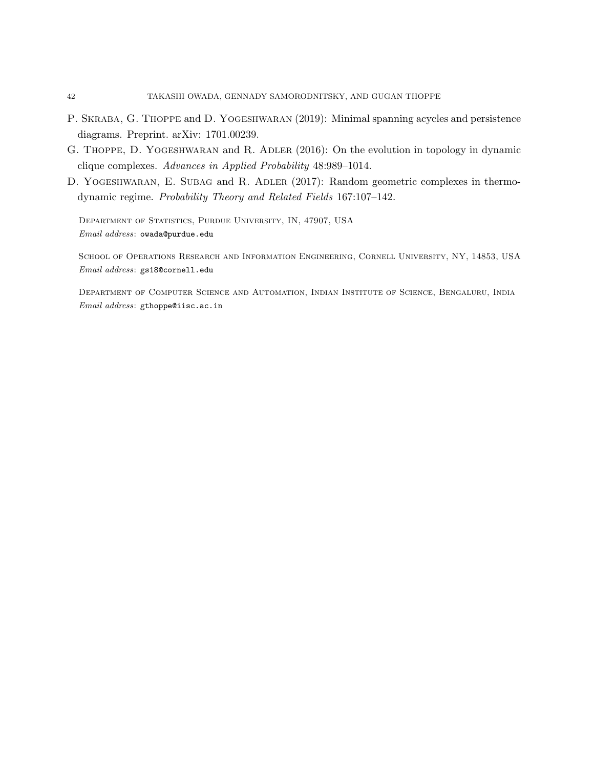P. Skraba, G. Thoppe and D. Yogeshwaran (2019): Minimal spanning acycles and persistence diagrams. Preprint. arXiv: 1701.00239.

G. Thoppe, D. Yogeshwaran and R. Adler (2016): On the evolution in topology in dynamic clique complexes. *Advances in Applied Probability* 48:989–1014.

D. Yogeshwaran, E. Subag and R. Adler (2017): Random geometric complexes in thermodynamic regime. *Probability Theory and Related Fields* 167:107–142.

Department of Statistics, Purdue University, IN, 47907, USA
*Email address*: owada@purdue.edu

School of Operations Research and Information Engineering, Cornell University, NY, 14853, USA
*Email address*: gs18@cornell.edu

Department of Computer Science and Automation, Indian Institute of Science, Bengaluru, India
*Email address*: gthoppe@iisc.ac.in